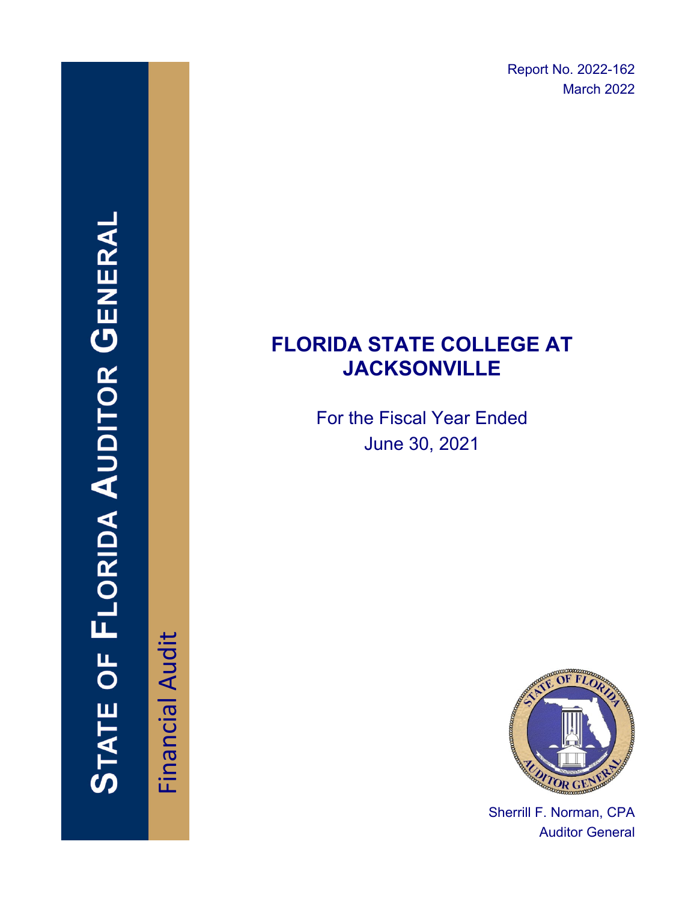Report No. 2022-162
March 2022

STATE OF FLORIDA AUDITOR GENERAL

Financial Audit

# FLORIDA STATE COLLEGE AT JACKSONVILLE

For the Fiscal Year Ended
June 30, 2021

Sherrill F. Norman, CPA
Auditor General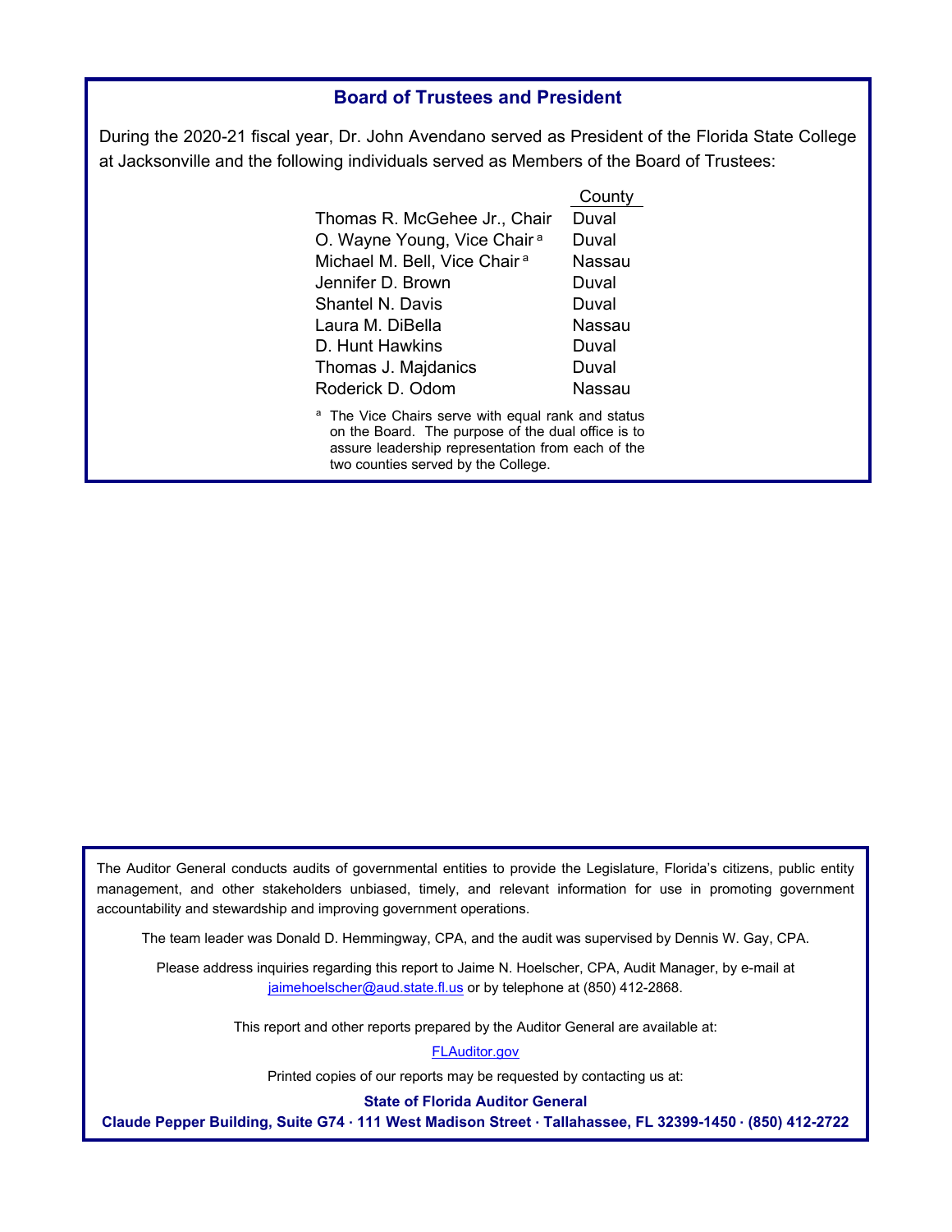## Board of Trustees and President

During the 2020-21 fiscal year, Dr. John Avendano served as President of the Florida State College at Jacksonville and the following individuals served as Members of the Board of Trustees:

| | County |
|---|---|
| Thomas R. McGehee Jr., Chair | Duval |
| O. Wayne Young, Vice Chair [a] | Duval |
| Michael M. Bell, Vice Chair [a] | Nassau |
| Jennifer D. Brown | Duval |
| Shantel N. Davis | Duval |
| Laura M. DiBella | Nassau |
| D. Hunt Hawkins | Duval |
| Thomas J. Majdanics | Duval |
| Roderick D. Odom | Nassau |

[a] The Vice Chairs serve with equal rank and status on the Board. The purpose of the dual office is to assure leadership representation from each of the two counties served by the College.

The Auditor General conducts audits of governmental entities to provide the Legislature, Florida's citizens, public entity management, and other stakeholders unbiased, timely, and relevant information for use in promoting government accountability and stewardship and improving government operations.

The team leader was Donald D. Hemmingway, CPA, and the audit was supervised by Dennis W. Gay, CPA.

Please address inquiries regarding this report to Jaime N. Hoelscher, CPA, Audit Manager, by e-mail at jaimehoelscher@aud.state.fl.us or by telephone at (850) 412-2868.

This report and other reports prepared by the Auditor General are available at:

FLAuditor.gov

Printed copies of our reports may be requested by contacting us at:

**State of Florida Auditor General**

**Claude Pepper Building, Suite G74 · 111 West Madison Street · Tallahassee, FL 32399-1450 · (850) 412-2722**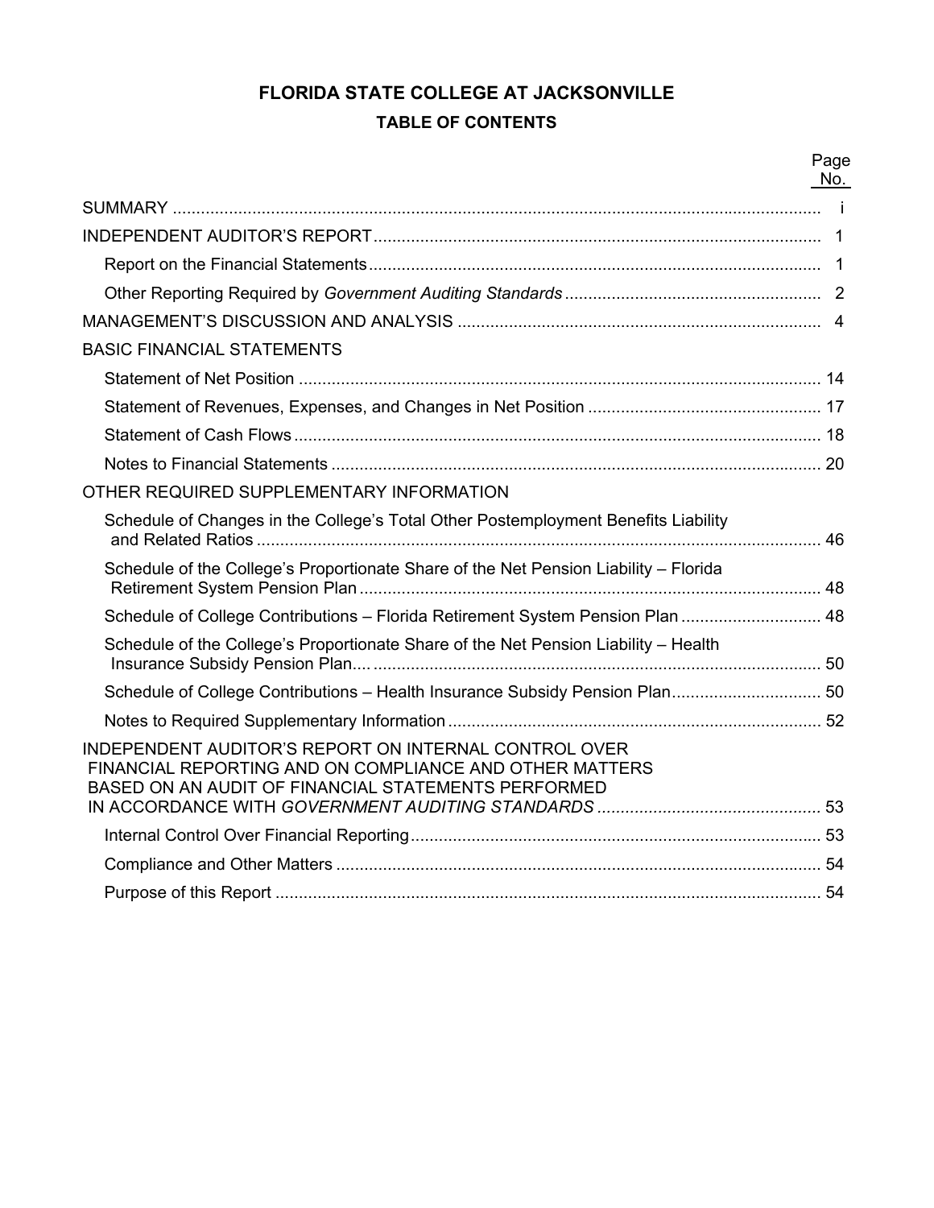# FLORIDA STATE COLLEGE AT JACKSONVILLE

## TABLE OF CONTENTS

| | Page No. |
|---|---|
| SUMMARY | i |
| INDEPENDENT AUDITOR'S REPORT | 1 |
| Report on the Financial Statements | 1 |
| Other Reporting Required by *Government Auditing Standards* | 2 |
| MANAGEMENT'S DISCUSSION AND ANALYSIS | 4 |
| BASIC FINANCIAL STATEMENTS | |
| Statement of Net Position | 14 |
| Statement of Revenues, Expenses, and Changes in Net Position | 17 |
| Statement of Cash Flows | 18 |
| Notes to Financial Statements | 20 |
| OTHER REQUIRED SUPPLEMENTARY INFORMATION | |
| Schedule of Changes in the College's Total Other Postemployment Benefits Liability and Related Ratios | 46 |
| Schedule of the College's Proportionate Share of the Net Pension Liability – Florida Retirement System Pension Plan | 48 |
| Schedule of College Contributions – Florida Retirement System Pension Plan | 48 |
| Schedule of the College's Proportionate Share of the Net Pension Liability – Health Insurance Subsidy Pension Plan | 50 |
| Schedule of College Contributions – Health Insurance Subsidy Pension Plan | 50 |
| Notes to Required Supplementary Information | 52 |
| INDEPENDENT AUDITOR'S REPORT ON INTERNAL CONTROL OVER FINANCIAL REPORTING AND ON COMPLIANCE AND OTHER MATTERS BASED ON AN AUDIT OF FINANCIAL STATEMENTS PERFORMED IN ACCORDANCE WITH *GOVERNMENT AUDITING STANDARDS* | 53 |
| Internal Control Over Financial Reporting | 53 |
| Compliance and Other Matters | 54 |
| Purpose of this Report | 54 |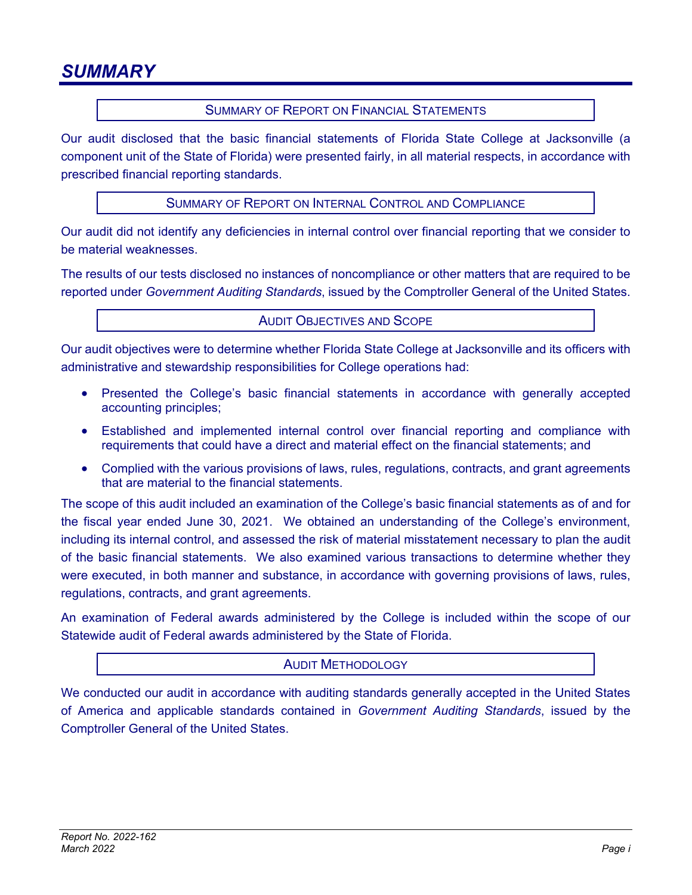# SUMMARY

## SUMMARY OF REPORT ON FINANCIAL STATEMENTS

Our audit disclosed that the basic financial statements of Florida State College at Jacksonville (a component unit of the State of Florida) were presented fairly, in all material respects, in accordance with prescribed financial reporting standards.

## SUMMARY OF REPORT ON INTERNAL CONTROL AND COMPLIANCE

Our audit did not identify any deficiencies in internal control over financial reporting that we consider to be material weaknesses.

The results of our tests disclosed no instances of noncompliance or other matters that are required to be reported under *Government Auditing Standards*, issued by the Comptroller General of the United States.

## AUDIT OBJECTIVES AND SCOPE

Our audit objectives were to determine whether Florida State College at Jacksonville and its officers with administrative and stewardship responsibilities for College operations had:

- Presented the College's basic financial statements in accordance with generally accepted accounting principles;
- Established and implemented internal control over financial reporting and compliance with requirements that could have a direct and material effect on the financial statements; and
- Complied with the various provisions of laws, rules, regulations, contracts, and grant agreements that are material to the financial statements.

The scope of this audit included an examination of the College's basic financial statements as of and for the fiscal year ended June 30, 2021. We obtained an understanding of the College's environment, including its internal control, and assessed the risk of material misstatement necessary to plan the audit of the basic financial statements. We also examined various transactions to determine whether they were executed, in both manner and substance, in accordance with governing provisions of laws, rules, regulations, contracts, and grant agreements.

An examination of Federal awards administered by the College is included within the scope of our Statewide audit of Federal awards administered by the State of Florida.

## AUDIT METHODOLOGY

We conducted our audit in accordance with auditing standards generally accepted in the United States of America and applicable standards contained in *Government Auditing Standards*, issued by the Comptroller General of the United States.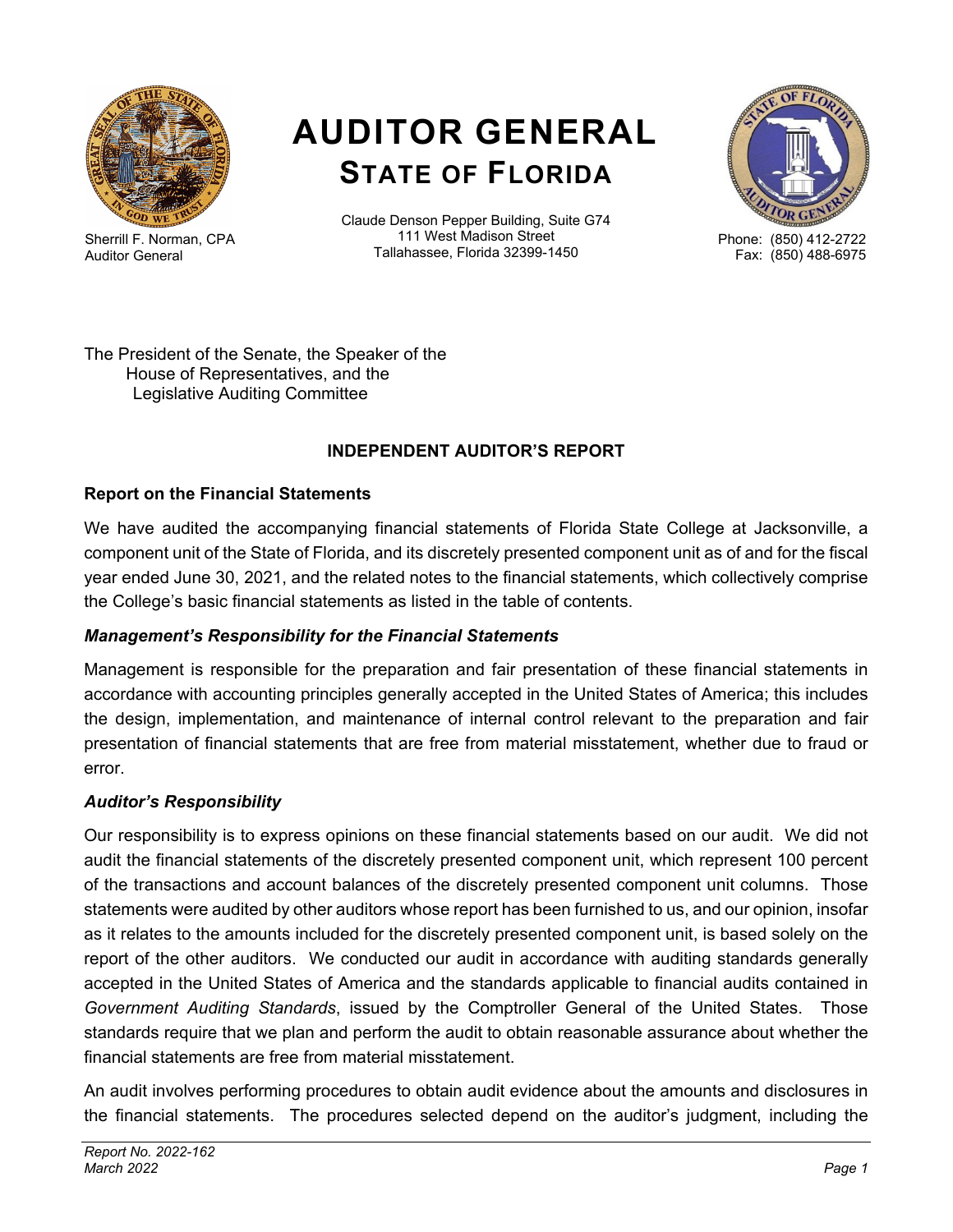# AUDITOR GENERAL
## STATE OF FLORIDA

Sherrill F. Norman, CPA
Auditor General

Claude Denson Pepper Building, Suite G74
111 West Madison Street
Tallahassee, Florida 32399-1450

Phone: (850) 412-2722
Fax: (850) 488-6975

The President of the Senate, the Speaker of the
House of Representatives, and the
Legislative Auditing Committee

### INDEPENDENT AUDITOR'S REPORT

**Report on the Financial Statements**

We have audited the accompanying financial statements of Florida State College at Jacksonville, a component unit of the State of Florida, and its discretely presented component unit as of and for the fiscal year ended June 30, 2021, and the related notes to the financial statements, which collectively comprise the College's basic financial statements as listed in the table of contents.

***Management's Responsibility for the Financial Statements***

Management is responsible for the preparation and fair presentation of these financial statements in accordance with accounting principles generally accepted in the United States of America; this includes the design, implementation, and maintenance of internal control relevant to the preparation and fair presentation of financial statements that are free from material misstatement, whether due to fraud or error.

***Auditor's Responsibility***

Our responsibility is to express opinions on these financial statements based on our audit. We did not audit the financial statements of the discretely presented component unit, which represent 100 percent of the transactions and account balances of the discretely presented component unit columns. Those statements were audited by other auditors whose report has been furnished to us, and our opinion, insofar as it relates to the amounts included for the discretely presented component unit, is based solely on the report of the other auditors. We conducted our audit in accordance with auditing standards generally accepted in the United States of America and the standards applicable to financial audits contained in *Government Auditing Standards*, issued by the Comptroller General of the United States. Those standards require that we plan and perform the audit to obtain reasonable assurance about whether the financial statements are free from material misstatement.

An audit involves performing procedures to obtain audit evidence about the amounts and disclosures in the financial statements. The procedures selected depend on the auditor's judgment, including the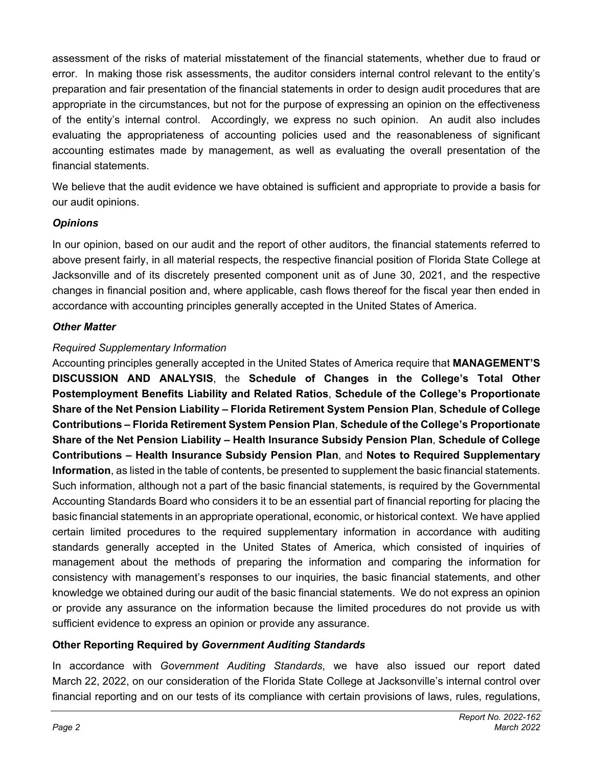assessment of the risks of material misstatement of the financial statements, whether due to fraud or error. In making those risk assessments, the auditor considers internal control relevant to the entity's preparation and fair presentation of the financial statements in order to design audit procedures that are appropriate in the circumstances, but not for the purpose of expressing an opinion on the effectiveness of the entity's internal control. Accordingly, we express no such opinion. An audit also includes evaluating the appropriateness of accounting policies used and the reasonableness of significant accounting estimates made by management, as well as evaluating the overall presentation of the financial statements.

We believe that the audit evidence we have obtained is sufficient and appropriate to provide a basis for our audit opinions.

### *Opinions*

In our opinion, based on our audit and the report of other auditors, the financial statements referred to above present fairly, in all material respects, the respective financial position of Florida State College at Jacksonville and of its discretely presented component unit as of June 30, 2021, and the respective changes in financial position and, where applicable, cash flows thereof for the fiscal year then ended in accordance with accounting principles generally accepted in the United States of America.

### *Other Matter*

*Required Supplementary Information*

Accounting principles generally accepted in the United States of America require that **MANAGEMENT'S DISCUSSION AND ANALYSIS**, the **Schedule of Changes in the College's Total Other Postemployment Benefits Liability and Related Ratios**, **Schedule of the College's Proportionate Share of the Net Pension Liability – Florida Retirement System Pension Plan**, **Schedule of College Contributions – Florida Retirement System Pension Plan**, **Schedule of the College's Proportionate Share of the Net Pension Liability – Health Insurance Subsidy Pension Plan**, **Schedule of College Contributions – Health Insurance Subsidy Pension Plan**, and **Notes to Required Supplementary Information**, as listed in the table of contents, be presented to supplement the basic financial statements. Such information, although not a part of the basic financial statements, is required by the Governmental Accounting Standards Board who considers it to be an essential part of financial reporting for placing the basic financial statements in an appropriate operational, economic, or historical context. We have applied certain limited procedures to the required supplementary information in accordance with auditing standards generally accepted in the United States of America, which consisted of inquiries of management about the methods of preparing the information and comparing the information for consistency with management's responses to our inquiries, the basic financial statements, and other knowledge we obtained during our audit of the basic financial statements. We do not express an opinion or provide any assurance on the information because the limited procedures do not provide us with sufficient evidence to express an opinion or provide any assurance.

### Other Reporting Required by *Government Auditing Standards*

In accordance with *Government Auditing Standards*, we have also issued our report dated March 22, 2022, on our consideration of the Florida State College at Jacksonville's internal control over financial reporting and on our tests of its compliance with certain provisions of laws, rules, regulations,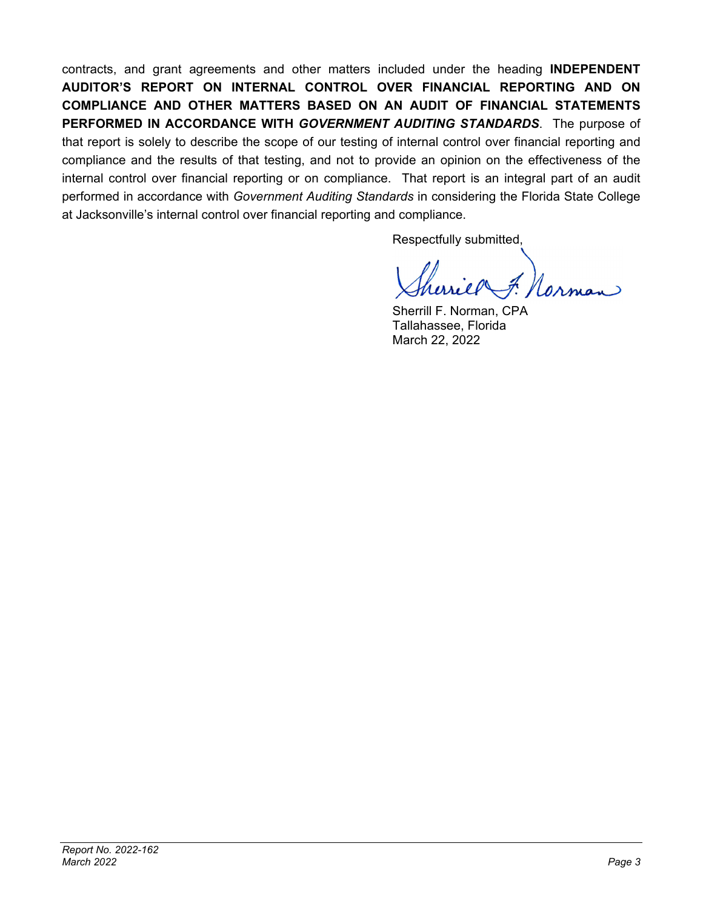contracts, and grant agreements and other matters included under the heading **INDEPENDENT AUDITOR'S REPORT ON INTERNAL CONTROL OVER FINANCIAL REPORTING AND ON COMPLIANCE AND OTHER MATTERS BASED ON AN AUDIT OF FINANCIAL STATEMENTS PERFORMED IN ACCORDANCE WITH *GOVERNMENT AUDITING STANDARDS***. The purpose of that report is solely to describe the scope of our testing of internal control over financial reporting and compliance and the results of that testing, and not to provide an opinion on the effectiveness of the internal control over financial reporting or on compliance. That report is an integral part of an audit performed in accordance with *Government Auditing Standards* in considering the Florida State College at Jacksonville's internal control over financial reporting and compliance.

Respectfully submitted,

Sherrill F. Norman, CPA
Tallahassee, Florida
March 22, 2022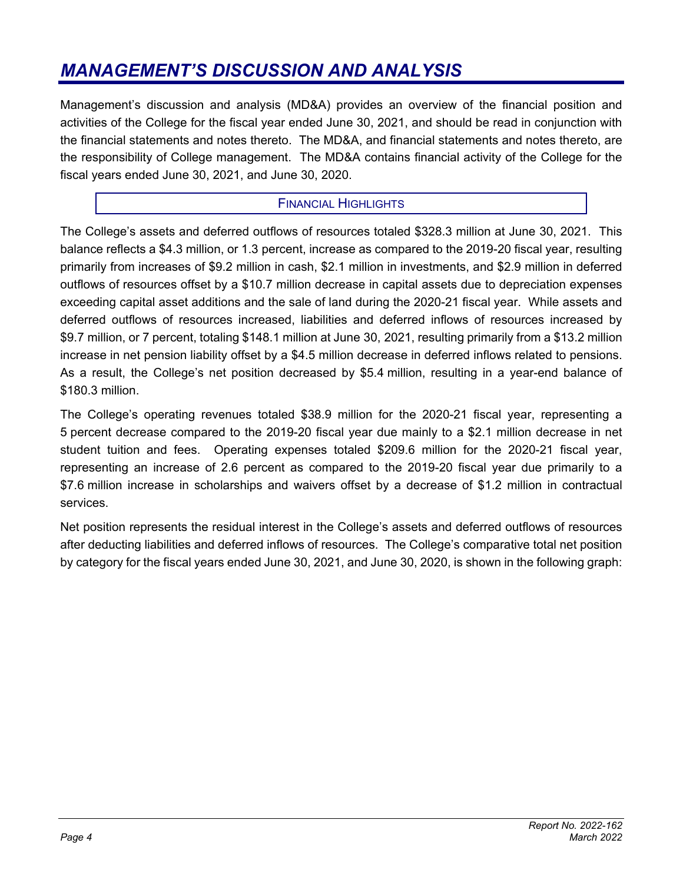# MANAGEMENT'S DISCUSSION AND ANALYSIS

Management's discussion and analysis (MD&A) provides an overview of the financial position and activities of the College for the fiscal year ended June 30, 2021, and should be read in conjunction with the financial statements and notes thereto. The MD&A, and financial statements and notes thereto, are the responsibility of College management. The MD&A contains financial activity of the College for the fiscal years ended June 30, 2021, and June 30, 2020.

## FINANCIAL HIGHLIGHTS

The College's assets and deferred outflows of resources totaled $328.3 million at June 30, 2021. This balance reflects a $4.3 million, or 1.3 percent, increase as compared to the 2019-20 fiscal year, resulting primarily from increases of $9.2 million in cash, $2.1 million in investments, and $2.9 million in deferred outflows of resources offset by a $10.7 million decrease in capital assets due to depreciation expenses exceeding capital asset additions and the sale of land during the 2020-21 fiscal year. While assets and deferred outflows of resources increased, liabilities and deferred inflows of resources increased by $9.7 million, or 7 percent, totaling $148.1 million at June 30, 2021, resulting primarily from a $13.2 million increase in net pension liability offset by a $4.5 million decrease in deferred inflows related to pensions. As a result, the College's net position decreased by $5.4 million, resulting in a year-end balance of $180.3 million.

The College's operating revenues totaled $38.9 million for the 2020-21 fiscal year, representing a 5 percent decrease compared to the 2019-20 fiscal year due mainly to a $2.1 million decrease in net student tuition and fees. Operating expenses totaled $209.6 million for the 2020-21 fiscal year, representing an increase of 2.6 percent as compared to the 2019-20 fiscal year due primarily to a $7.6 million increase in scholarships and waivers offset by a decrease of $1.2 million in contractual services.

Net position represents the residual interest in the College's assets and deferred outflows of resources after deducting liabilities and deferred inflows of resources. The College's comparative total net position by category for the fiscal years ended June 30, 2021, and June 30, 2020, is shown in the following graph: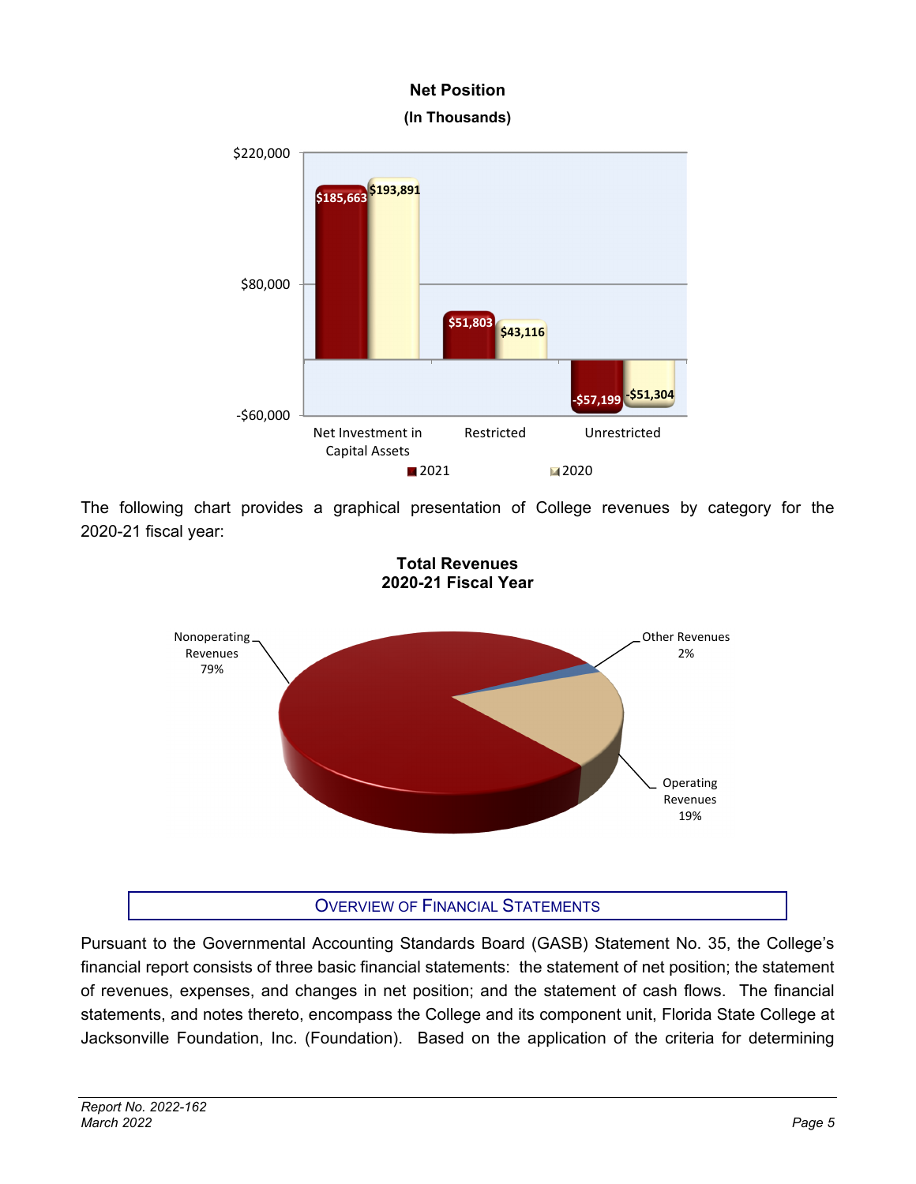**Net Position**
**(In Thousands)**

| | 2021 | 2020 |
|---|---|---|
| Net Investment in Capital Assets | $185,663 | $193,891 |
| Restricted | $51,803 | $43,116 |
| Unrestricted | -$57,199 | -$51,304 |

The following chart provides a graphical presentation of College revenues by category for the 2020-21 fiscal year:

**Total Revenues**
**2020-21 Fiscal Year**

| Category | Percentage |
|---|---|
| Nonoperating Revenues | 79% |
| Operating Revenues | 19% |
| Other Revenues | 2% |

## OVERVIEW OF FINANCIAL STATEMENTS

Pursuant to the Governmental Accounting Standards Board (GASB) Statement No. 35, the College's financial report consists of three basic financial statements: the statement of net position; the statement of revenues, expenses, and changes in net position; and the statement of cash flows. The financial statements, and notes thereto, encompass the College and its component unit, Florida State College at Jacksonville Foundation, Inc. (Foundation). Based on the application of the criteria for determining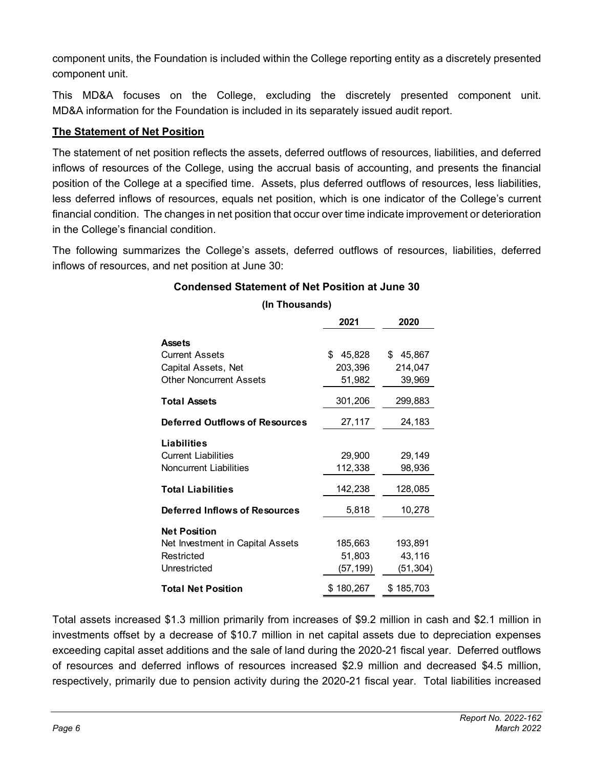component units, the Foundation is included within the College reporting entity as a discretely presented component unit.

This MD&A focuses on the College, excluding the discretely presented component unit. MD&A information for the Foundation is included in its separately issued audit report.

**The Statement of Net Position**

The statement of net position reflects the assets, deferred outflows of resources, liabilities, and deferred inflows of resources of the College, using the accrual basis of accounting, and presents the financial position of the College at a specified time. Assets, plus deferred outflows of resources, less liabilities, less deferred inflows of resources, equals net position, which is one indicator of the College's current financial condition. The changes in net position that occur over time indicate improvement or deterioration in the College's financial condition.

The following summarizes the College's assets, deferred outflows of resources, liabilities, deferred inflows of resources, and net position at June 30:

**Condensed Statement of Net Position at June 30**

**(In Thousands)**

| | 2021 | 2020 |
|---|---|---|
| **Assets** | | |
| Current Assets | $ 45,828 | $ 45,867 |
| Capital Assets, Net | 203,396 | 214,047 |
| Other Noncurrent Assets | 51,982 | 39,969 |
| **Total Assets** | 301,206 | 299,883 |
| **Deferred Outflows of Resources** | 27,117 | 24,183 |
| **Liabilities** | | |
| Current Liabilities | 29,900 | 29,149 |
| Noncurrent Liabilities | 112,338 | 98,936 |
| **Total Liabilities** | 142,238 | 128,085 |
| **Deferred Inflows of Resources** | 5,818 | 10,278 |
| **Net Position** | | |
| Net Investment in Capital Assets | 185,663 | 193,891 |
| Restricted | 51,803 | 43,116 |
| Unrestricted | (57,199) | (51,304) |
| **Total Net Position** | $ 180,267 | $ 185,703 |

Total assets increased $1.3 million primarily from increases of $9.2 million in cash and $2.1 million in investments offset by a decrease of $10.7 million in net capital assets due to depreciation expenses exceeding capital asset additions and the sale of land during the 2020-21 fiscal year. Deferred outflows of resources and deferred inflows of resources increased $2.9 million and decreased $4.5 million, respectively, primarily due to pension activity during the 2020-21 fiscal year. Total liabilities increased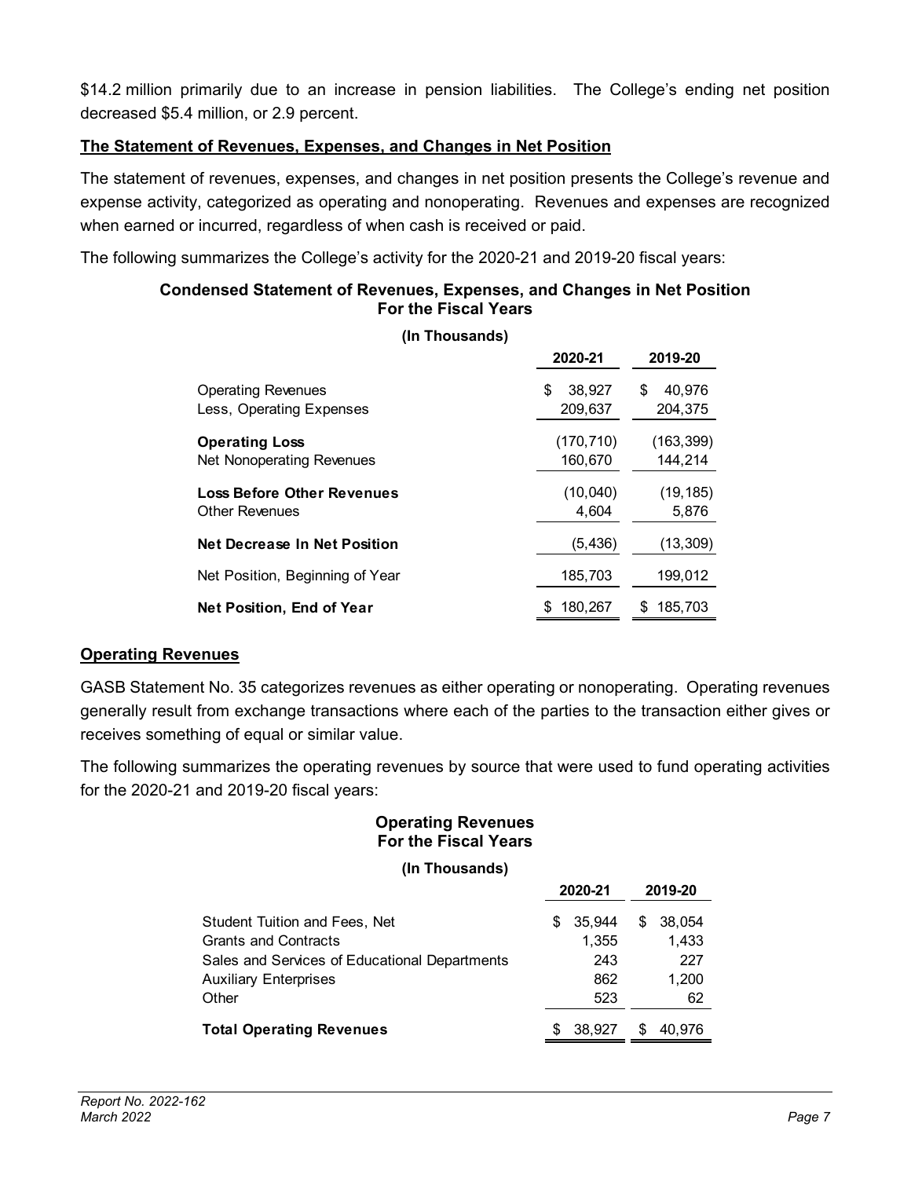$14.2 million primarily due to an increase in pension liabilities. The College's ending net position decreased $5.4 million, or 2.9 percent.

**The Statement of Revenues, Expenses, and Changes in Net Position**

The statement of revenues, expenses, and changes in net position presents the College's revenue and expense activity, categorized as operating and nonoperating. Revenues and expenses are recognized when earned or incurred, regardless of when cash is received or paid.

The following summarizes the College's activity for the 2020-21 and 2019-20 fiscal years:

**Condensed Statement of Revenues, Expenses, and Changes in Net Position For the Fiscal Years**

**(In Thousands)**

| | 2020-21 | 2019-20 |
|---|---|---|
| Operating Revenues | $ 38,927 | $ 40,976 |
| Less, Operating Expenses | 209,637 | 204,375 |
| **Operating Loss** | (170,710) | (163,399) |
| Net Nonoperating Revenues | 160,670 | 144,214 |
| **Loss Before Other Revenues** | (10,040) | (19,185) |
| Other Revenues | 4,604 | 5,876 |
| **Net Decrease In Net Position** | (5,436) | (13,309) |
| Net Position, Beginning of Year | 185,703 | 199,012 |
| **Net Position, End of Year** | $ 180,267 | $ 185,703 |

**Operating Revenues**

GASB Statement No. 35 categorizes revenues as either operating or nonoperating. Operating revenues generally result from exchange transactions where each of the parties to the transaction either gives or receives something of equal or similar value.

The following summarizes the operating revenues by source that were used to fund operating activities for the 2020-21 and 2019-20 fiscal years:

**Operating Revenues For the Fiscal Years**

**(In Thousands)**

| | 2020-21 | 2019-20 |
|---|---|---|
| Student Tuition and Fees, Net | $ 35,944 | $ 38,054 |
| Grants and Contracts | 1,355 | 1,433 |
| Sales and Services of Educational Departments | 243 | 227 |
| Auxiliary Enterprises | 862 | 1,200 |
| Other | 523 | 62 |
| **Total Operating Revenues** | $ 38,927 | $ 40,976 |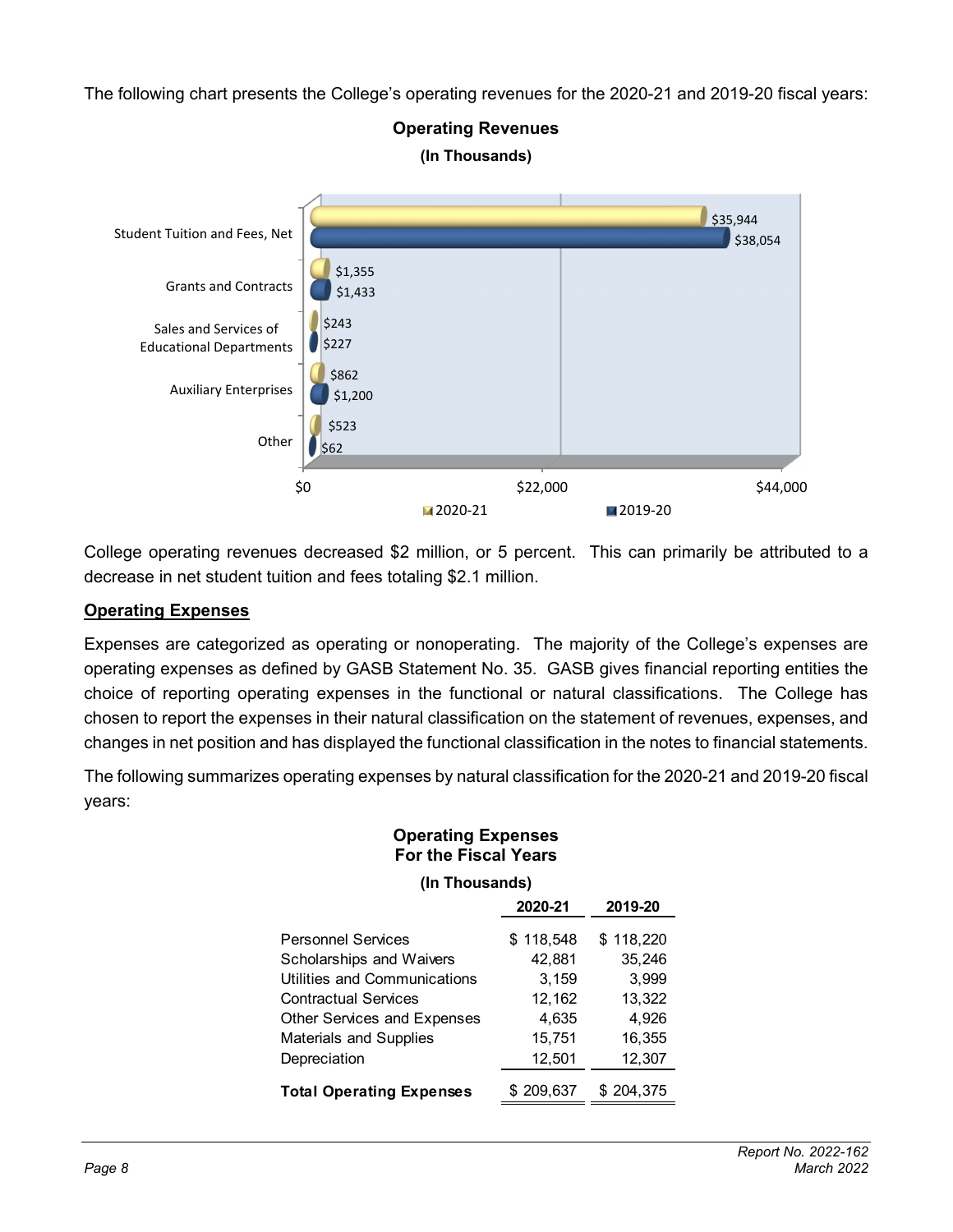The following chart presents the College's operating revenues for the 2020-21 and 2019-20 fiscal years:

**Operating Revenues**
**(In Thousands)**

| | 2020-21 | 2019-20 |
|---|---|---|
| Student Tuition and Fees, Net | $35,944 | $38,054 |
| Grants and Contracts | $1,355 | $1,433 |
| Sales and Services of Educational Departments | $243 | $227 |
| Auxiliary Enterprises | $862 | $1,200 |
| Other | $523 | $62 |

College operating revenues decreased $2 million, or 5 percent. This can primarily be attributed to a decrease in net student tuition and fees totaling $2.1 million.

## Operating Expenses

Expenses are categorized as operating or nonoperating. The majority of the College's expenses are operating expenses as defined by GASB Statement No. 35. GASB gives financial reporting entities the choice of reporting operating expenses in the functional or natural classifications. The College has chosen to report the expenses in their natural classification on the statement of revenues, expenses, and changes in net position and has displayed the functional classification in the notes to financial statements.

The following summarizes operating expenses by natural classification for the 2020-21 and 2019-20 fiscal years:

**Operating Expenses**
**For the Fiscal Years**
**(In Thousands)**

| | 2020-21 | 2019-20 |
|---|---|---|
| Personnel Services | $ 118,548 | $ 118,220 |
| Scholarships and Waivers | 42,881 | 35,246 |
| Utilities and Communications | 3,159 | 3,999 |
| Contractual Services | 12,162 | 13,322 |
| Other Services and Expenses | 4,635 | 4,926 |
| Materials and Supplies | 15,751 | 16,355 |
| Depreciation | 12,501 | 12,307 |
| **Total Operating Expenses** | $ 209,637 | $ 204,375 |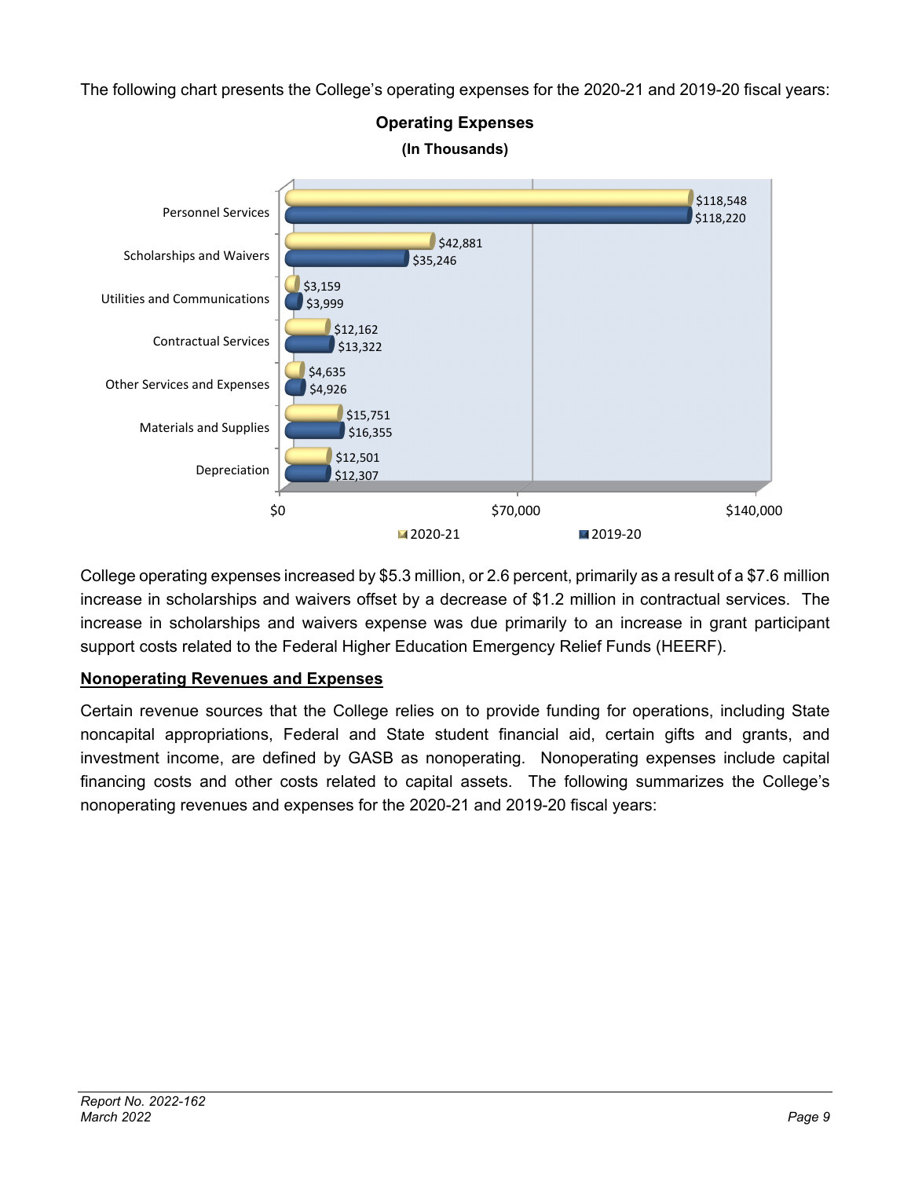The following chart presents the College's operating expenses for the 2020-21 and 2019-20 fiscal years:

**Operating Expenses**
**(In Thousands)**

| | 2020-21 | 2019-20 |
|---|---|---|
| Personnel Services | $118,548 | $118,220 |
| Scholarships and Waivers | $42,881 | $35,246 |
| Utilities and Communications | $3,159 | $3,999 |
| Contractual Services | $12,162 | $13,322 |
| Other Services and Expenses | $4,635 | $4,926 |
| Materials and Supplies | $15,751 | $16,355 |
| Depreciation | $12,501 | $12,307 |

College operating expenses increased by $5.3 million, or 2.6 percent, primarily as a result of a $7.6 million increase in scholarships and waivers offset by a decrease of $1.2 million in contractual services. The increase in scholarships and waivers expense was due primarily to an increase in grant participant support costs related to the Federal Higher Education Emergency Relief Funds (HEERF).

## Nonoperating Revenues and Expenses

Certain revenue sources that the College relies on to provide funding for operations, including State noncapital appropriations, Federal and State student financial aid, certain gifts and grants, and investment income, are defined by GASB as nonoperating. Nonoperating expenses include capital financing costs and other costs related to capital assets. The following summarizes the College's nonoperating revenues and expenses for the 2020-21 and 2019-20 fiscal years: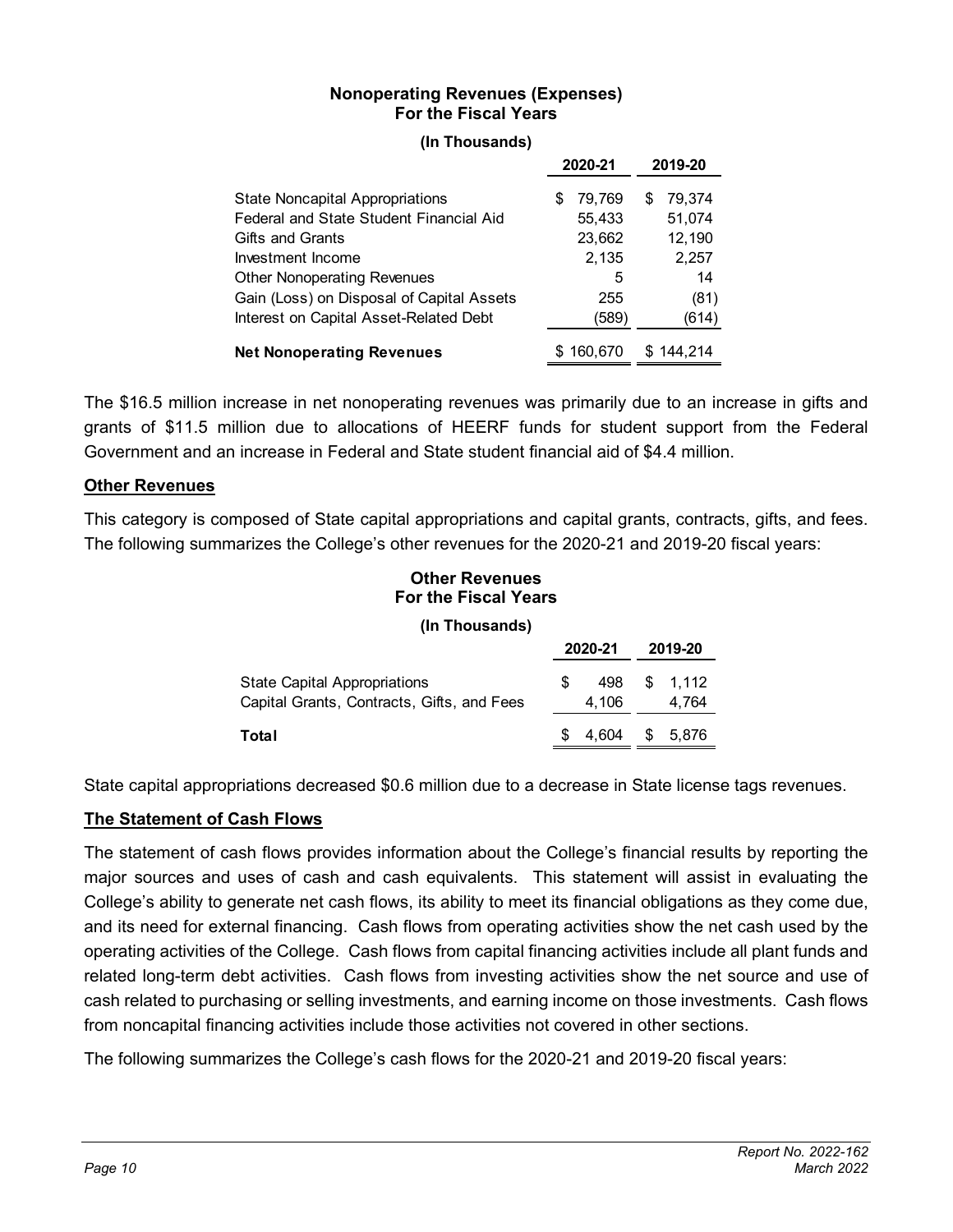**Nonoperating Revenues (Expenses)**
**For the Fiscal Years**

**(In Thousands)**

| | 2020-21 | 2019-20 |
|---|---|---|
| State Noncapital Appropriations | $ 79,769 | $ 79,374 |
| Federal and State Student Financial Aid | 55,433 | 51,074 |
| Gifts and Grants | 23,662 | 12,190 |
| Investment Income | 2,135 | 2,257 |
| Other Nonoperating Revenues | 5 | 14 |
| Gain (Loss) on Disposal of Capital Assets | 255 | (81) |
| Interest on Capital Asset-Related Debt | (589) | (614) |
| **Net Nonoperating Revenues** | $ 160,670 | $ 144,214 |

The $16.5 million increase in net nonoperating revenues was primarily due to an increase in gifts and grants of $11.5 million due to allocations of HEERF funds for student support from the Federal Government and an increase in Federal and State student financial aid of $4.4 million.

## Other Revenues

This category is composed of State capital appropriations and capital grants, contracts, gifts, and fees. The following summarizes the College's other revenues for the 2020-21 and 2019-20 fiscal years:

**Other Revenues**
**For the Fiscal Years**

**(In Thousands)**

| | 2020-21 | 2019-20 |
|---|---|---|
| State Capital Appropriations | $ 498 | $ 1,112 |
| Capital Grants, Contracts, Gifts, and Fees | 4,106 | 4,764 |
| **Total** | $ 4,604 | $ 5,876 |

State capital appropriations decreased $0.6 million due to a decrease in State license tags revenues.

## The Statement of Cash Flows

The statement of cash flows provides information about the College's financial results by reporting the major sources and uses of cash and cash equivalents. This statement will assist in evaluating the College's ability to generate net cash flows, its ability to meet its financial obligations as they come due, and its need for external financing. Cash flows from operating activities show the net cash used by the operating activities of the College. Cash flows from capital financing activities include all plant funds and related long-term debt activities. Cash flows from investing activities show the net source and use of cash related to purchasing or selling investments, and earning income on those investments. Cash flows from noncapital financing activities include those activities not covered in other sections.

The following summarizes the College's cash flows for the 2020-21 and 2019-20 fiscal years: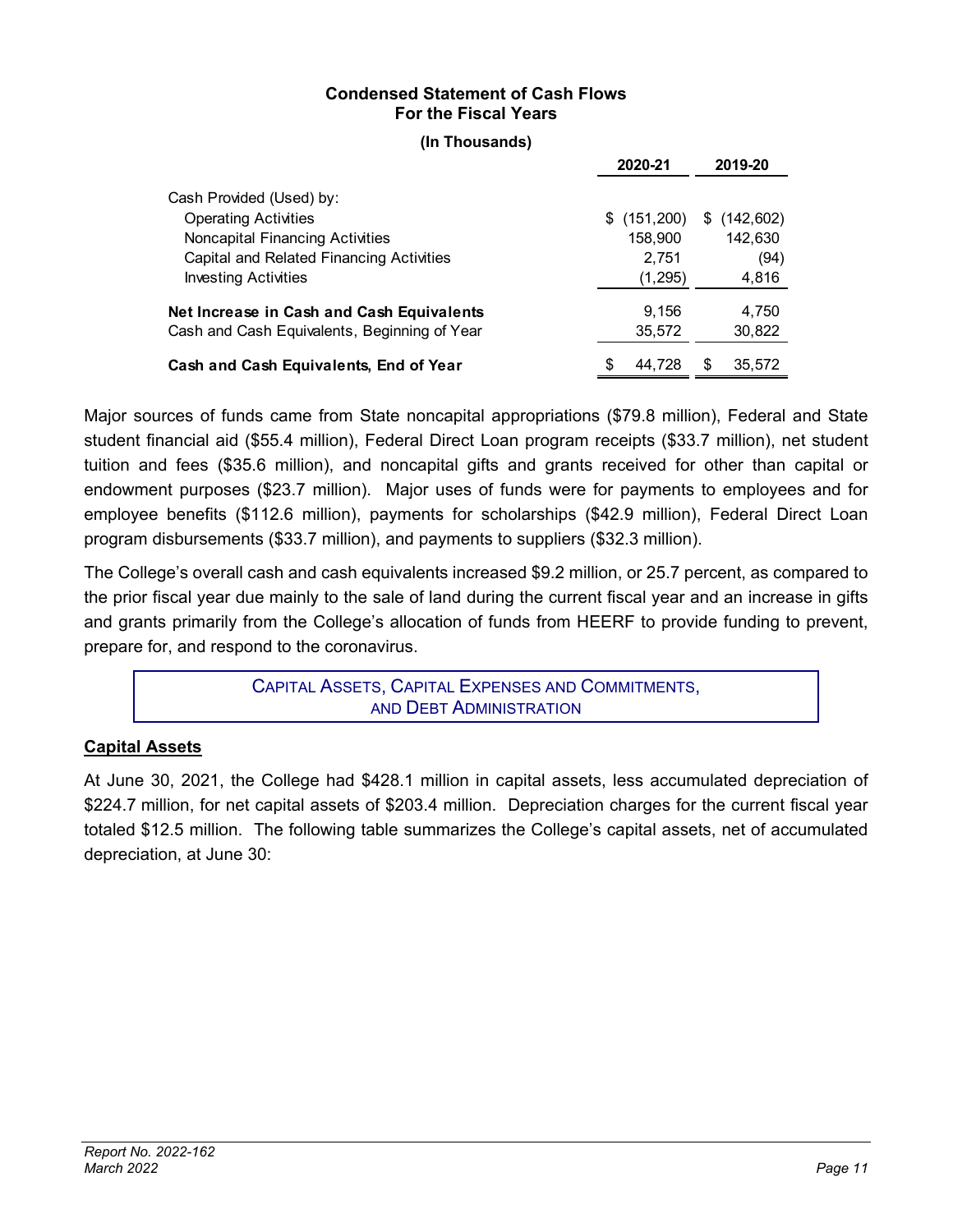**Condensed Statement of Cash Flows**
**For the Fiscal Years**

**(In Thousands)**

| | 2020-21 | 2019-20 |
|---|---|---|
| Cash Provided (Used) by: | | |
| Operating Activities | $ (151,200) | $ (142,602) |
| Noncapital Financing Activities | 158,900 | 142,630 |
| Capital and Related Financing Activities | 2,751 | (94) |
| Investing Activities | (1,295) | 4,816 |
| **Net Increase in Cash and Cash Equivalents** | 9,156 | 4,750 |
| Cash and Cash Equivalents, Beginning of Year | 35,572 | 30,822 |
| **Cash and Cash Equivalents, End of Year** | $ 44,728 | $ 35,572 |

Major sources of funds came from State noncapital appropriations ($79.8 million), Federal and State student financial aid ($55.4 million), Federal Direct Loan program receipts ($33.7 million), net student tuition and fees ($35.6 million), and noncapital gifts and grants received for other than capital or endowment purposes ($23.7 million). Major uses of funds were for payments to employees and for employee benefits ($112.6 million), payments for scholarships ($42.9 million), Federal Direct Loan program disbursements ($33.7 million), and payments to suppliers ($32.3 million).

The College's overall cash and cash equivalents increased $9.2 million, or 25.7 percent, as compared to the prior fiscal year due mainly to the sale of land during the current fiscal year and an increase in gifts and grants primarily from the College's allocation of funds from HEERF to provide funding to prevent, prepare for, and respond to the coronavirus.

## CAPITAL ASSETS, CAPITAL EXPENSES AND COMMITMENTS, AND DEBT ADMINISTRATION

### Capital Assets

At June 30, 2021, the College had $428.1 million in capital assets, less accumulated depreciation of $224.7 million, for net capital assets of $203.4 million. Depreciation charges for the current fiscal year totaled $12.5 million. The following table summarizes the College's capital assets, net of accumulated depreciation, at June 30: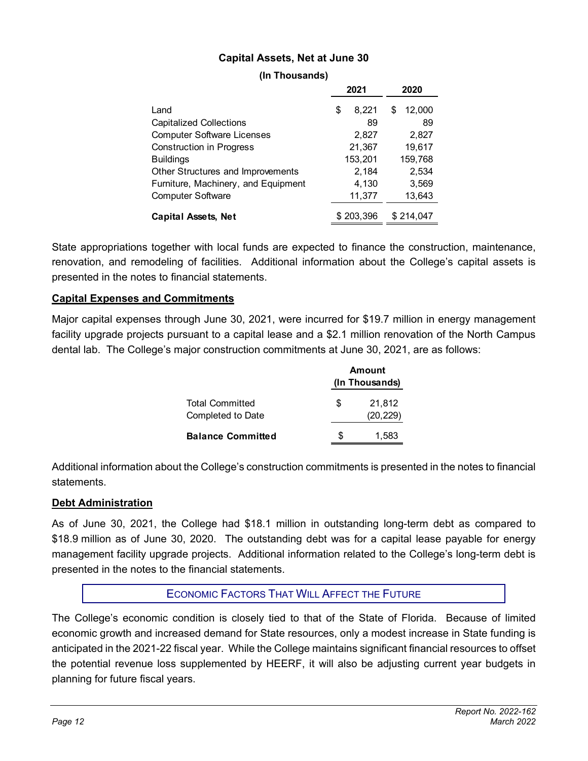**Capital Assets, Net at June 30**

**(In Thousands)**

| | 2021 | 2020 |
|---|---|---|
| Land | $ 8,221 | $ 12,000 |
| Capitalized Collections | 89 | 89 |
| Computer Software Licenses | 2,827 | 2,827 |
| Construction in Progress | 21,367 | 19,617 |
| Buildings | 153,201 | 159,768 |
| Other Structures and Improvements | 2,184 | 2,534 |
| Furniture, Machinery, and Equipment | 4,130 | 3,569 |
| Computer Software | 11,377 | 13,643 |
| **Capital Assets, Net** | $ 203,396 | $ 214,047 |

State appropriations together with local funds are expected to finance the construction, maintenance, renovation, and remodeling of facilities. Additional information about the College's capital assets is presented in the notes to financial statements.

## Capital Expenses and Commitments

Major capital expenses through June 30, 2021, were incurred for $19.7 million in energy management facility upgrade projects pursuant to a capital lease and a $2.1 million renovation of the North Campus dental lab. The College's major construction commitments at June 30, 2021, are as follows:

| | Amount (In Thousands) |
|---|---|
| Total Committed | $ 21,812 |
| Completed to Date | (20,229) |
| **Balance Committed** | $ 1,583 |

Additional information about the College's construction commitments is presented in the notes to financial statements.

## Debt Administration

As of June 30, 2021, the College had $18.1 million in outstanding long-term debt as compared to $18.9 million as of June 30, 2020. The outstanding debt was for a capital lease payable for energy management facility upgrade projects. Additional information related to the College's long-term debt is presented in the notes to the financial statements.

## Economic Factors That Will Affect the Future

The College's economic condition is closely tied to that of the State of Florida. Because of limited economic growth and increased demand for State resources, only a modest increase in State funding is anticipated in the 2021-22 fiscal year. While the College maintains significant financial resources to offset the potential revenue loss supplemented by HEERF, it will also be adjusting current year budgets in planning for future fiscal years.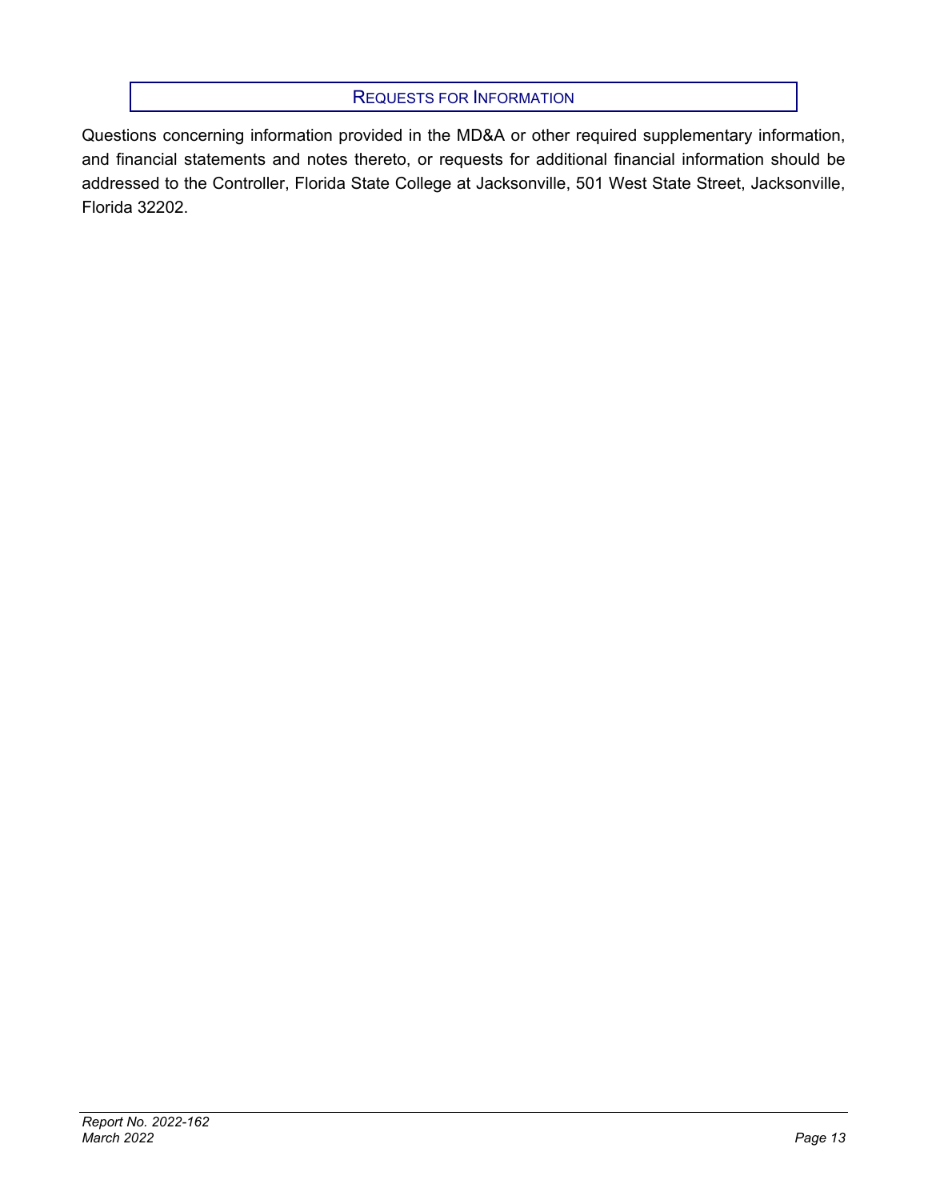## Requests for Information

Questions concerning information provided in the MD&A or other required supplementary information, and financial statements and notes thereto, or requests for additional financial information should be addressed to the Controller, Florida State College at Jacksonville, 501 West State Street, Jacksonville, Florida 32202.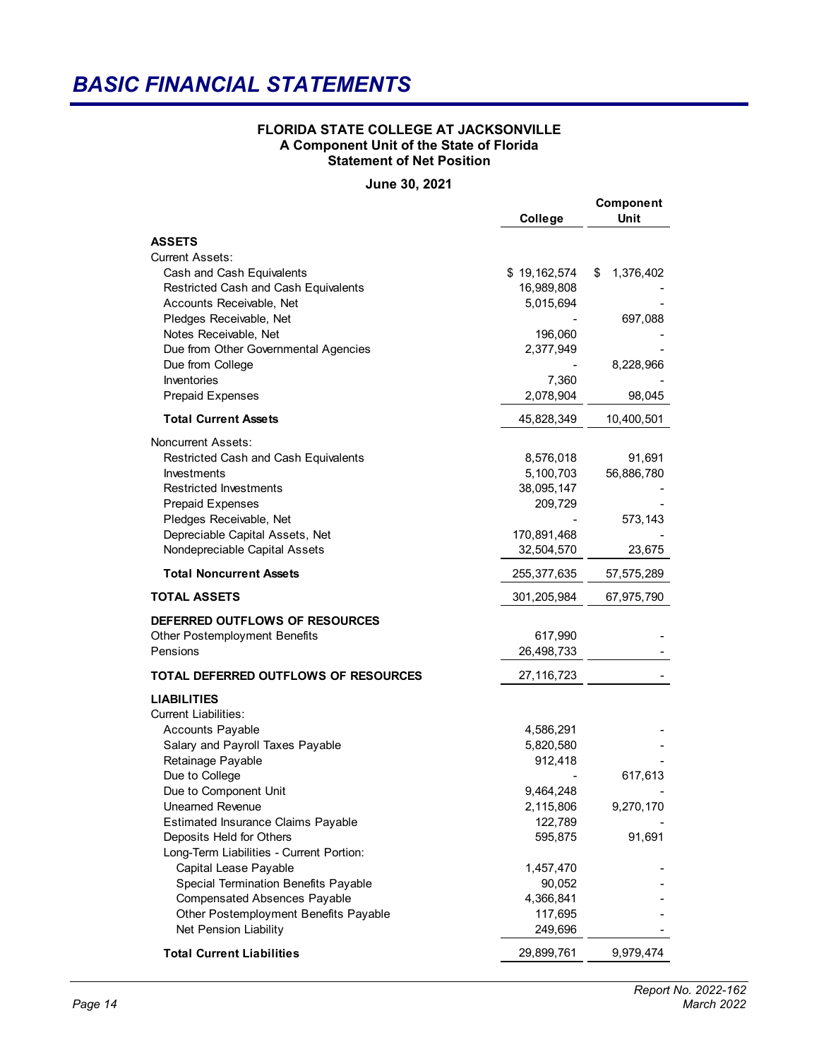# BASIC FINANCIAL STATEMENTS

**FLORIDA STATE COLLEGE AT JACKSONVILLE**
**A Component Unit of the State of Florida**
**Statement of Net Position**

**June 30, 2021**

| | College | Component Unit |
|---|---|---|
| **ASSETS** | | |
| Current Assets: | | |
| Cash and Cash Equivalents | $ 19,162,574 | $ 1,376,402 |
| Restricted Cash and Cash Equivalents | 16,989,808 | - |
| Accounts Receivable, Net | 5,015,694 | - |
| Pledges Receivable, Net | - | 697,088 |
| Notes Receivable, Net | 196,060 | - |
| Due from Other Governmental Agencies | 2,377,949 | - |
| Due from College | - | 8,228,966 |
| Inventories | 7,360 | - |
| Prepaid Expenses | 2,078,904 | 98,045 |
| **Total Current Assets** | 45,828,349 | 10,400,501 |
| Noncurrent Assets: | | |
| Restricted Cash and Cash Equivalents | 8,576,018 | 91,691 |
| Investments | 5,100,703 | 56,886,780 |
| Restricted Investments | 38,095,147 | - |
| Prepaid Expenses | 209,729 | - |
| Pledges Receivable, Net | - | 573,143 |
| Depreciable Capital Assets, Net | 170,891,468 | - |
| Nondepreciable Capital Assets | 32,504,570 | 23,675 |
| **Total Noncurrent Assets** | 255,377,635 | 57,575,289 |
| **TOTAL ASSETS** | 301,205,984 | 67,975,790 |
| **DEFERRED OUTFLOWS OF RESOURCES** | | |
| Other Postemployment Benefits | 617,990 | - |
| Pensions | 26,498,733 | - |
| **TOTAL DEFERRED OUTFLOWS OF RESOURCES** | 27,116,723 | - |
| **LIABILITIES** | | |
| Current Liabilities: | | |
| Accounts Payable | 4,586,291 | - |
| Salary and Payroll Taxes Payable | 5,820,580 | - |
| Retainage Payable | 912,418 | - |
| Due to College | - | 617,613 |
| Due to Component Unit | 9,464,248 | - |
| Unearned Revenue | 2,115,806 | 9,270,170 |
| Estimated Insurance Claims Payable | 122,789 | - |
| Deposits Held for Others | 595,875 | 91,691 |
| Long-Term Liabilities - Current Portion: | | |
| Capital Lease Payable | 1,457,470 | - |
| Special Termination Benefits Payable | 90,052 | - |
| Compensated Absences Payable | 4,366,841 | - |
| Other Postemployment Benefits Payable | 117,695 | - |
| Net Pension Liability | 249,696 | - |
| **Total Current Liabilities** | 29,899,761 | 9,979,474 |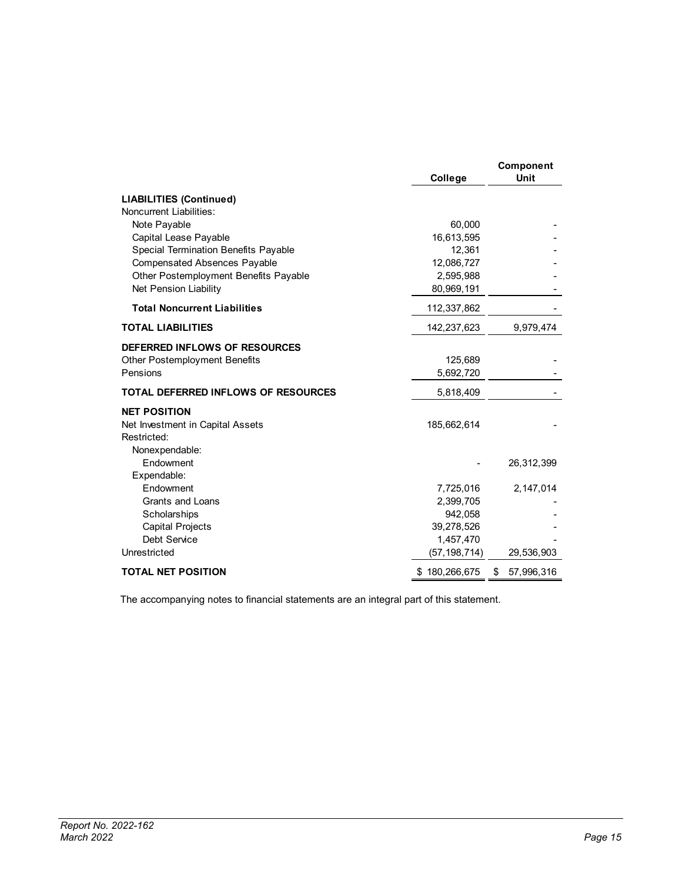| | College | Component Unit |
|---|---|---|
| **LIABILITIES (Continued)** | | |
| Noncurrent Liabilities: | | |
| Note Payable | 60,000 | - |
| Capital Lease Payable | 16,613,595 | - |
| Special Termination Benefits Payable | 12,361 | - |
| Compensated Absences Payable | 12,086,727 | - |
| Other Postemployment Benefits Payable | 2,595,988 | - |
| Net Pension Liability | 80,969,191 | - |
| **Total Noncurrent Liabilities** | 112,337,862 | - |
| **TOTAL LIABILITIES** | 142,237,623 | 9,979,474 |
| **DEFERRED INFLOWS OF RESOURCES** | | |
| Other Postemployment Benefits | 125,689 | - |
| Pensions | 5,692,720 | - |
| **TOTAL DEFERRED INFLOWS OF RESOURCES** | 5,818,409 | - |
| **NET POSITION** | | |
| Net Investment in Capital Assets | 185,662,614 | - |
| Restricted: | | |
| Nonexpendable: | | |
| Endowment | - | 26,312,399 |
| Expendable: | | |
| Endowment | 7,725,016 | 2,147,014 |
| Grants and Loans | 2,399,705 | - |
| Scholarships | 942,058 | - |
| Capital Projects | 39,278,526 | - |
| Debt Service | 1,457,470 | - |
| Unrestricted | (57,198,714) | 29,536,903 |
| **TOTAL NET POSITION** | $ 180,266,675 | $ 57,996,316 |

The accompanying notes to financial statements are an integral part of this statement.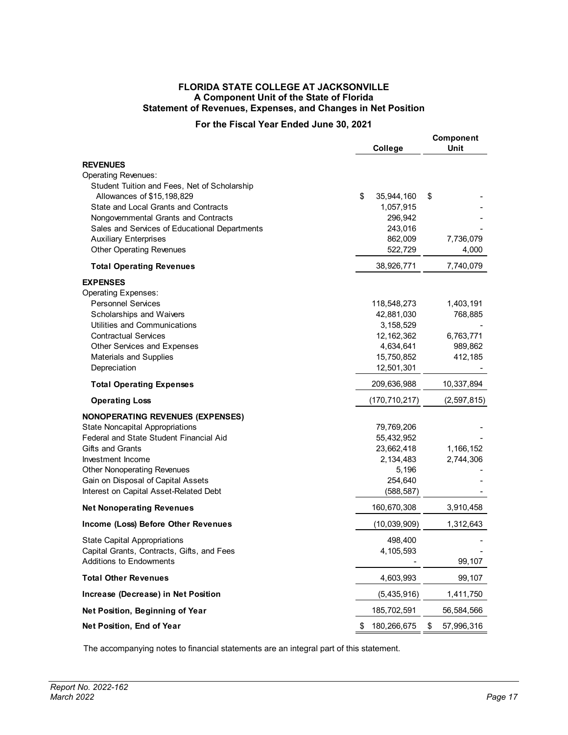# FLORIDA STATE COLLEGE AT JACKSONVILLE
## A Component Unit of the State of Florida
## Statement of Revenues, Expenses, and Changes in Net Position

**For the Fiscal Year Ended June 30, 2021**

| | College | Component Unit |
|---|---|---|
| **REVENUES** | | |
| Operating Revenues: | | |
| Student Tuition and Fees, Net of Scholarship Allowances of $15,198,829 | $ 35,944,160 | $ - |
| State and Local Grants and Contracts | 1,057,915 | - |
| Nongovernmental Grants and Contracts | 296,942 | - |
| Sales and Services of Educational Departments | 243,016 | - |
| Auxiliary Enterprises | 862,009 | 7,736,079 |
| Other Operating Revenues | 522,729 | 4,000 |
| **Total Operating Revenues** | 38,926,771 | 7,740,079 |
| **EXPENSES** | | |
| Operating Expenses: | | |
| Personnel Services | 118,548,273 | 1,403,191 |
| Scholarships and Waivers | 42,881,030 | 768,885 |
| Utilities and Communications | 3,158,529 | - |
| Contractual Services | 12,162,362 | 6,763,771 |
| Other Services and Expenses | 4,634,641 | 989,862 |
| Materials and Supplies | 15,750,852 | 412,185 |
| Depreciation | 12,501,301 | - |
| **Total Operating Expenses** | 209,636,988 | 10,337,894 |
| **Operating Loss** | (170,710,217) | (2,597,815) |
| **NONOPERATING REVENUES (EXPENSES)** | | |
| State Noncapital Appropriations | 79,769,206 | - |
| Federal and State Student Financial Aid | 55,432,952 | - |
| Gifts and Grants | 23,662,418 | 1,166,152 |
| Investment Income | 2,134,483 | 2,744,306 |
| Other Nonoperating Revenues | 5,196 | - |
| Gain on Disposal of Capital Assets | 254,640 | - |
| Interest on Capital Asset-Related Debt | (588,587) | - |
| **Net Nonoperating Revenues** | 160,670,308 | 3,910,458 |
| **Income (Loss) Before Other Revenues** | (10,039,909) | 1,312,643 |
| State Capital Appropriations | 498,400 | - |
| Capital Grants, Contracts, Gifts, and Fees | 4,105,593 | - |
| Additions to Endowments | - | 99,107 |
| **Total Other Revenues** | 4,603,993 | 99,107 |
| **Increase (Decrease) in Net Position** | (5,435,916) | 1,411,750 |
| **Net Position, Beginning of Year** | 185,702,591 | 56,584,566 |
| **Net Position, End of Year** | $ 180,266,675 | $ 57,996,316 |

The accompanying notes to financial statements are an integral part of this statement.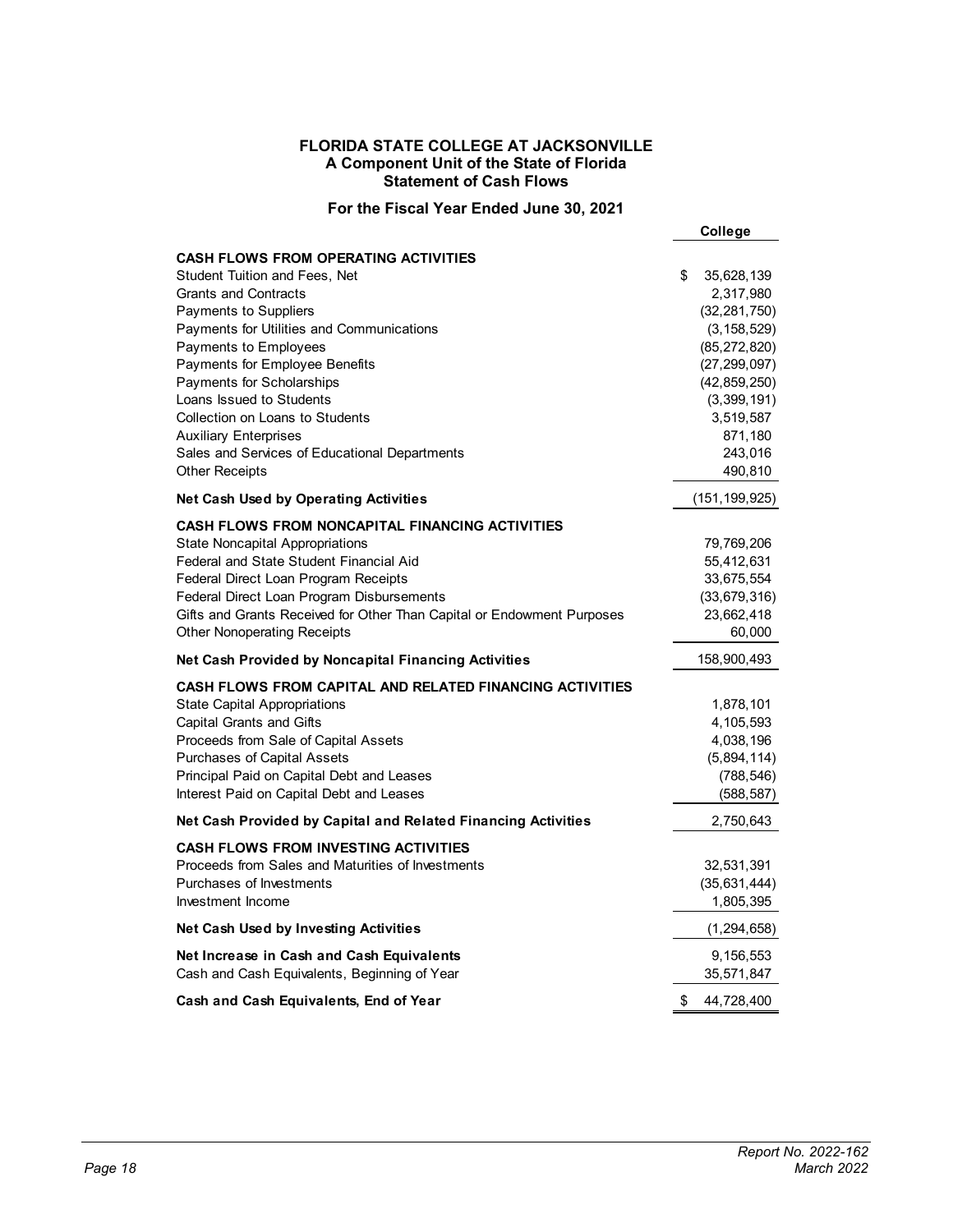# FLORIDA STATE COLLEGE AT JACKSONVILLE
## A Component Unit of the State of Florida
## Statement of Cash Flows

### For the Fiscal Year Ended June 30, 2021

| | College |
|---|---|
| **CASH FLOWS FROM OPERATING ACTIVITIES** | |
| Student Tuition and Fees, Net | $ 35,628,139 |
| Grants and Contracts | 2,317,980 |
| Payments to Suppliers | (32,281,750) |
| Payments for Utilities and Communications | (3,158,529) |
| Payments to Employees | (85,272,820) |
| Payments for Employee Benefits | (27,299,097) |
| Payments for Scholarships | (42,859,250) |
| Loans Issued to Students | (3,399,191) |
| Collection on Loans to Students | 3,519,587 |
| Auxiliary Enterprises | 871,180 |
| Sales and Services of Educational Departments | 243,016 |
| Other Receipts | 490,810 |
| **Net Cash Used by Operating Activities** | (151,199,925) |
| **CASH FLOWS FROM NONCAPITAL FINANCING ACTIVITIES** | |
| State Noncapital Appropriations | 79,769,206 |
| Federal and State Student Financial Aid | 55,412,631 |
| Federal Direct Loan Program Receipts | 33,675,554 |
| Federal Direct Loan Program Disbursements | (33,679,316) |
| Gifts and Grants Received for Other Than Capital or Endowment Purposes | 23,662,418 |
| Other Nonoperating Receipts | 60,000 |
| **Net Cash Provided by Noncapital Financing Activities** | 158,900,493 |
| **CASH FLOWS FROM CAPITAL AND RELATED FINANCING ACTIVITIES** | |
| State Capital Appropriations | 1,878,101 |
| Capital Grants and Gifts | 4,105,593 |
| Proceeds from Sale of Capital Assets | 4,038,196 |
| Purchases of Capital Assets | (5,894,114) |
| Principal Paid on Capital Debt and Leases | (788,546) |
| Interest Paid on Capital Debt and Leases | (588,587) |
| **Net Cash Provided by Capital and Related Financing Activities** | 2,750,643 |
| **CASH FLOWS FROM INVESTING ACTIVITIES** | |
| Proceeds from Sales and Maturities of Investments | 32,531,391 |
| Purchases of Investments | (35,631,444) |
| Investment Income | 1,805,395 |
| **Net Cash Used by Investing Activities** | (1,294,658) |
| **Net Increase in Cash and Cash Equivalents** | 9,156,553 |
| Cash and Cash Equivalents, Beginning of Year | 35,571,847 |
| **Cash and Cash Equivalents, End of Year** | $ 44,728,400 |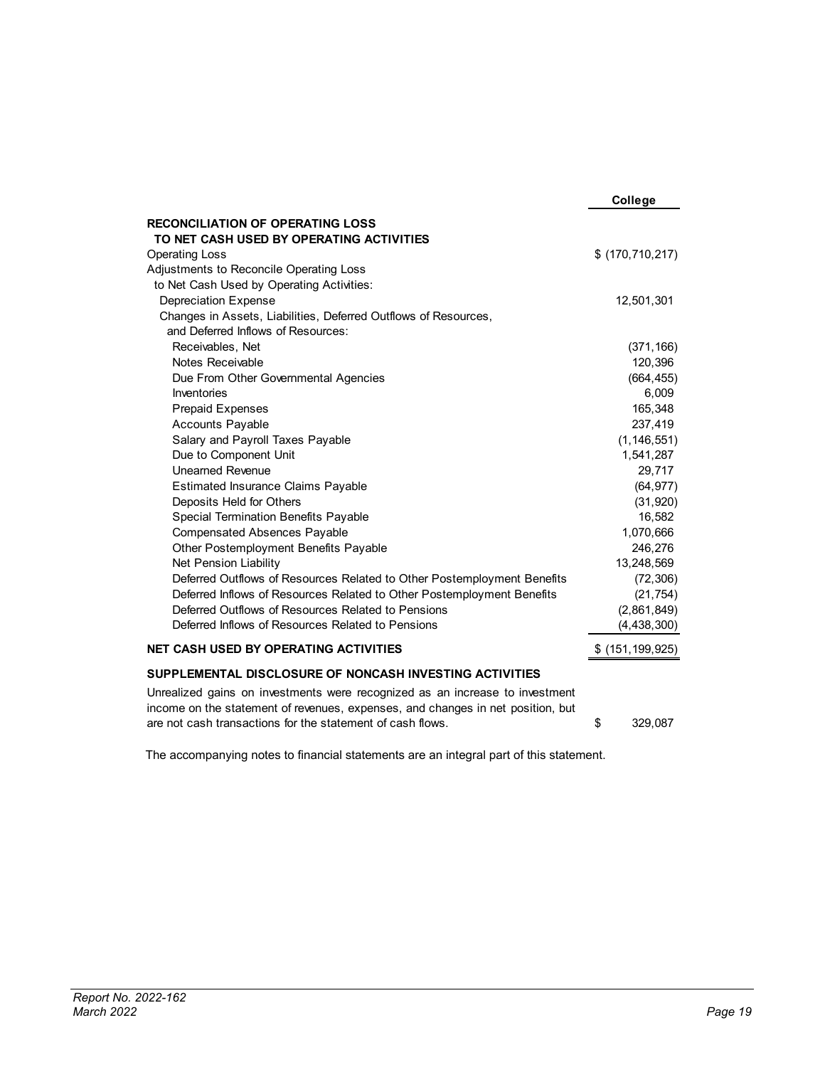| | College |
|---|---|
| **RECONCILIATION OF OPERATING LOSS TO NET CASH USED BY OPERATING ACTIVITIES** | |
| Operating Loss | $ (170,710,217) |
| Adjustments to Reconcile Operating Loss to Net Cash Used by Operating Activities: | |
| Depreciation Expense | 12,501,301 |
| Changes in Assets, Liabilities, Deferred Outflows of Resources, and Deferred Inflows of Resources: | |
| Receivables, Net | (371,166) |
| Notes Receivable | 120,396 |
| Due From Other Governmental Agencies | (664,455) |
| Inventories | 6,009 |
| Prepaid Expenses | 165,348 |
| Accounts Payable | 237,419 |
| Salary and Payroll Taxes Payable | (1,146,551) |
| Due to Component Unit | 1,541,287 |
| Unearned Revenue | 29,717 |
| Estimated Insurance Claims Payable | (64,977) |
| Deposits Held for Others | (31,920) |
| Special Termination Benefits Payable | 16,582 |
| Compensated Absences Payable | 1,070,666 |
| Other Postemployment Benefits Payable | 246,276 |
| Net Pension Liability | 13,248,569 |
| Deferred Outflows of Resources Related to Other Postemployment Benefits | (72,306) |
| Deferred Inflows of Resources Related to Other Postemployment Benefits | (21,754) |
| Deferred Outflows of Resources Related to Pensions | (2,861,849) |
| Deferred Inflows of Resources Related to Pensions | (4,438,300) |
| **NET CASH USED BY OPERATING ACTIVITIES** | $ (151,199,925) |

**SUPPLEMENTAL DISCLOSURE OF NONCASH INVESTING ACTIVITIES**

| | |
|---|---|
| Unrealized gains on investments were recognized as an increase to investment income on the statement of revenues, expenses, and changes in net position, but are not cash transactions for the statement of cash flows. | $ 329,087 |

The accompanying notes to financial statements are an integral part of this statement.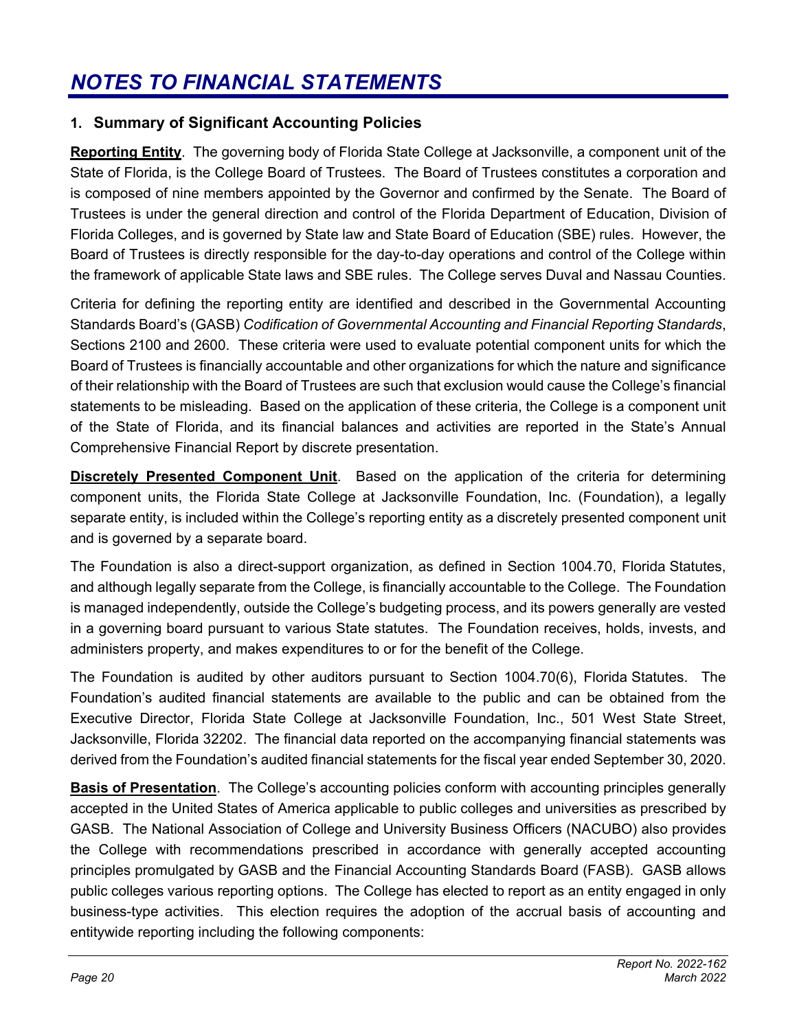# *NOTES TO FINANCIAL STATEMENTS*

## 1. Summary of Significant Accounting Policies

**Reporting Entity**. The governing body of Florida State College at Jacksonville, a component unit of the State of Florida, is the College Board of Trustees. The Board of Trustees constitutes a corporation and is composed of nine members appointed by the Governor and confirmed by the Senate. The Board of Trustees is under the general direction and control of the Florida Department of Education, Division of Florida Colleges, and is governed by State law and State Board of Education (SBE) rules. However, the Board of Trustees is directly responsible for the day-to-day operations and control of the College within the framework of applicable State laws and SBE rules. The College serves Duval and Nassau Counties.

Criteria for defining the reporting entity are identified and described in the Governmental Accounting Standards Board's (GASB) *Codification of Governmental Accounting and Financial Reporting Standards*, Sections 2100 and 2600. These criteria were used to evaluate potential component units for which the Board of Trustees is financially accountable and other organizations for which the nature and significance of their relationship with the Board of Trustees are such that exclusion would cause the College's financial statements to be misleading. Based on the application of these criteria, the College is a component unit of the State of Florida, and its financial balances and activities are reported in the State's Annual Comprehensive Financial Report by discrete presentation.

**Discretely Presented Component Unit**. Based on the application of the criteria for determining component units, the Florida State College at Jacksonville Foundation, Inc. (Foundation), a legally separate entity, is included within the College's reporting entity as a discretely presented component unit and is governed by a separate board.

The Foundation is also a direct-support organization, as defined in Section 1004.70, Florida Statutes, and although legally separate from the College, is financially accountable to the College. The Foundation is managed independently, outside the College's budgeting process, and its powers generally are vested in a governing board pursuant to various State statutes. The Foundation receives, holds, invests, and administers property, and makes expenditures to or for the benefit of the College.

The Foundation is audited by other auditors pursuant to Section 1004.70(6), Florida Statutes. The Foundation's audited financial statements are available to the public and can be obtained from the Executive Director, Florida State College at Jacksonville Foundation, Inc., 501 West State Street, Jacksonville, Florida 32202. The financial data reported on the accompanying financial statements was derived from the Foundation's audited financial statements for the fiscal year ended September 30, 2020.

**Basis of Presentation**. The College's accounting policies conform with accounting principles generally accepted in the United States of America applicable to public colleges and universities as prescribed by GASB. The National Association of College and University Business Officers (NACUBO) also provides the College with recommendations prescribed in accordance with generally accepted accounting principles promulgated by GASB and the Financial Accounting Standards Board (FASB). GASB allows public colleges various reporting options. The College has elected to report as an entity engaged in only business-type activities. This election requires the adoption of the accrual basis of accounting and entitywide reporting including the following components: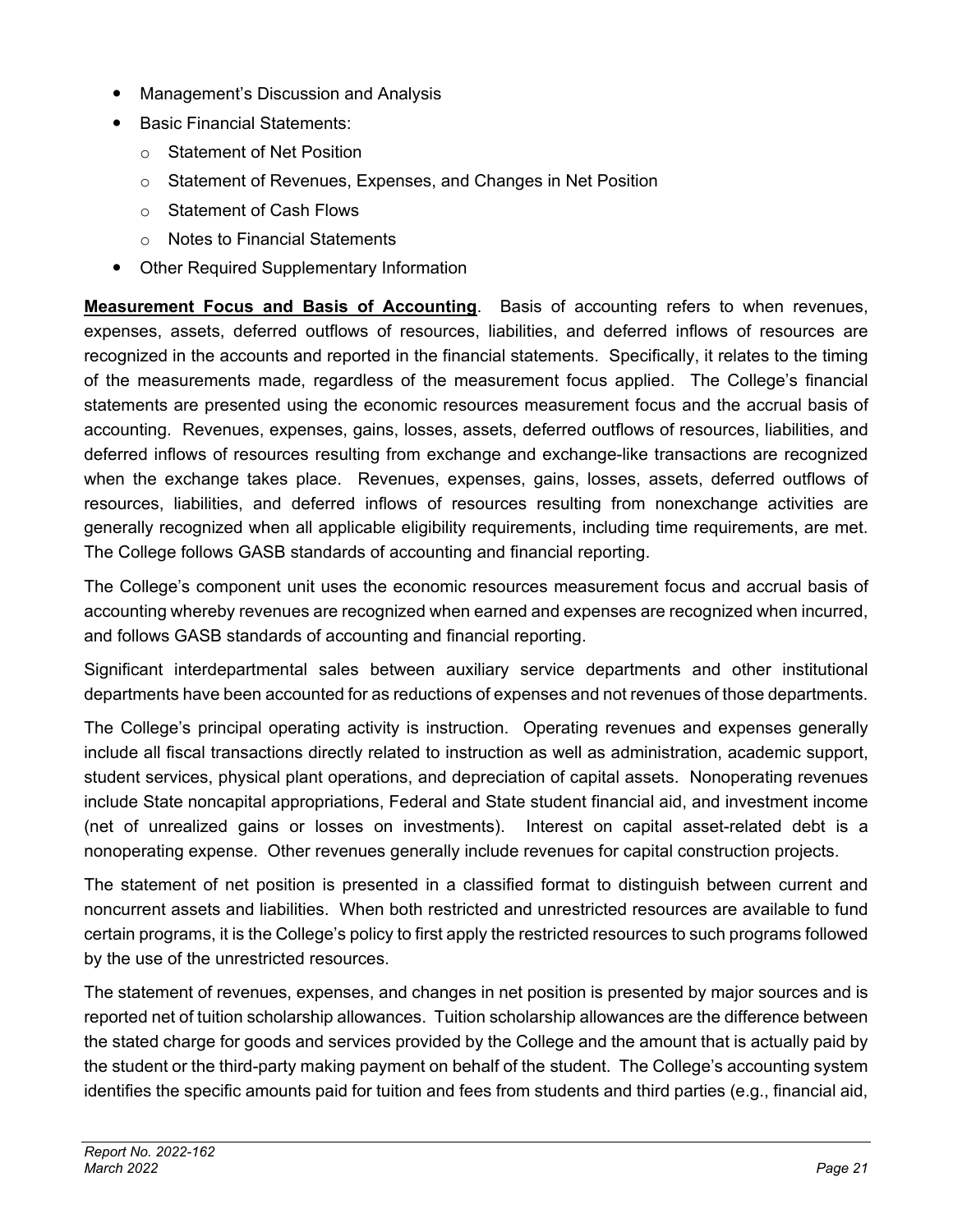- Management's Discussion and Analysis
- Basic Financial Statements:
    - Statement of Net Position
    - Statement of Revenues, Expenses, and Changes in Net Position
    - Statement of Cash Flows
    - Notes to Financial Statements
- Other Required Supplementary Information

**Measurement Focus and Basis of Accounting**. Basis of accounting refers to when revenues, expenses, assets, deferred outflows of resources, liabilities, and deferred inflows of resources are recognized in the accounts and reported in the financial statements. Specifically, it relates to the timing of the measurements made, regardless of the measurement focus applied. The College's financial statements are presented using the economic resources measurement focus and the accrual basis of accounting. Revenues, expenses, gains, losses, assets, deferred outflows of resources, liabilities, and deferred inflows of resources resulting from exchange and exchange-like transactions are recognized when the exchange takes place. Revenues, expenses, gains, losses, assets, deferred outflows of resources, liabilities, and deferred inflows of resources resulting from nonexchange activities are generally recognized when all applicable eligibility requirements, including time requirements, are met. The College follows GASB standards of accounting and financial reporting.

The College's component unit uses the economic resources measurement focus and accrual basis of accounting whereby revenues are recognized when earned and expenses are recognized when incurred, and follows GASB standards of accounting and financial reporting.

Significant interdepartmental sales between auxiliary service departments and other institutional departments have been accounted for as reductions of expenses and not revenues of those departments.

The College's principal operating activity is instruction. Operating revenues and expenses generally include all fiscal transactions directly related to instruction as well as administration, academic support, student services, physical plant operations, and depreciation of capital assets. Nonoperating revenues include State noncapital appropriations, Federal and State student financial aid, and investment income (net of unrealized gains or losses on investments). Interest on capital asset-related debt is a nonoperating expense. Other revenues generally include revenues for capital construction projects.

The statement of net position is presented in a classified format to distinguish between current and noncurrent assets and liabilities. When both restricted and unrestricted resources are available to fund certain programs, it is the College's policy to first apply the restricted resources to such programs followed by the use of the unrestricted resources.

The statement of revenues, expenses, and changes in net position is presented by major sources and is reported net of tuition scholarship allowances. Tuition scholarship allowances are the difference between the stated charge for goods and services provided by the College and the amount that is actually paid by the student or the third-party making payment on behalf of the student. The College's accounting system identifies the specific amounts paid for tuition and fees from students and third parties (e.g., financial aid,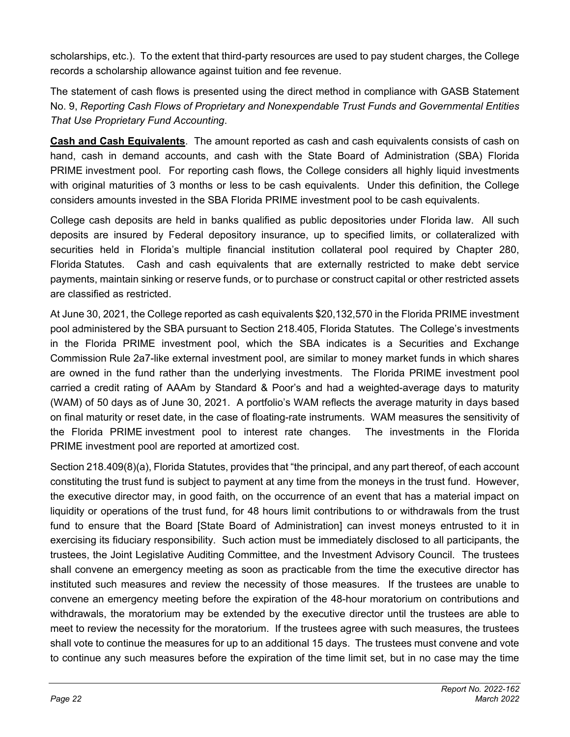scholarships, etc.). To the extent that third-party resources are used to pay student charges, the College records a scholarship allowance against tuition and fee revenue.

The statement of cash flows is presented using the direct method in compliance with GASB Statement No. 9, *Reporting Cash Flows of Proprietary and Nonexpendable Trust Funds and Governmental Entities That Use Proprietary Fund Accounting*.

**Cash and Cash Equivalents**. The amount reported as cash and cash equivalents consists of cash on hand, cash in demand accounts, and cash with the State Board of Administration (SBA) Florida PRIME investment pool. For reporting cash flows, the College considers all highly liquid investments with original maturities of 3 months or less to be cash equivalents. Under this definition, the College considers amounts invested in the SBA Florida PRIME investment pool to be cash equivalents.

College cash deposits are held in banks qualified as public depositories under Florida law. All such deposits are insured by Federal depository insurance, up to specified limits, or collateralized with securities held in Florida's multiple financial institution collateral pool required by Chapter 280, Florida Statutes. Cash and cash equivalents that are externally restricted to make debt service payments, maintain sinking or reserve funds, or to purchase or construct capital or other restricted assets are classified as restricted.

At June 30, 2021, the College reported as cash equivalents $20,132,570 in the Florida PRIME investment pool administered by the SBA pursuant to Section 218.405, Florida Statutes. The College's investments in the Florida PRIME investment pool, which the SBA indicates is a Securities and Exchange Commission Rule 2a7-like external investment pool, are similar to money market funds in which shares are owned in the fund rather than the underlying investments. The Florida PRIME investment pool carried a credit rating of AAAm by Standard & Poor's and had a weighted-average days to maturity (WAM) of 50 days as of June 30, 2021. A portfolio's WAM reflects the average maturity in days based on final maturity or reset date, in the case of floating-rate instruments. WAM measures the sensitivity of the Florida PRIME investment pool to interest rate changes. The investments in the Florida PRIME investment pool are reported at amortized cost.

Section 218.409(8)(a), Florida Statutes, provides that "the principal, and any part thereof, of each account constituting the trust fund is subject to payment at any time from the moneys in the trust fund. However, the executive director may, in good faith, on the occurrence of an event that has a material impact on liquidity or operations of the trust fund, for 48 hours limit contributions to or withdrawals from the trust fund to ensure that the Board [State Board of Administration] can invest moneys entrusted to it in exercising its fiduciary responsibility. Such action must be immediately disclosed to all participants, the trustees, the Joint Legislative Auditing Committee, and the Investment Advisory Council. The trustees shall convene an emergency meeting as soon as practicable from the time the executive director has instituted such measures and review the necessity of those measures. If the trustees are unable to convene an emergency meeting before the expiration of the 48-hour moratorium on contributions and withdrawals, the moratorium may be extended by the executive director until the trustees are able to meet to review the necessity for the moratorium. If the trustees agree with such measures, the trustees shall vote to continue the measures for up to an additional 15 days. The trustees must convene and vote to continue any such measures before the expiration of the time limit set, but in no case may the time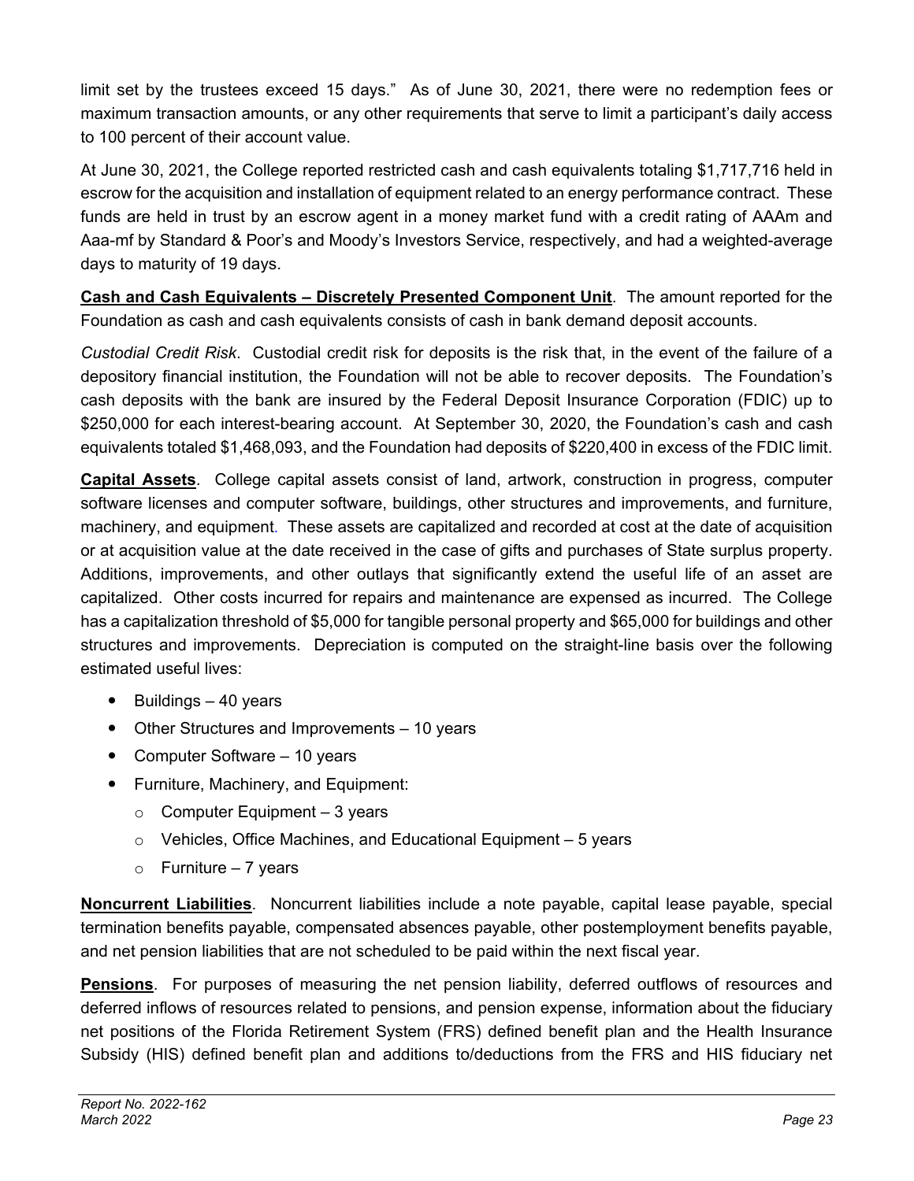limit set by the trustees exceed 15 days." As of June 30, 2021, there were no redemption fees or maximum transaction amounts, or any other requirements that serve to limit a participant's daily access to 100 percent of their account value.

At June 30, 2021, the College reported restricted cash and cash equivalents totaling $1,717,716 held in escrow for the acquisition and installation of equipment related to an energy performance contract. These funds are held in trust by an escrow agent in a money market fund with a credit rating of AAAm and Aaa-mf by Standard & Poor's and Moody's Investors Service, respectively, and had a weighted-average days to maturity of 19 days.

**Cash and Cash Equivalents – Discretely Presented Component Unit**. The amount reported for the Foundation as cash and cash equivalents consists of cash in bank demand deposit accounts.

*Custodial Credit Risk*. Custodial credit risk for deposits is the risk that, in the event of the failure of a depository financial institution, the Foundation will not be able to recover deposits. The Foundation's cash deposits with the bank are insured by the Federal Deposit Insurance Corporation (FDIC) up to $250,000 for each interest-bearing account. At September 30, 2020, the Foundation's cash and cash equivalents totaled $1,468,093, and the Foundation had deposits of $220,400 in excess of the FDIC limit.

**Capital Assets**. College capital assets consist of land, artwork, construction in progress, computer software licenses and computer software, buildings, other structures and improvements, and furniture, machinery, and equipment. These assets are capitalized and recorded at cost at the date of acquisition or at acquisition value at the date received in the case of gifts and purchases of State surplus property. Additions, improvements, and other outlays that significantly extend the useful life of an asset are capitalized. Other costs incurred for repairs and maintenance are expensed as incurred. The College has a capitalization threshold of $5,000 for tangible personal property and $65,000 for buildings and other structures and improvements. Depreciation is computed on the straight-line basis over the following estimated useful lives:

- Buildings – 40 years
- Other Structures and Improvements – 10 years
- Computer Software – 10 years
- Furniture, Machinery, and Equipment:
  - Computer Equipment – 3 years
  - Vehicles, Office Machines, and Educational Equipment – 5 years
  - Furniture – 7 years

**Noncurrent Liabilities**. Noncurrent liabilities include a note payable, capital lease payable, special termination benefits payable, compensated absences payable, other postemployment benefits payable, and net pension liabilities that are not scheduled to be paid within the next fiscal year.

**Pensions**. For purposes of measuring the net pension liability, deferred outflows of resources and deferred inflows of resources related to pensions, and pension expense, information about the fiduciary net positions of the Florida Retirement System (FRS) defined benefit plan and the Health Insurance Subsidy (HIS) defined benefit plan and additions to/deductions from the FRS and HIS fiduciary net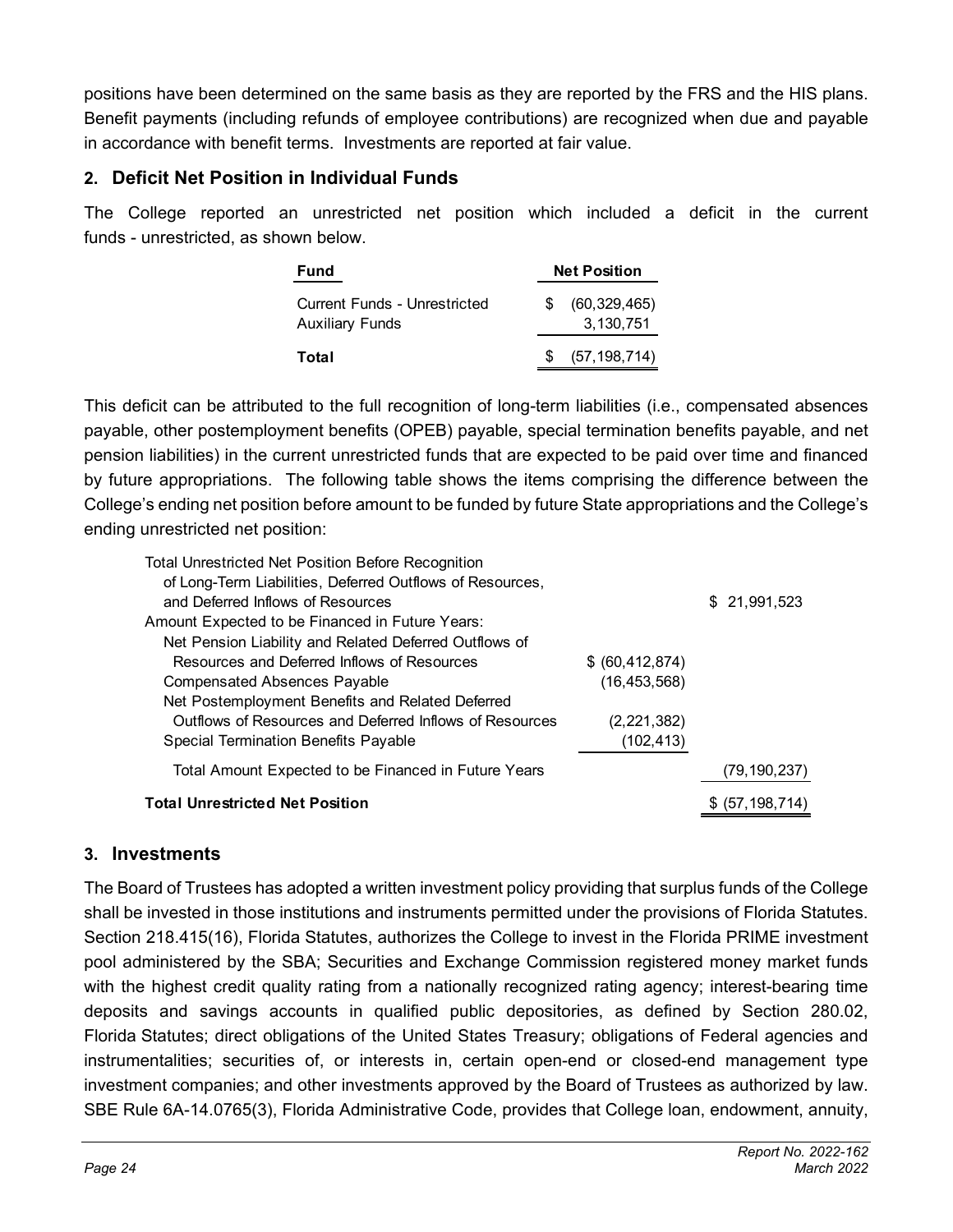positions have been determined on the same basis as they are reported by the FRS and the HIS plans. Benefit payments (including refunds of employee contributions) are recognized when due and payable in accordance with benefit terms. Investments are reported at fair value.

## 2. Deficit Net Position in Individual Funds

The College reported an unrestricted net position which included a deficit in the current funds - unrestricted, as shown below.

| Fund | Net Position |
|---|---|
| Current Funds - Unrestricted | $ (60,329,465) |
| Auxiliary Funds | 3,130,751 |
| **Total** | $ (57,198,714) |

This deficit can be attributed to the full recognition of long-term liabilities (i.e., compensated absences payable, other postemployment benefits (OPEB) payable, special termination benefits payable, and net pension liabilities) in the current unrestricted funds that are expected to be paid over time and financed by future appropriations. The following table shows the items comprising the difference between the College's ending net position before amount to be funded by future State appropriations and the College's ending unrestricted net position:

| | | |
|---|---|---|
| Total Unrestricted Net Position Before Recognition of Long-Term Liabilities, Deferred Outflows of Resources, and Deferred Inflows of Resources | | $ 21,991,523 |
| Amount Expected to be Financed in Future Years: | | |
| Net Pension Liability and Related Deferred Outflows of Resources and Deferred Inflows of Resources | $ (60,412,874) | |
| Compensated Absences Payable | (16,453,568) | |
| Net Postemployment Benefits and Related Deferred Outflows of Resources and Deferred Inflows of Resources | (2,221,382) | |
| Special Termination Benefits Payable | (102,413) | |
| Total Amount Expected to be Financed in Future Years | | (79,190,237) |
| **Total Unrestricted Net Position** | | $ (57,198,714) |

## 3. Investments

The Board of Trustees has adopted a written investment policy providing that surplus funds of the College shall be invested in those institutions and instruments permitted under the provisions of Florida Statutes. Section 218.415(16), Florida Statutes, authorizes the College to invest in the Florida PRIME investment pool administered by the SBA; Securities and Exchange Commission registered money market funds with the highest credit quality rating from a nationally recognized rating agency; interest-bearing time deposits and savings accounts in qualified public depositories, as defined by Section 280.02, Florida Statutes; direct obligations of the United States Treasury; obligations of Federal agencies and instrumentalities; securities of, or interests in, certain open-end or closed-end management type investment companies; and other investments approved by the Board of Trustees as authorized by law. SBE Rule 6A-14.0765(3), Florida Administrative Code, provides that College loan, endowment, annuity,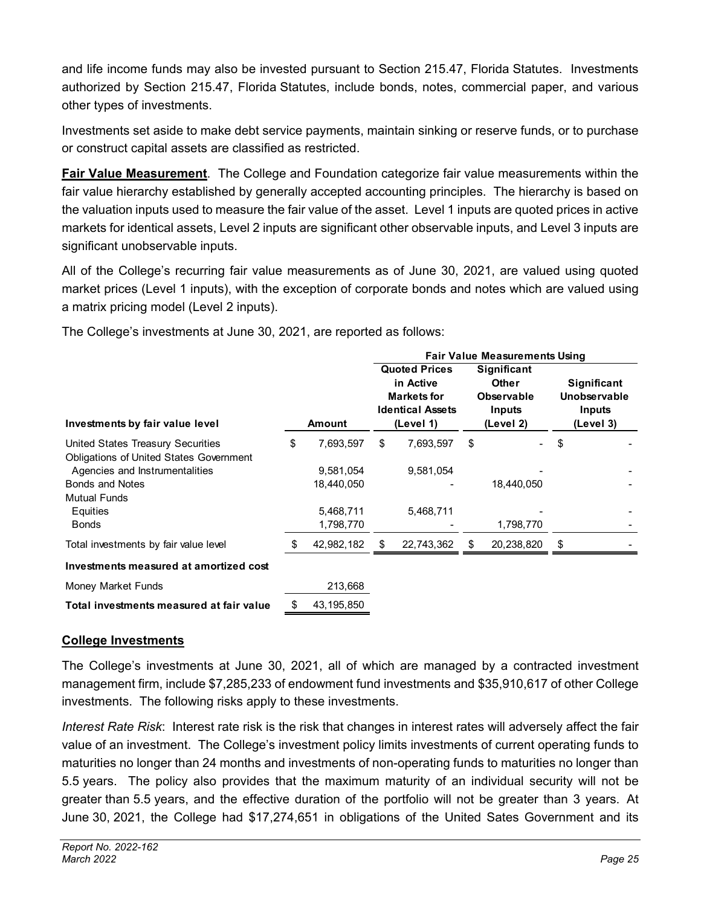and life income funds may also be invested pursuant to Section 215.47, Florida Statutes. Investments authorized by Section 215.47, Florida Statutes, include bonds, notes, commercial paper, and various other types of investments.

Investments set aside to make debt service payments, maintain sinking or reserve funds, or to purchase or construct capital assets are classified as restricted.

**Fair Value Measurement**. The College and Foundation categorize fair value measurements within the fair value hierarchy established by generally accepted accounting principles. The hierarchy is based on the valuation inputs used to measure the fair value of the asset. Level 1 inputs are quoted prices in active markets for identical assets, Level 2 inputs are significant other observable inputs, and Level 3 inputs are significant unobservable inputs.

All of the College's recurring fair value measurements as of June 30, 2021, are valued using quoted market prices (Level 1 inputs), with the exception of corporate bonds and notes which are valued using a matrix pricing model (Level 2 inputs).

The College's investments at June 30, 2021, are reported as follows:

| | | Fair Value Measurements Using | | |
|---|---|---|---|---|
| **Investments by fair value level** | **Amount** | **Quoted Prices in Active Markets for Identical Assets (Level 1)** | **Significant Other Observable Inputs (Level 2)** | **Significant Unobservable Inputs (Level 3)** |
| United States Treasury Securities | $ 7,693,597 | $ 7,693,597 | $ - | $ - |
| Obligations of United States Government Agencies and Instrumentalities | 9,581,054 | 9,581,054 | - | - |
| Bonds and Notes | 18,440,050 | - | 18,440,050 | - |
| Mutual Funds | | | | |
| Equities | 5,468,711 | 5,468,711 | - | - |
| Bonds | 1,798,770 | - | 1,798,770 | - |
| Total investments by fair value level | $ 42,982,182 | $ 22,743,362 | $ 20,238,820 | $ - |
| **Investments measured at amortized cost** | | | | |
| Money Market Funds | 213,668 | | | |
| **Total investments measured at fair value** | $ 43,195,850 | | | |

## College Investments

The College's investments at June 30, 2021, all of which are managed by a contracted investment management firm, include $7,285,233 of endowment fund investments and $35,910,617 of other College investments. The following risks apply to these investments.

*Interest Rate Risk*: Interest rate risk is the risk that changes in interest rates will adversely affect the fair value of an investment. The College's investment policy limits investments of current operating funds to maturities no longer than 24 months and investments of non-operating funds to maturities no longer than 5.5 years. The policy also provides that the maximum maturity of an individual security will not be greater than 5.5 years, and the effective duration of the portfolio will not be greater than 3 years. At June 30, 2021, the College had $17,274,651 in obligations of the United Sates Government and its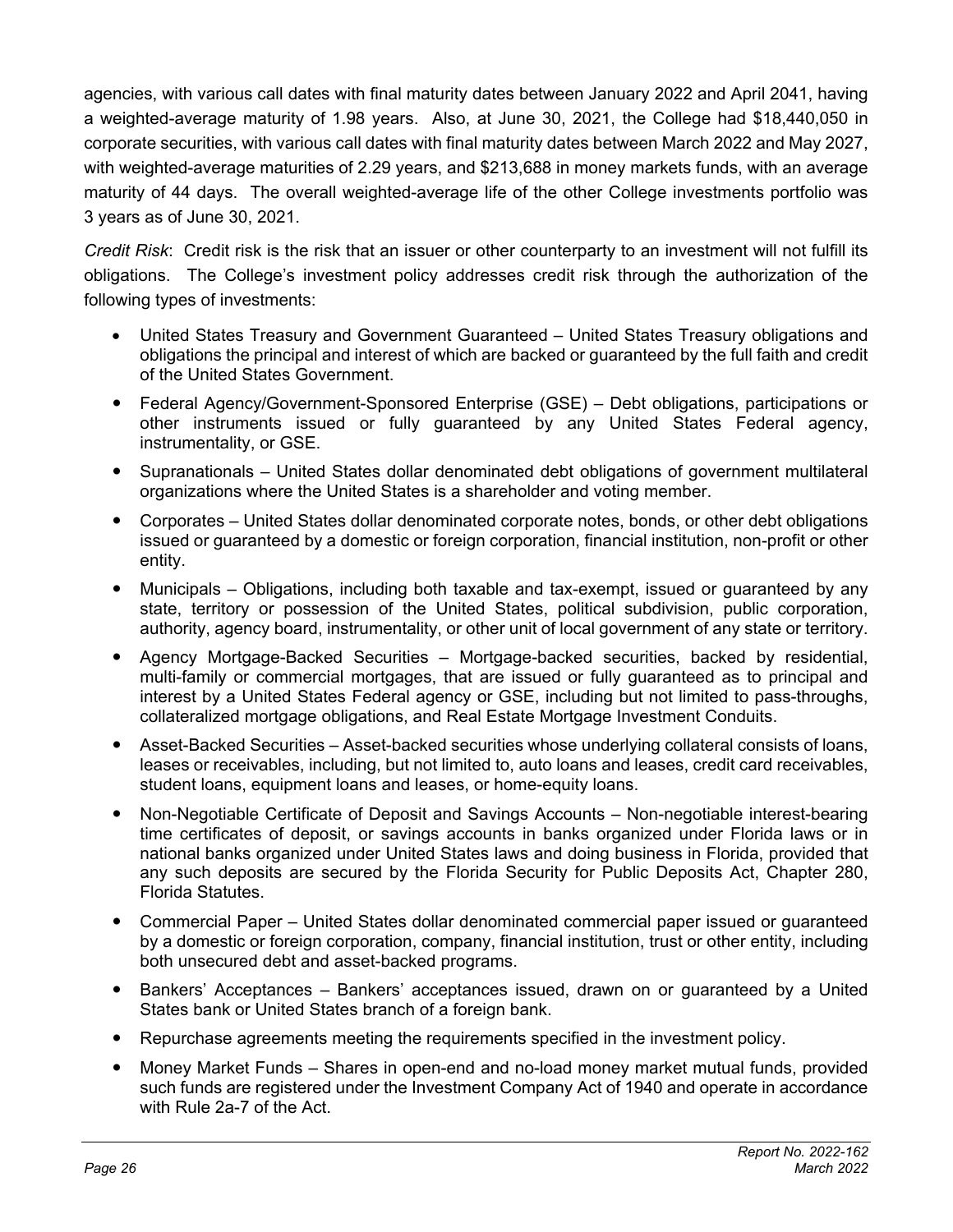agencies, with various call dates with final maturity dates between January 2022 and April 2041, having a weighted-average maturity of 1.98 years. Also, at June 30, 2021, the College had $18,440,050 in corporate securities, with various call dates with final maturity dates between March 2022 and May 2027, with weighted-average maturities of 2.29 years, and $213,688 in money markets funds, with an average maturity of 44 days. The overall weighted-average life of the other College investments portfolio was 3 years as of June 30, 2021.

*Credit Risk*: Credit risk is the risk that an issuer or other counterparty to an investment will not fulfill its obligations. The College's investment policy addresses credit risk through the authorization of the following types of investments:

- United States Treasury and Government Guaranteed – United States Treasury obligations and obligations the principal and interest of which are backed or guaranteed by the full faith and credit of the United States Government.
- Federal Agency/Government-Sponsored Enterprise (GSE) – Debt obligations, participations or other instruments issued or fully guaranteed by any United States Federal agency, instrumentality, or GSE.
- Supranationals – United States dollar denominated debt obligations of government multilateral organizations where the United States is a shareholder and voting member.
- Corporates – United States dollar denominated corporate notes, bonds, or other debt obligations issued or guaranteed by a domestic or foreign corporation, financial institution, non-profit or other entity.
- Municipals – Obligations, including both taxable and tax-exempt, issued or guaranteed by any state, territory or possession of the United States, political subdivision, public corporation, authority, agency board, instrumentality, or other unit of local government of any state or territory.
- Agency Mortgage-Backed Securities – Mortgage-backed securities, backed by residential, multi-family or commercial mortgages, that are issued or fully guaranteed as to principal and interest by a United States Federal agency or GSE, including but not limited to pass-throughs, collateralized mortgage obligations, and Real Estate Mortgage Investment Conduits.
- Asset-Backed Securities – Asset-backed securities whose underlying collateral consists of loans, leases or receivables, including, but not limited to, auto loans and leases, credit card receivables, student loans, equipment loans and leases, or home-equity loans.
- Non-Negotiable Certificate of Deposit and Savings Accounts – Non-negotiable interest-bearing time certificates of deposit, or savings accounts in banks organized under Florida laws or in national banks organized under United States laws and doing business in Florida, provided that any such deposits are secured by the Florida Security for Public Deposits Act, Chapter 280, Florida Statutes.
- Commercial Paper – United States dollar denominated commercial paper issued or guaranteed by a domestic or foreign corporation, company, financial institution, trust or other entity, including both unsecured debt and asset-backed programs.
- Bankers' Acceptances – Bankers' acceptances issued, drawn on or guaranteed by a United States bank or United States branch of a foreign bank.
- Repurchase agreements meeting the requirements specified in the investment policy.
- Money Market Funds – Shares in open-end and no-load money market mutual funds, provided such funds are registered under the Investment Company Act of 1940 and operate in accordance with Rule 2a-7 of the Act.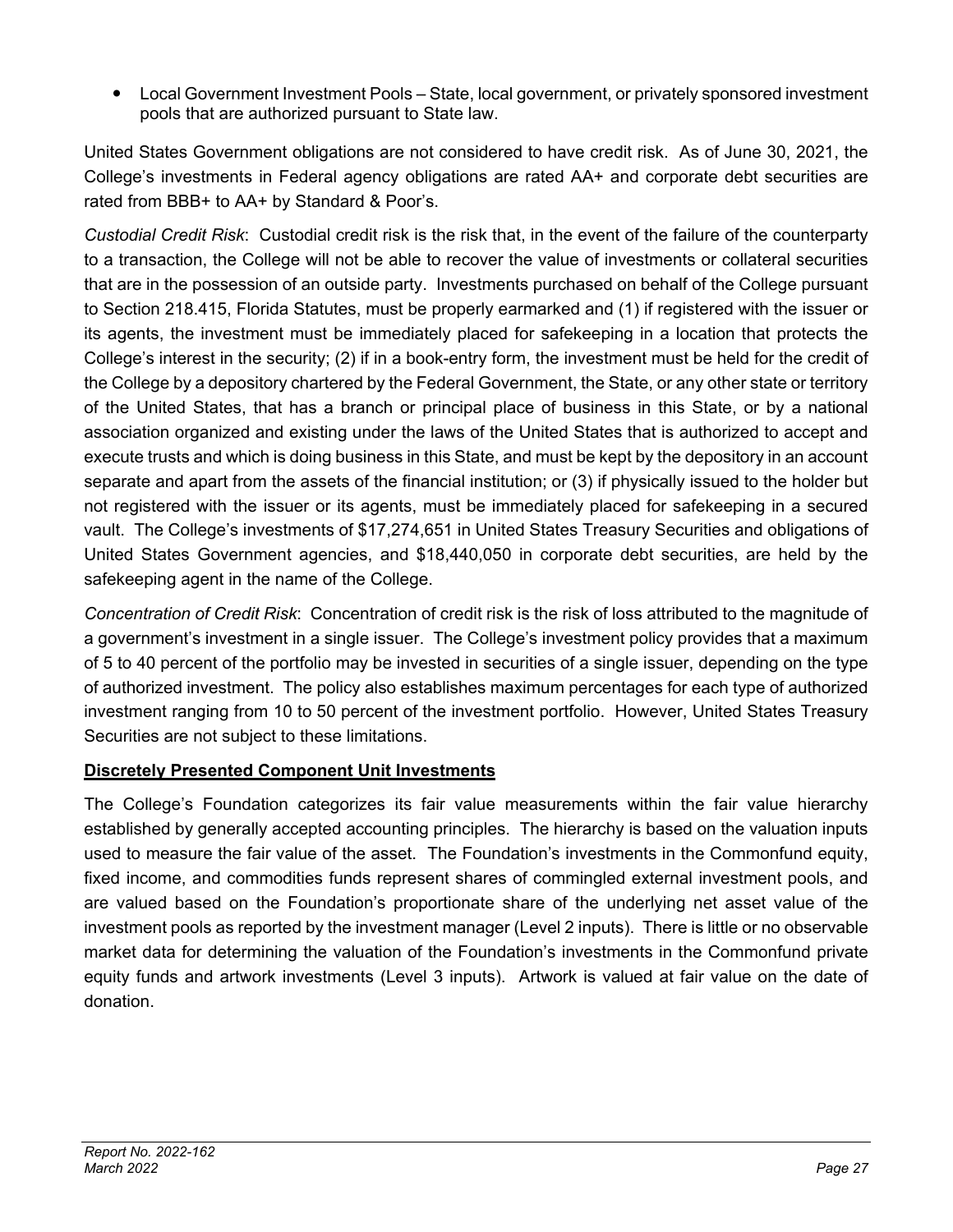- Local Government Investment Pools – State, local government, or privately sponsored investment pools that are authorized pursuant to State law.

United States Government obligations are not considered to have credit risk. As of June 30, 2021, the College's investments in Federal agency obligations are rated AA+ and corporate debt securities are rated from BBB+ to AA+ by Standard & Poor's.

*Custodial Credit Risk*: Custodial credit risk is the risk that, in the event of the failure of the counterparty to a transaction, the College will not be able to recover the value of investments or collateral securities that are in the possession of an outside party. Investments purchased on behalf of the College pursuant to Section 218.415, Florida Statutes, must be properly earmarked and (1) if registered with the issuer or its agents, the investment must be immediately placed for safekeeping in a location that protects the College's interest in the security; (2) if in a book-entry form, the investment must be held for the credit of the College by a depository chartered by the Federal Government, the State, or any other state or territory of the United States, that has a branch or principal place of business in this State, or by a national association organized and existing under the laws of the United States that is authorized to accept and execute trusts and which is doing business in this State, and must be kept by the depository in an account separate and apart from the assets of the financial institution; or (3) if physically issued to the holder but not registered with the issuer or its agents, must be immediately placed for safekeeping in a secured vault. The College's investments of $17,274,651 in United States Treasury Securities and obligations of United States Government agencies, and $18,440,050 in corporate debt securities, are held by the safekeeping agent in the name of the College.

*Concentration of Credit Risk*: Concentration of credit risk is the risk of loss attributed to the magnitude of a government's investment in a single issuer. The College's investment policy provides that a maximum of 5 to 40 percent of the portfolio may be invested in securities of a single issuer, depending on the type of authorized investment. The policy also establishes maximum percentages for each type of authorized investment ranging from 10 to 50 percent of the investment portfolio. However, United States Treasury Securities are not subject to these limitations.

**Discretely Presented Component Unit Investments**

The College's Foundation categorizes its fair value measurements within the fair value hierarchy established by generally accepted accounting principles. The hierarchy is based on the valuation inputs used to measure the fair value of the asset. The Foundation's investments in the Commonfund equity, fixed income, and commodities funds represent shares of commingled external investment pools, and are valued based on the Foundation's proportionate share of the underlying net asset value of the investment pools as reported by the investment manager (Level 2 inputs). There is little or no observable market data for determining the valuation of the Foundation's investments in the Commonfund private equity funds and artwork investments (Level 3 inputs). Artwork is valued at fair value on the date of donation.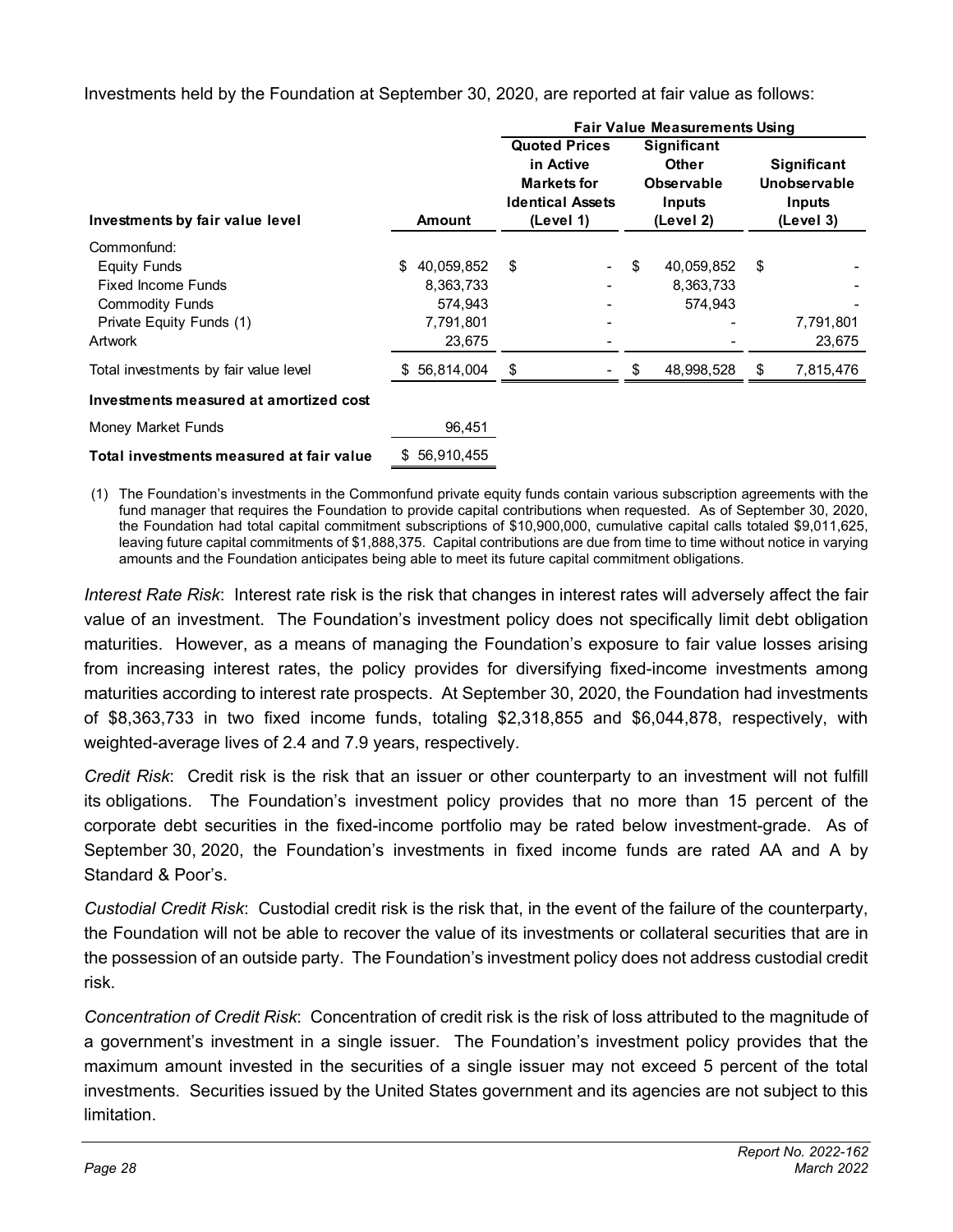Investments held by the Foundation at September 30, 2020, are reported at fair value as follows:

| Investments by fair value level | Amount | Fair Value Measurements Using | | |
|---|---|---|---|---|
| | | Quoted Prices in Active Markets for Identical Assets (Level 1) | Significant Other Observable Inputs (Level 2) | Significant Unobservable Inputs (Level 3) |
| Commonfund: | | | | |
| Equity Funds | $ 40,059,852 | $ - | $ 40,059,852 | $ - |
| Fixed Income Funds | 8,363,733 | - | 8,363,733 | - |
| Commodity Funds | 574,943 | - | 574,943 | - |
| Private Equity Funds (1) | 7,791,801 | - | - | 7,791,801 |
| Artwork | 23,675 | - | - | 23,675 |
| Total investments by fair value level | $ 56,814,004 | $ - | $ 48,998,528 | $ 7,815,476 |
| **Investments measured at amortized cost** | | | | |
| Money Market Funds | 96,451 | | | |
| **Total investments measured at fair value** | $ 56,910,455 | | | |

(1) The Foundation's investments in the Commonfund private equity funds contain various subscription agreements with the fund manager that requires the Foundation to provide capital contributions when requested. As of September 30, 2020, the Foundation had total capital commitment subscriptions of $10,900,000, cumulative capital calls totaled $9,011,625, leaving future capital commitments of $1,888,375. Capital contributions are due from time to time without notice in varying amounts and the Foundation anticipates being able to meet its future capital commitment obligations.

*Interest Rate Risk*: Interest rate risk is the risk that changes in interest rates will adversely affect the fair value of an investment. The Foundation's investment policy does not specifically limit debt obligation maturities. However, as a means of managing the Foundation's exposure to fair value losses arising from increasing interest rates, the policy provides for diversifying fixed-income investments among maturities according to interest rate prospects. At September 30, 2020, the Foundation had investments of $8,363,733 in two fixed income funds, totaling $2,318,855 and $6,044,878, respectively, with weighted-average lives of 2.4 and 7.9 years, respectively.

*Credit Risk*: Credit risk is the risk that an issuer or other counterparty to an investment will not fulfill its obligations. The Foundation's investment policy provides that no more than 15 percent of the corporate debt securities in the fixed-income portfolio may be rated below investment-grade. As of September 30, 2020, the Foundation's investments in fixed income funds are rated AA and A by Standard & Poor's.

*Custodial Credit Risk*: Custodial credit risk is the risk that, in the event of the failure of the counterparty, the Foundation will not be able to recover the value of its investments or collateral securities that are in the possession of an outside party. The Foundation's investment policy does not address custodial credit risk.

*Concentration of Credit Risk*: Concentration of credit risk is the risk of loss attributed to the magnitude of a government's investment in a single issuer. The Foundation's investment policy provides that the maximum amount invested in the securities of a single issuer may not exceed 5 percent of the total investments. Securities issued by the United States government and its agencies are not subject to this limitation.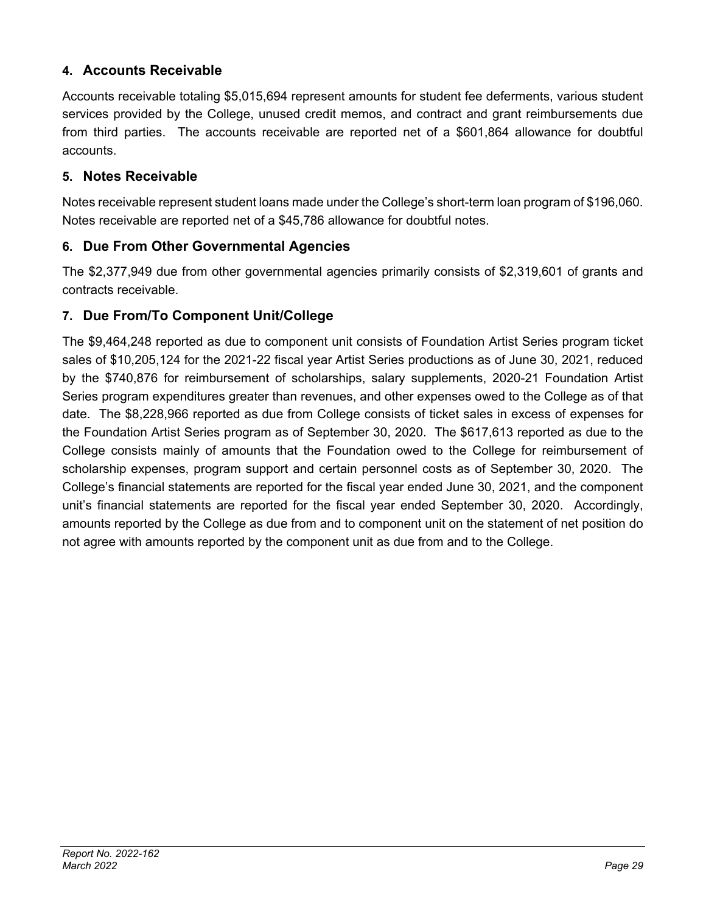## 4. Accounts Receivable

Accounts receivable totaling $5,015,694 represent amounts for student fee deferments, various student services provided by the College, unused credit memos, and contract and grant reimbursements due from third parties. The accounts receivable are reported net of a $601,864 allowance for doubtful accounts.

## 5. Notes Receivable

Notes receivable represent student loans made under the College's short-term loan program of $196,060. Notes receivable are reported net of a $45,786 allowance for doubtful notes.

## 6. Due From Other Governmental Agencies

The $2,377,949 due from other governmental agencies primarily consists of $2,319,601 of grants and contracts receivable.

## 7. Due From/To Component Unit/College

The $9,464,248 reported as due to component unit consists of Foundation Artist Series program ticket sales of $10,205,124 for the 2021-22 fiscal year Artist Series productions as of June 30, 2021, reduced by the $740,876 for reimbursement of scholarships, salary supplements, 2020-21 Foundation Artist Series program expenditures greater than revenues, and other expenses owed to the College as of that date. The $8,228,966 reported as due from College consists of ticket sales in excess of expenses for the Foundation Artist Series program as of September 30, 2020. The $617,613 reported as due to the College consists mainly of amounts that the Foundation owed to the College for reimbursement of scholarship expenses, program support and certain personnel costs as of September 30, 2020. The College's financial statements are reported for the fiscal year ended June 30, 2021, and the component unit's financial statements are reported for the fiscal year ended September 30, 2020. Accordingly, amounts reported by the College as due from and to component unit on the statement of net position do not agree with amounts reported by the component unit as due from and to the College.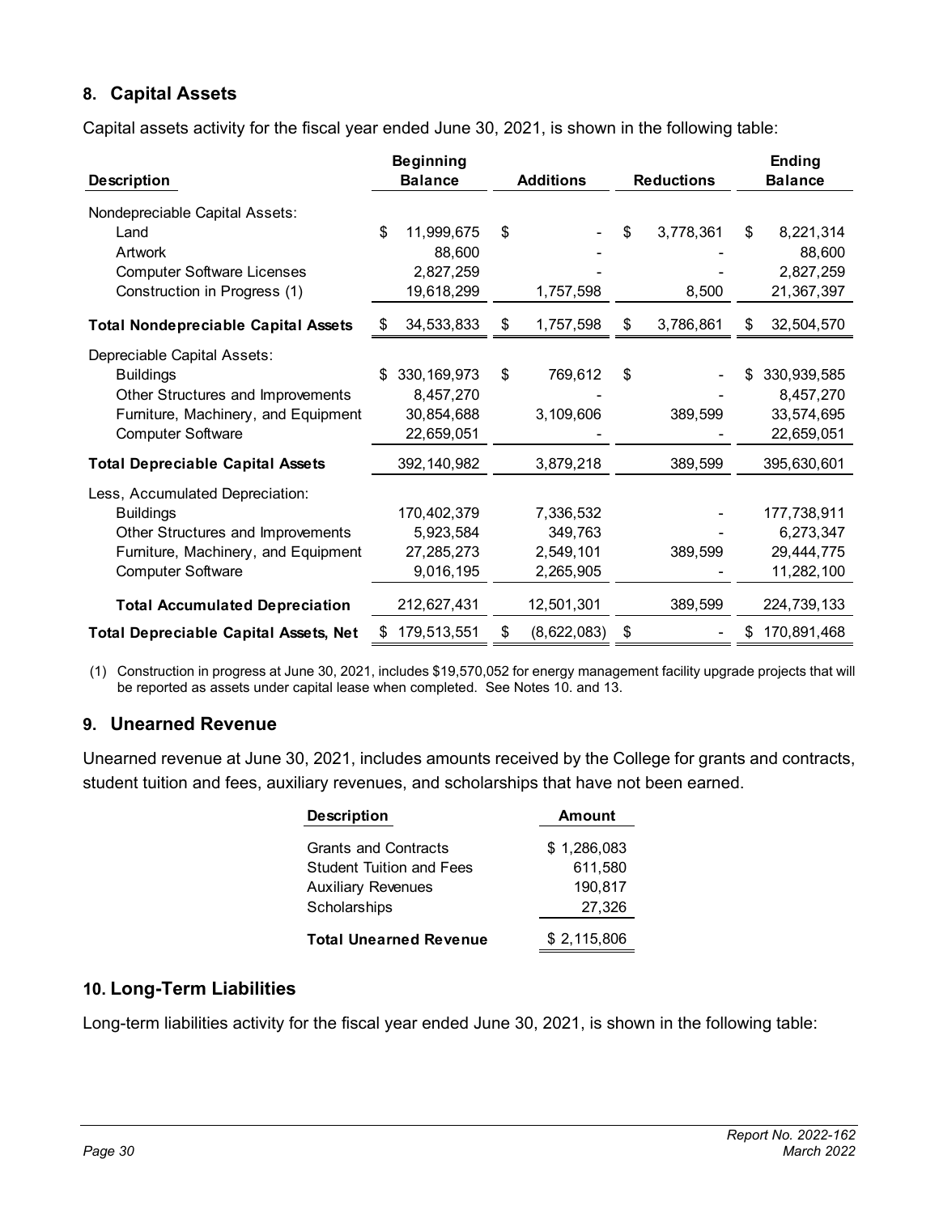## 8. Capital Assets

Capital assets activity for the fiscal year ended June 30, 2021, is shown in the following table:

| Description | Beginning Balance | Additions | Reductions | Ending Balance |
|---|---|---|---|---|
| Nondepreciable Capital Assets: | | | | |
| Land | $ 11,999,675 | $ - | $ 3,778,361 | $ 8,221,314 |
| Artwork | 88,600 | - | - | 88,600 |
| Computer Software Licenses | 2,827,259 | - | - | 2,827,259 |
| Construction in Progress (1) | 19,618,299 | 1,757,598 | 8,500 | 21,367,397 |
| **Total Nondepreciable Capital Assets** | $ 34,533,833 | $ 1,757,598 | $ 3,786,861 | $ 32,504,570 |
| Depreciable Capital Assets: | | | | |
| Buildings | $ 330,169,973 | $ 769,612 | $ - | $ 330,939,585 |
| Other Structures and Improvements | 8,457,270 | - | - | 8,457,270 |
| Furniture, Machinery, and Equipment | 30,854,688 | 3,109,606 | 389,599 | 33,574,695 |
| Computer Software | 22,659,051 | - | - | 22,659,051 |
| **Total Depreciable Capital Assets** | 392,140,982 | 3,879,218 | 389,599 | 395,630,601 |
| Less, Accumulated Depreciation: | | | | |
| Buildings | 170,402,379 | 7,336,532 | - | 177,738,911 |
| Other Structures and Improvements | 5,923,584 | 349,763 | - | 6,273,347 |
| Furniture, Machinery, and Equipment | 27,285,273 | 2,549,101 | 389,599 | 29,444,775 |
| Computer Software | 9,016,195 | 2,265,905 | - | 11,282,100 |
| **Total Accumulated Depreciation** | 212,627,431 | 12,501,301 | 389,599 | 224,739,133 |
| **Total Depreciable Capital Assets, Net** | $ 179,513,551 | $ (8,622,083) | $ - | $ 170,891,468 |

(1) Construction in progress at June 30, 2021, includes $19,570,052 for energy management facility upgrade projects that will be reported as assets under capital lease when completed. See Notes 10. and 13.

## 9. Unearned Revenue

Unearned revenue at June 30, 2021, includes amounts received by the College for grants and contracts, student tuition and fees, auxiliary revenues, and scholarships that have not been earned.

| Description | Amount |
|---|---|
| Grants and Contracts | $ 1,286,083 |
| Student Tuition and Fees | 611,580 |
| Auxiliary Revenues | 190,817 |
| Scholarships | 27,326 |
| **Total Unearned Revenue** | $ 2,115,806 |

## 10. Long-Term Liabilities

Long-term liabilities activity for the fiscal year ended June 30, 2021, is shown in the following table: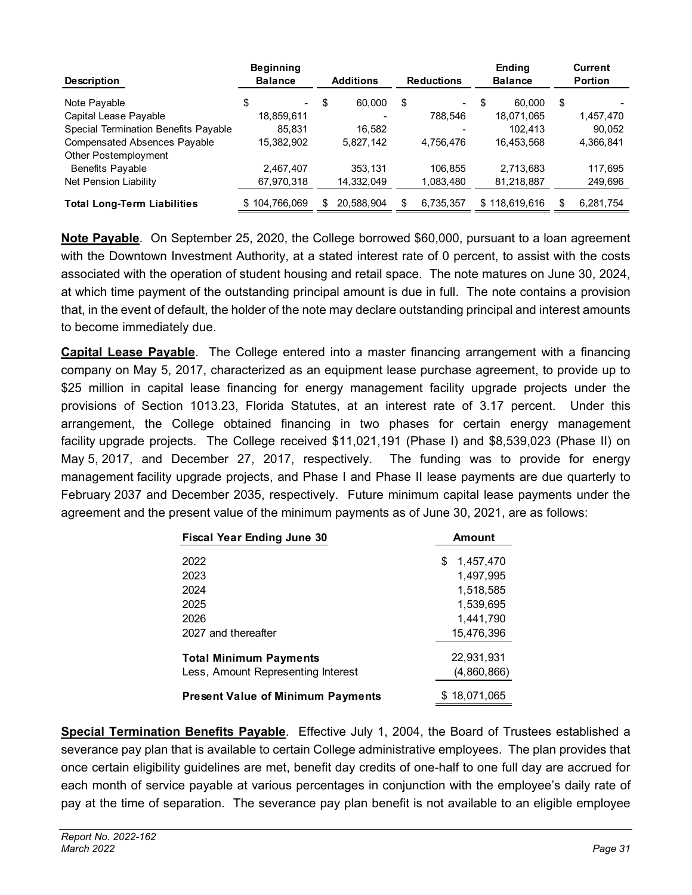| Description | Beginning Balance | Additions | Reductions | Ending Balance | Current Portion |
|---|---|---|---|---|---|
| Note Payable | $ - | $ 60,000 | $ - | $ 60,000 | $ - |
| Capital Lease Payable | 18,859,611 | - | 788,546 | 18,071,065 | 1,457,470 |
| Special Termination Benefits Payable | 85,831 | 16,582 | - | 102,413 | 90,052 |
| Compensated Absences Payable | 15,382,902 | 5,827,142 | 4,756,476 | 16,453,568 | 4,366,841 |
| Other Postemployment Benefits Payable | 2,467,407 | 353,131 | 106,855 | 2,713,683 | 117,695 |
| Net Pension Liability | 67,970,318 | 14,332,049 | 1,083,480 | 81,218,887 | 249,696 |
| **Total Long-Term Liabilities** | $ 104,766,069 | $ 20,588,904 | $ 6,735,357 | $ 118,619,616 | $ 6,281,754 |

**Note Payable**. On September 25, 2020, the College borrowed $60,000, pursuant to a loan agreement with the Downtown Investment Authority, at a stated interest rate of 0 percent, to assist with the costs associated with the operation of student housing and retail space. The note matures on June 30, 2024, at which time payment of the outstanding principal amount is due in full. The note contains a provision that, in the event of default, the holder of the note may declare outstanding principal and interest amounts to become immediately due.

**Capital Lease Payable**. The College entered into a master financing arrangement with a financing company on May 5, 2017, characterized as an equipment lease purchase agreement, to provide up to $25 million in capital lease financing for energy management facility upgrade projects under the provisions of Section 1013.23, Florida Statutes, at an interest rate of 3.17 percent. Under this arrangement, the College obtained financing in two phases for certain energy management facility upgrade projects. The College received $11,021,191 (Phase I) and $8,539,023 (Phase II) on May 5, 2017, and December 27, 2017, respectively. The funding was to provide for energy management facility upgrade projects, and Phase I and Phase II lease payments are due quarterly to February 2037 and December 2035, respectively. Future minimum capital lease payments under the agreement and the present value of the minimum payments as of June 30, 2021, are as follows:

| Fiscal Year Ending June 30 | Amount |
|---|---|
| 2022 | $ 1,457,470 |
| 2023 | 1,497,995 |
| 2024 | 1,518,585 |
| 2025 | 1,539,695 |
| 2026 | 1,441,790 |
| 2027 and thereafter | 15,476,396 |
| **Total Minimum Payments** | 22,931,931 |
| Less, Amount Representing Interest | (4,860,866) |
| **Present Value of Minimum Payments** | $ 18,071,065 |

**Special Termination Benefits Payable**. Effective July 1, 2004, the Board of Trustees established a severance pay plan that is available to certain College administrative employees. The plan provides that once certain eligibility guidelines are met, benefit day credits of one-half to one full day are accrued for each month of service payable at various percentages in conjunction with the employee's daily rate of pay at the time of separation. The severance pay plan benefit is not available to an eligible employee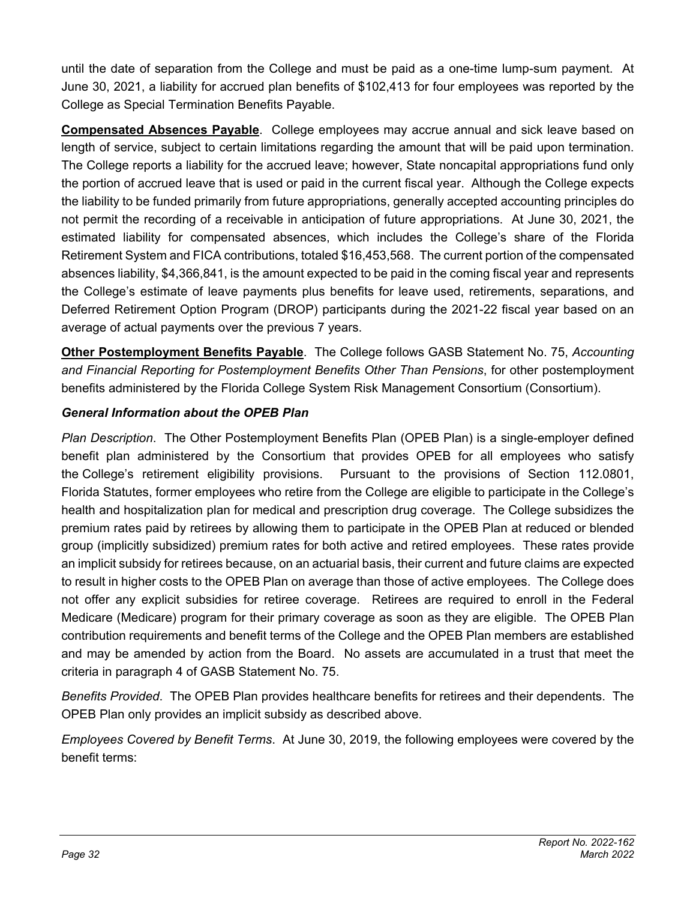until the date of separation from the College and must be paid as a one-time lump-sum payment. At June 30, 2021, a liability for accrued plan benefits of $102,413 for four employees was reported by the College as Special Termination Benefits Payable.

**Compensated Absences Payable**. College employees may accrue annual and sick leave based on length of service, subject to certain limitations regarding the amount that will be paid upon termination. The College reports a liability for the accrued leave; however, State noncapital appropriations fund only the portion of accrued leave that is used or paid in the current fiscal year. Although the College expects the liability to be funded primarily from future appropriations, generally accepted accounting principles do not permit the recording of a receivable in anticipation of future appropriations. At June 30, 2021, the estimated liability for compensated absences, which includes the College's share of the Florida Retirement System and FICA contributions, totaled $16,453,568. The current portion of the compensated absences liability, $4,366,841, is the amount expected to be paid in the coming fiscal year and represents the College's estimate of leave payments plus benefits for leave used, retirements, separations, and Deferred Retirement Option Program (DROP) participants during the 2021-22 fiscal year based on an average of actual payments over the previous 7 years.

**Other Postemployment Benefits Payable**. The College follows GASB Statement No. 75, *Accounting and Financial Reporting for Postemployment Benefits Other Than Pensions*, for other postemployment benefits administered by the Florida College System Risk Management Consortium (Consortium).

***General Information about the OPEB Plan***

*Plan Description*. The Other Postemployment Benefits Plan (OPEB Plan) is a single-employer defined benefit plan administered by the Consortium that provides OPEB for all employees who satisfy the College's retirement eligibility provisions. Pursuant to the provisions of Section 112.0801, Florida Statutes, former employees who retire from the College are eligible to participate in the College's health and hospitalization plan for medical and prescription drug coverage. The College subsidizes the premium rates paid by retirees by allowing them to participate in the OPEB Plan at reduced or blended group (implicitly subsidized) premium rates for both active and retired employees. These rates provide an implicit subsidy for retirees because, on an actuarial basis, their current and future claims are expected to result in higher costs to the OPEB Plan on average than those of active employees. The College does not offer any explicit subsidies for retiree coverage. Retirees are required to enroll in the Federal Medicare (Medicare) program for their primary coverage as soon as they are eligible. The OPEB Plan contribution requirements and benefit terms of the College and the OPEB Plan members are established and may be amended by action from the Board. No assets are accumulated in a trust that meet the criteria in paragraph 4 of GASB Statement No. 75.

*Benefits Provided*. The OPEB Plan provides healthcare benefits for retirees and their dependents. The OPEB Plan only provides an implicit subsidy as described above.

*Employees Covered by Benefit Terms*. At June 30, 2019, the following employees were covered by the benefit terms: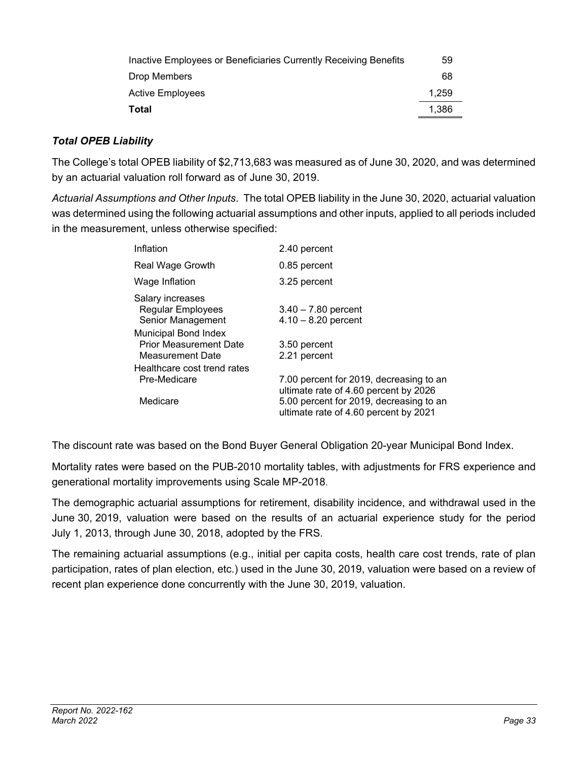| | |
|---|---|
| Inactive Employees or Beneficiaries Currently Receiving Benefits | 59 |
| Drop Members | 68 |
| Active Employees | 1,259 |
| **Total** | 1,386 |

***Total OPEB Liability***

The College's total OPEB liability of $2,713,683 was measured as of June 30, 2020, and was determined by an actuarial valuation roll forward as of June 30, 2019.

*Actuarial Assumptions and Other Inputs*. The total OPEB liability in the June 30, 2020, actuarial valuation was determined using the following actuarial assumptions and other inputs, applied to all periods included in the measurement, unless otherwise specified:

| | |
|---|---|
| Inflation | 2.40 percent |
| Real Wage Growth | 0.85 percent |
| Wage Inflation | 3.25 percent |
| Salary increases | |
| Regular Employees | 3.40 – 7.80 percent |
| Senior Management | 4.10 – 8.20 percent |
| Municipal Bond Index | |
| Prior Measurement Date | 3.50 percent |
| Measurement Date | 2.21 percent |
| Healthcare cost trend rates | |
| Pre-Medicare | 7.00 percent for 2019, decreasing to an ultimate rate of 4.60 percent by 2026 |
| Medicare | 5.00 percent for 2019, decreasing to an ultimate rate of 4.60 percent by 2021 |

The discount rate was based on the Bond Buyer General Obligation 20-year Municipal Bond Index.

Mortality rates were based on the PUB-2010 mortality tables, with adjustments for FRS experience and generational mortality improvements using Scale MP-2018.

The demographic actuarial assumptions for retirement, disability incidence, and withdrawal used in the June 30, 2019, valuation were based on the results of an actuarial experience study for the period July 1, 2013, through June 30, 2018, adopted by the FRS.

The remaining actuarial assumptions (e.g., initial per capita costs, health care cost trends, rate of plan participation, rates of plan election, etc.) used in the June 30, 2019, valuation were based on a review of recent plan experience done concurrently with the June 30, 2019, valuation.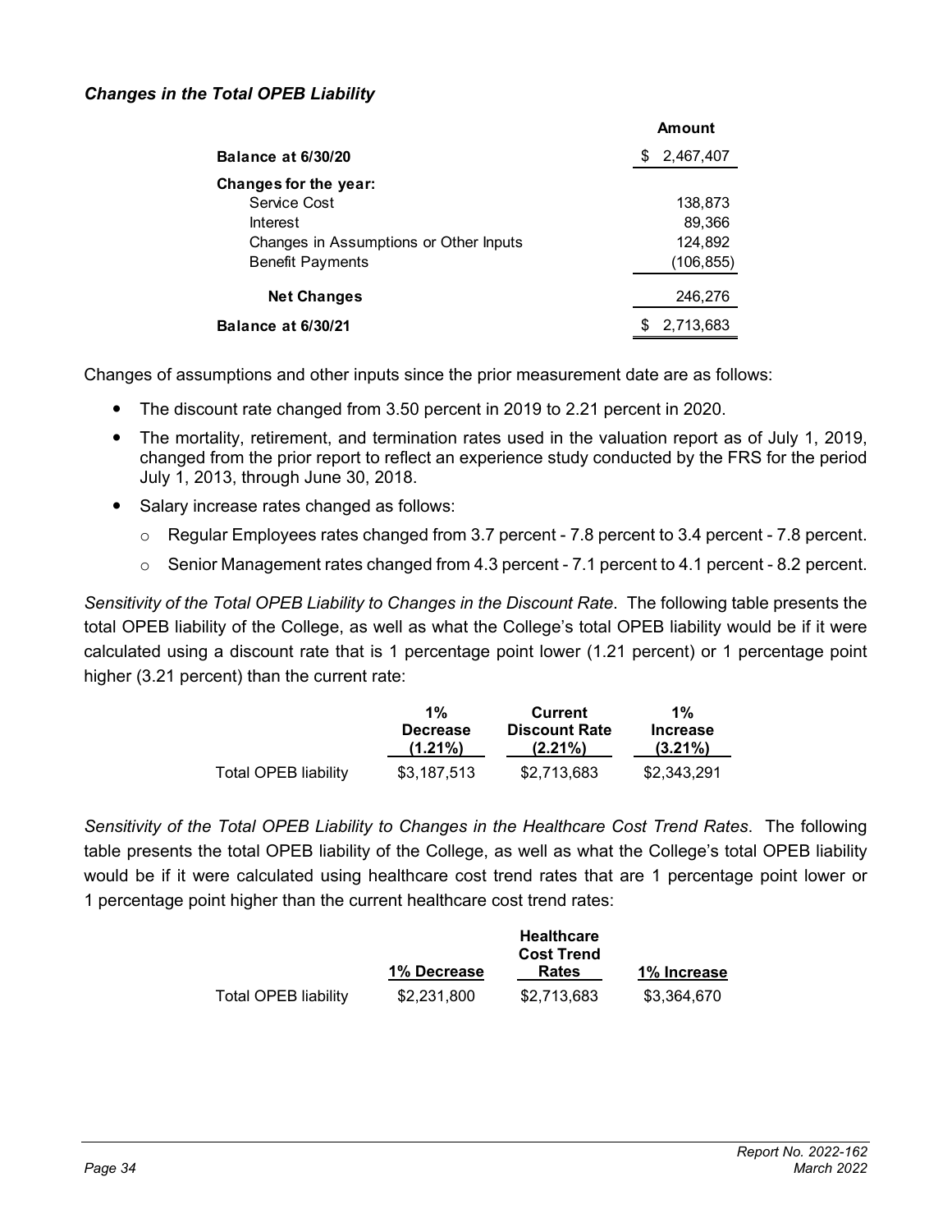### *Changes in the Total OPEB Liability*

| | Amount |
|---|---|
| **Balance at 6/30/20** | $ 2,467,407 |
| **Changes for the year:** | |
| Service Cost | 138,873 |
| Interest | 89,366 |
| Changes in Assumptions or Other Inputs | 124,892 |
| Benefit Payments | (106,855) |
| **Net Changes** | 246,276 |
| **Balance at 6/30/21** | $ 2,713,683 |

Changes of assumptions and other inputs since the prior measurement date are as follows:

- The discount rate changed from 3.50 percent in 2019 to 2.21 percent in 2020.
- The mortality, retirement, and termination rates used in the valuation report as of July 1, 2019, changed from the prior report to reflect an experience study conducted by the FRS for the period July 1, 2013, through June 30, 2018.
- Salary increase rates changed as follows:
  - Regular Employees rates changed from 3.7 percent - 7.8 percent to 3.4 percent - 7.8 percent.
  - Senior Management rates changed from 4.3 percent - 7.1 percent to 4.1 percent - 8.2 percent.

*Sensitivity of the Total OPEB Liability to Changes in the Discount Rate*. The following table presents the total OPEB liability of the College, as well as what the College's total OPEB liability would be if it were calculated using a discount rate that is 1 percentage point lower (1.21 percent) or 1 percentage point higher (3.21 percent) than the current rate:

| | 1% Decrease (1.21%) | Current Discount Rate (2.21%) | 1% Increase (3.21%) |
|---|---|---|---|
| Total OPEB liability | $3,187,513 | $2,713,683 | $2,343,291 |

*Sensitivity of the Total OPEB Liability to Changes in the Healthcare Cost Trend Rates*. The following table presents the total OPEB liability of the College, as well as what the College's total OPEB liability would be if it were calculated using healthcare cost trend rates that are 1 percentage point lower or 1 percentage point higher than the current healthcare cost trend rates:

| | 1% Decrease | Healthcare Cost Trend Rates | 1% Increase |
|---|---|---|---|
| Total OPEB liability | $2,231,800 | $2,713,683 | $3,364,670 |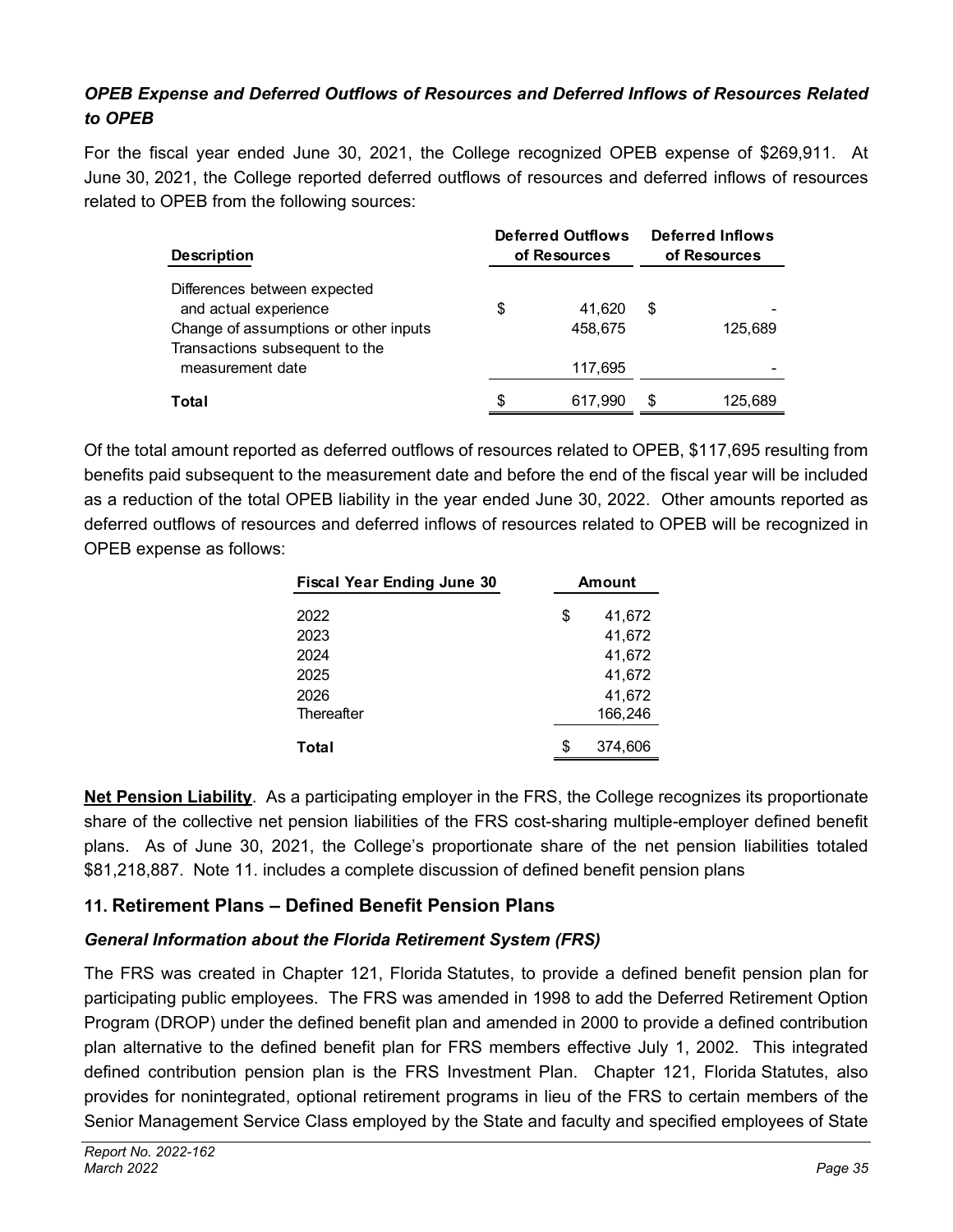### *OPEB Expense and Deferred Outflows of Resources and Deferred Inflows of Resources Related to OPEB*

For the fiscal year ended June 30, 2021, the College recognized OPEB expense of $269,911. At June 30, 2021, the College reported deferred outflows of resources and deferred inflows of resources related to OPEB from the following sources:

| Description | Deferred Outflows of Resources | Deferred Inflows of Resources |
|---|---|---|
| Differences between expected and actual experience | $ 41,620 | $ - |
| Change of assumptions or other inputs | 458,675 | 125,689 |
| Transactions subsequent to the measurement date | 117,695 | - |
| **Total** | $ 617,990 | $ 125,689 |

Of the total amount reported as deferred outflows of resources related to OPEB, $117,695 resulting from benefits paid subsequent to the measurement date and before the end of the fiscal year will be included as a reduction of the total OPEB liability in the year ended June 30, 2022. Other amounts reported as deferred outflows of resources and deferred inflows of resources related to OPEB will be recognized in OPEB expense as follows:

| Fiscal Year Ending June 30 | Amount |
|---|---|
| 2022 | $ 41,672 |
| 2023 | 41,672 |
| 2024 | 41,672 |
| 2025 | 41,672 |
| 2026 | 41,672 |
| Thereafter | 166,246 |
| **Total** | $ 374,606 |

**Net Pension Liability**. As a participating employer in the FRS, the College recognizes its proportionate share of the collective net pension liabilities of the FRS cost-sharing multiple-employer defined benefit plans. As of June 30, 2021, the College's proportionate share of the net pension liabilities totaled $81,218,887. Note 11. includes a complete discussion of defined benefit pension plans

## 11. Retirement Plans – Defined Benefit Pension Plans

### *General Information about the Florida Retirement System (FRS)*

The FRS was created in Chapter 121, Florida Statutes, to provide a defined benefit pension plan for participating public employees. The FRS was amended in 1998 to add the Deferred Retirement Option Program (DROP) under the defined benefit plan and amended in 2000 to provide a defined contribution plan alternative to the defined benefit plan for FRS members effective July 1, 2002. This integrated defined contribution pension plan is the FRS Investment Plan. Chapter 121, Florida Statutes, also provides for nonintegrated, optional retirement programs in lieu of the FRS to certain members of the Senior Management Service Class employed by the State and faculty and specified employees of State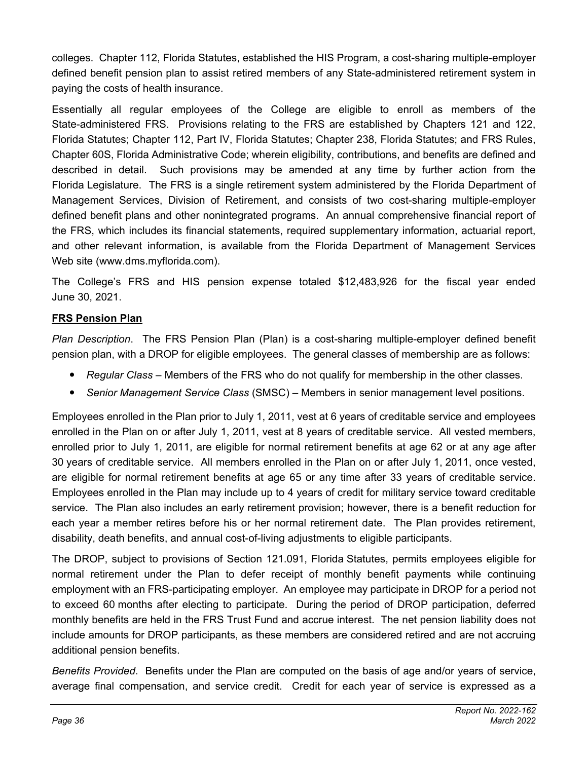colleges. Chapter 112, Florida Statutes, established the HIS Program, a cost-sharing multiple-employer defined benefit pension plan to assist retired members of any State-administered retirement system in paying the costs of health insurance.

Essentially all regular employees of the College are eligible to enroll as members of the State-administered FRS. Provisions relating to the FRS are established by Chapters 121 and 122, Florida Statutes; Chapter 112, Part IV, Florida Statutes; Chapter 238, Florida Statutes; and FRS Rules, Chapter 60S, Florida Administrative Code; wherein eligibility, contributions, and benefits are defined and described in detail. Such provisions may be amended at any time by further action from the Florida Legislature. The FRS is a single retirement system administered by the Florida Department of Management Services, Division of Retirement, and consists of two cost-sharing multiple-employer defined benefit plans and other nonintegrated programs. An annual comprehensive financial report of the FRS, which includes its financial statements, required supplementary information, actuarial report, and other relevant information, is available from the Florida Department of Management Services Web site (www.dms.myflorida.com).

The College's FRS and HIS pension expense totaled $12,483,926 for the fiscal year ended June 30, 2021.

**FRS Pension Plan**

*Plan Description*. The FRS Pension Plan (Plan) is a cost-sharing multiple-employer defined benefit pension plan, with a DROP for eligible employees. The general classes of membership are as follows:

- *Regular Class* – Members of the FRS who do not qualify for membership in the other classes.
- *Senior Management Service Class* (SMSC) – Members in senior management level positions.

Employees enrolled in the Plan prior to July 1, 2011, vest at 6 years of creditable service and employees enrolled in the Plan on or after July 1, 2011, vest at 8 years of creditable service. All vested members, enrolled prior to July 1, 2011, are eligible for normal retirement benefits at age 62 or at any age after 30 years of creditable service. All members enrolled in the Plan on or after July 1, 2011, once vested, are eligible for normal retirement benefits at age 65 or any time after 33 years of creditable service. Employees enrolled in the Plan may include up to 4 years of credit for military service toward creditable service. The Plan also includes an early retirement provision; however, there is a benefit reduction for each year a member retires before his or her normal retirement date. The Plan provides retirement, disability, death benefits, and annual cost-of-living adjustments to eligible participants.

The DROP, subject to provisions of Section 121.091, Florida Statutes, permits employees eligible for normal retirement under the Plan to defer receipt of monthly benefit payments while continuing employment with an FRS-participating employer. An employee may participate in DROP for a period not to exceed 60 months after electing to participate. During the period of DROP participation, deferred monthly benefits are held in the FRS Trust Fund and accrue interest. The net pension liability does not include amounts for DROP participants, as these members are considered retired and are not accruing additional pension benefits.

*Benefits Provided*. Benefits under the Plan are computed on the basis of age and/or years of service, average final compensation, and service credit. Credit for each year of service is expressed as a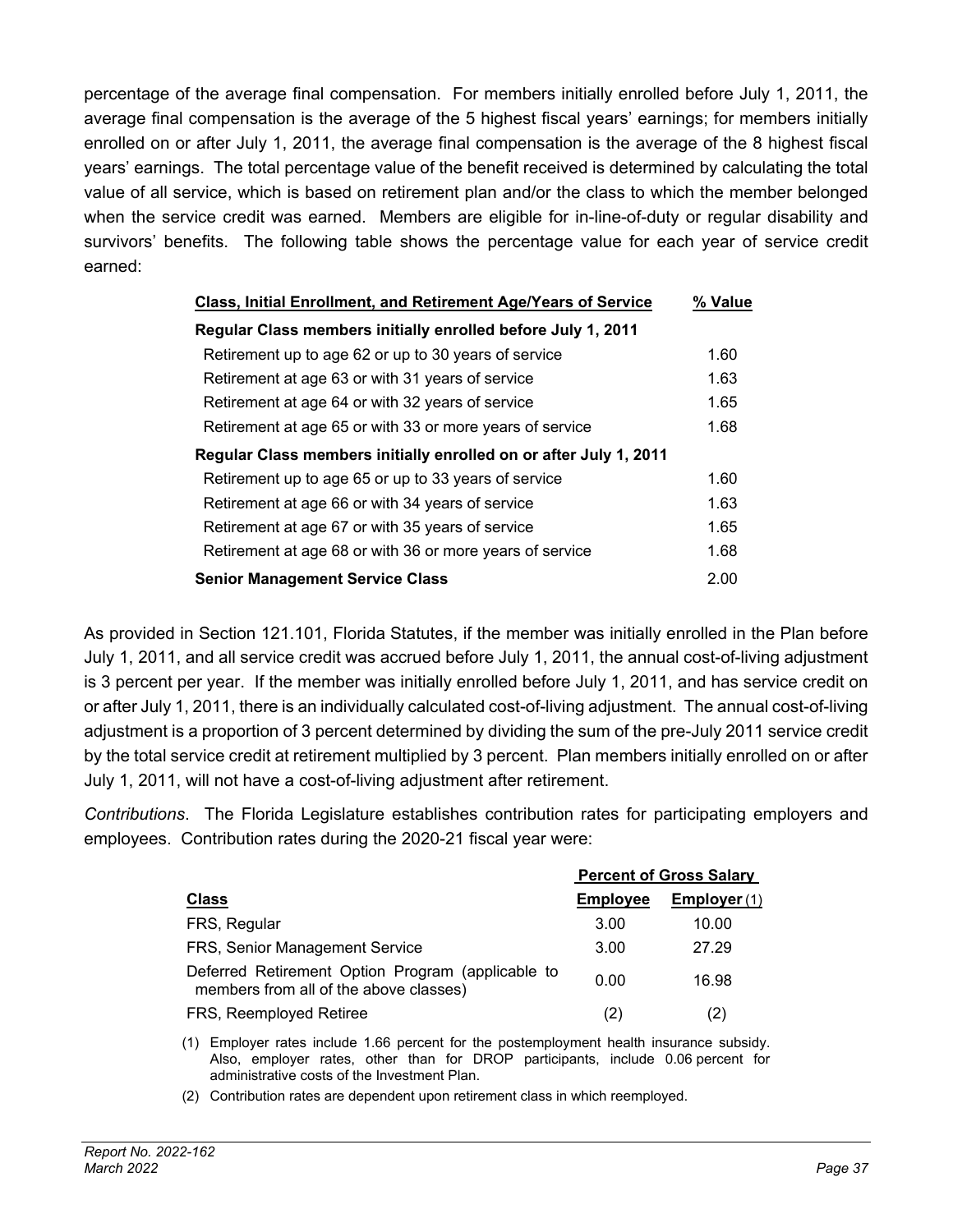percentage of the average final compensation. For members initially enrolled before July 1, 2011, the average final compensation is the average of the 5 highest fiscal years' earnings; for members initially enrolled on or after July 1, 2011, the average final compensation is the average of the 8 highest fiscal years' earnings. The total percentage value of the benefit received is determined by calculating the total value of all service, which is based on retirement plan and/or the class to which the member belonged when the service credit was earned. Members are eligible for in-line-of-duty or regular disability and survivors' benefits. The following table shows the percentage value for each year of service credit earned:

| Class, Initial Enrollment, and Retirement Age/Years of Service | % Value |
|---|---|
| **Regular Class members initially enrolled before July 1, 2011** | |
| Retirement up to age 62 or up to 30 years of service | 1.60 |
| Retirement at age 63 or with 31 years of service | 1.63 |
| Retirement at age 64 or with 32 years of service | 1.65 |
| Retirement at age 65 or with 33 or more years of service | 1.68 |
| **Regular Class members initially enrolled on or after July 1, 2011** | |
| Retirement up to age 65 or up to 33 years of service | 1.60 |
| Retirement at age 66 or with 34 years of service | 1.63 |
| Retirement at age 67 or with 35 years of service | 1.65 |
| Retirement at age 68 or with 36 or more years of service | 1.68 |
| **Senior Management Service Class** | 2.00 |

As provided in Section 121.101, Florida Statutes, if the member was initially enrolled in the Plan before July 1, 2011, and all service credit was accrued before July 1, 2011, the annual cost-of-living adjustment is 3 percent per year. If the member was initially enrolled before July 1, 2011, and has service credit on or after July 1, 2011, there is an individually calculated cost-of-living adjustment. The annual cost-of-living adjustment is a proportion of 3 percent determined by dividing the sum of the pre-July 2011 service credit by the total service credit at retirement multiplied by 3 percent. Plan members initially enrolled on or after July 1, 2011, will not have a cost-of-living adjustment after retirement.

*Contributions*. The Florida Legislature establishes contribution rates for participating employers and employees. Contribution rates during the 2020-21 fiscal year were:

| | Percent of Gross Salary | |
|---|---|---|
| **Class** | **Employee** | **Employer** (1) |
| FRS, Regular | 3.00 | 10.00 |
| FRS, Senior Management Service | 3.00 | 27.29 |
| Deferred Retirement Option Program (applicable to members from all of the above classes) | 0.00 | 16.98 |
| FRS, Reemployed Retiree | (2) | (2) |

(1) Employer rates include 1.66 percent for the postemployment health insurance subsidy. Also, employer rates, other than for DROP participants, include 0.06 percent for administrative costs of the Investment Plan.

(2) Contribution rates are dependent upon retirement class in which reemployed.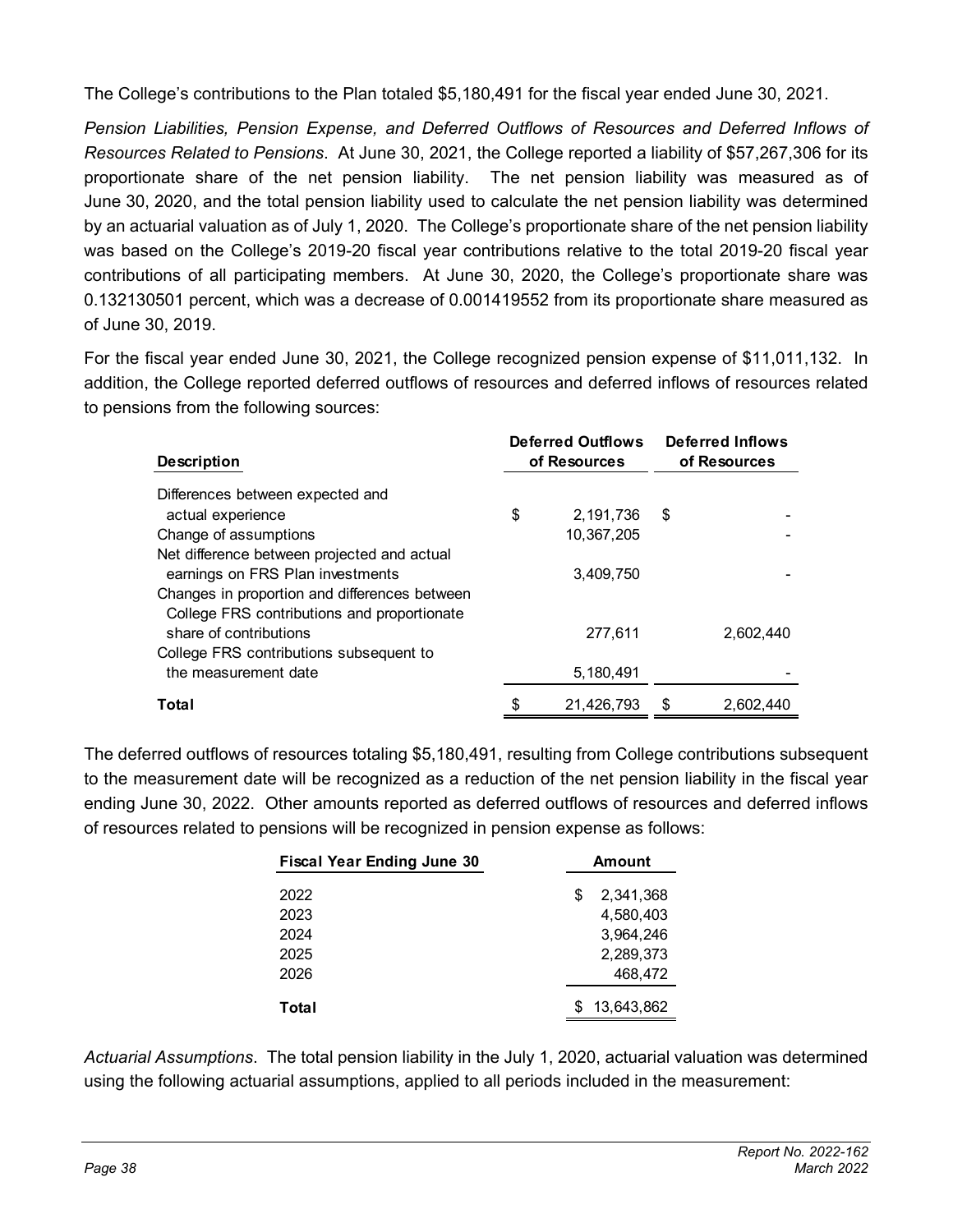The College's contributions to the Plan totaled $5,180,491 for the fiscal year ended June 30, 2021.

*Pension Liabilities, Pension Expense, and Deferred Outflows of Resources and Deferred Inflows of Resources Related to Pensions*. At June 30, 2021, the College reported a liability of $57,267,306 for its proportionate share of the net pension liability. The net pension liability was measured as of June 30, 2020, and the total pension liability used to calculate the net pension liability was determined by an actuarial valuation as of July 1, 2020. The College's proportionate share of the net pension liability was based on the College's 2019-20 fiscal year contributions relative to the total 2019-20 fiscal year contributions of all participating members. At June 30, 2020, the College's proportionate share was 0.132130501 percent, which was a decrease of 0.001419552 from its proportionate share measured as of June 30, 2019.

For the fiscal year ended June 30, 2021, the College recognized pension expense of $11,011,132. In addition, the College reported deferred outflows of resources and deferred inflows of resources related to pensions from the following sources:

| Description | Deferred Outflows of Resources | Deferred Inflows of Resources |
|---|---|---|
| Differences between expected and actual experience | $ 2,191,736 | $ - |
| Change of assumptions | 10,367,205 | - |
| Net difference between projected and actual earnings on FRS Plan investments | 3,409,750 | - |
| Changes in proportion and differences between College FRS contributions and proportionate share of contributions | 277,611 | 2,602,440 |
| College FRS contributions subsequent to the measurement date | 5,180,491 | - |
| **Total** | $ 21,426,793 | $ 2,602,440 |

The deferred outflows of resources totaling $5,180,491, resulting from College contributions subsequent to the measurement date will be recognized as a reduction of the net pension liability in the fiscal year ending June 30, 2022. Other amounts reported as deferred outflows of resources and deferred inflows of resources related to pensions will be recognized in pension expense as follows:

| Fiscal Year Ending June 30 | Amount |
|---|---|
| 2022 | $ 2,341,368 |
| 2023 | 4,580,403 |
| 2024 | 3,964,246 |
| 2025 | 2,289,373 |
| 2026 | 468,472 |
| **Total** | $ 13,643,862 |

*Actuarial Assumptions*. The total pension liability in the July 1, 2020, actuarial valuation was determined using the following actuarial assumptions, applied to all periods included in the measurement: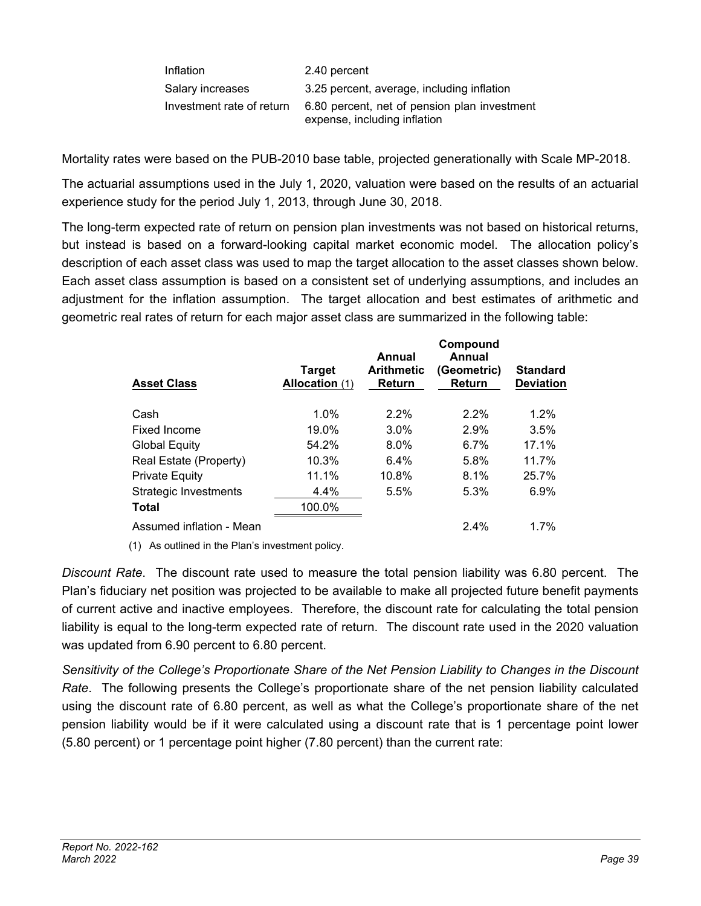| | |
|---|---|
| Inflation | 2.40 percent |
| Salary increases | 3.25 percent, average, including inflation |
| Investment rate of return | 6.80 percent, net of pension plan investment expense, including inflation |

Mortality rates were based on the PUB-2010 base table, projected generationally with Scale MP-2018.

The actuarial assumptions used in the July 1, 2020, valuation were based on the results of an actuarial experience study for the period July 1, 2013, through June 30, 2018.

The long-term expected rate of return on pension plan investments was not based on historical returns, but instead is based on a forward-looking capital market economic model. The allocation policy's description of each asset class was used to map the target allocation to the asset classes shown below. Each asset class assumption is based on a consistent set of underlying assumptions, and includes an adjustment for the inflation assumption. The target allocation and best estimates of arithmetic and geometric real rates of return for each major asset class are summarized in the following table:

| Asset Class | Target Allocation (1) | Annual Arithmetic Return | Compound Annual (Geometric) Return | Standard Deviation |
|---|---|---|---|---|
| Cash | 1.0% | 2.2% | 2.2% | 1.2% |
| Fixed Income | 19.0% | 3.0% | 2.9% | 3.5% |
| Global Equity | 54.2% | 8.0% | 6.7% | 17.1% |
| Real Estate (Property) | 10.3% | 6.4% | 5.8% | 11.7% |
| Private Equity | 11.1% | 10.8% | 8.1% | 25.7% |
| Strategic Investments | 4.4% | 5.5% | 5.3% | 6.9% |
| **Total** | 100.0% | | | |
| Assumed inflation - Mean | | | 2.4% | 1.7% |

(1) As outlined in the Plan's investment policy.

*Discount Rate*. The discount rate used to measure the total pension liability was 6.80 percent. The Plan's fiduciary net position was projected to be available to make all projected future benefit payments of current active and inactive employees. Therefore, the discount rate for calculating the total pension liability is equal to the long-term expected rate of return. The discount rate used in the 2020 valuation was updated from 6.90 percent to 6.80 percent.

*Sensitivity of the College's Proportionate Share of the Net Pension Liability to Changes in the Discount Rate*. The following presents the College's proportionate share of the net pension liability calculated using the discount rate of 6.80 percent, as well as what the College's proportionate share of the net pension liability would be if it were calculated using a discount rate that is 1 percentage point lower (5.80 percent) or 1 percentage point higher (7.80 percent) than the current rate: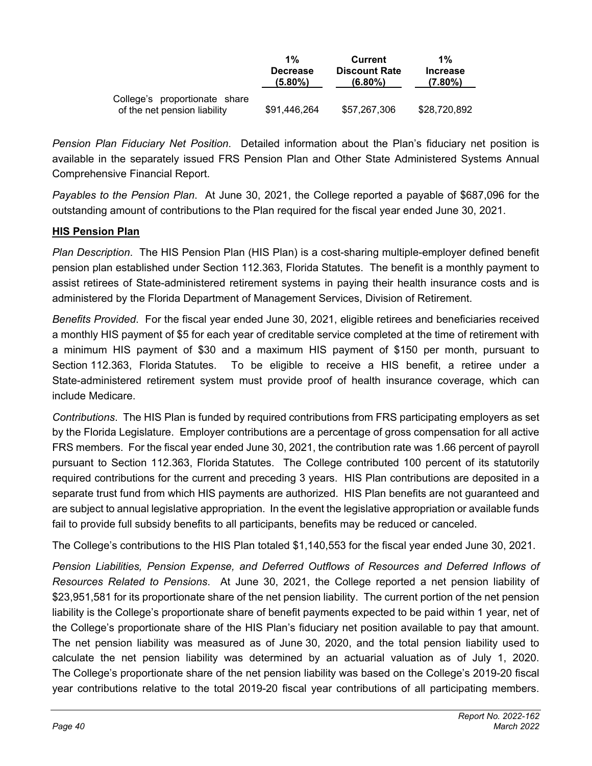| | 1% Decrease (5.80%) | Current Discount Rate (6.80%) | 1% Increase (7.80%) |
|---|---|---|---|
| College's proportionate share of the net pension liability | $91,446,264 | $57,267,306 | $28,720,892 |

*Pension Plan Fiduciary Net Position*. Detailed information about the Plan's fiduciary net position is available in the separately issued FRS Pension Plan and Other State Administered Systems Annual Comprehensive Financial Report.

*Payables to the Pension Plan*. At June 30, 2021, the College reported a payable of $687,096 for the outstanding amount of contributions to the Plan required for the fiscal year ended June 30, 2021.

**HIS Pension Plan**

*Plan Description*. The HIS Pension Plan (HIS Plan) is a cost-sharing multiple-employer defined benefit pension plan established under Section 112.363, Florida Statutes. The benefit is a monthly payment to assist retirees of State-administered retirement systems in paying their health insurance costs and is administered by the Florida Department of Management Services, Division of Retirement.

*Benefits Provided*. For the fiscal year ended June 30, 2021, eligible retirees and beneficiaries received a monthly HIS payment of $5 for each year of creditable service completed at the time of retirement with a minimum HIS payment of $30 and a maximum HIS payment of $150 per month, pursuant to Section 112.363, Florida Statutes. To be eligible to receive a HIS benefit, a retiree under a State-administered retirement system must provide proof of health insurance coverage, which can include Medicare.

*Contributions*. The HIS Plan is funded by required contributions from FRS participating employers as set by the Florida Legislature. Employer contributions are a percentage of gross compensation for all active FRS members. For the fiscal year ended June 30, 2021, the contribution rate was 1.66 percent of payroll pursuant to Section 112.363, Florida Statutes. The College contributed 100 percent of its statutorily required contributions for the current and preceding 3 years. HIS Plan contributions are deposited in a separate trust fund from which HIS payments are authorized. HIS Plan benefits are not guaranteed and are subject to annual legislative appropriation. In the event the legislative appropriation or available funds fail to provide full subsidy benefits to all participants, benefits may be reduced or canceled.

The College's contributions to the HIS Plan totaled $1,140,553 for the fiscal year ended June 30, 2021.

*Pension Liabilities, Pension Expense, and Deferred Outflows of Resources and Deferred Inflows of Resources Related to Pensions*. At June 30, 2021, the College reported a net pension liability of $23,951,581 for its proportionate share of the net pension liability. The current portion of the net pension liability is the College's proportionate share of benefit payments expected to be paid within 1 year, net of the College's proportionate share of the HIS Plan's fiduciary net position available to pay that amount. The net pension liability was measured as of June 30, 2020, and the total pension liability used to calculate the net pension liability was determined by an actuarial valuation as of July 1, 2020. The College's proportionate share of the net pension liability was based on the College's 2019-20 fiscal year contributions relative to the total 2019-20 fiscal year contributions of all participating members.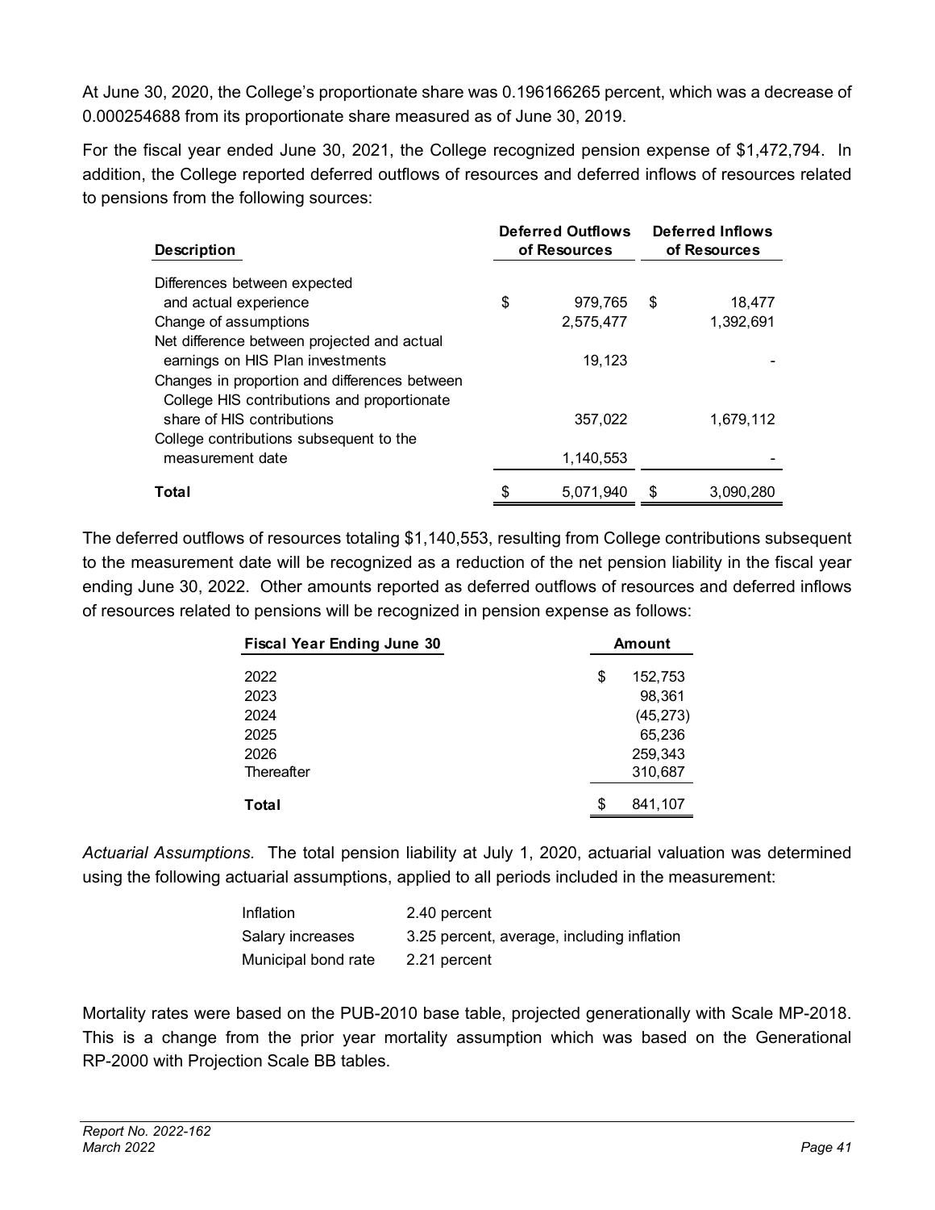At June 30, 2020, the College's proportionate share was 0.196166265 percent, which was a decrease of 0.000254688 from its proportionate share measured as of June 30, 2019.

For the fiscal year ended June 30, 2021, the College recognized pension expense of $1,472,794. In addition, the College reported deferred outflows of resources and deferred inflows of resources related to pensions from the following sources:

| Description | Deferred Outflows of Resources | Deferred Inflows of Resources |
|---|---|---|
| Differences between expected and actual experience | $ 979,765 | $ 18,477 |
| Change of assumptions | 2,575,477 | 1,392,691 |
| Net difference between projected and actual earnings on HIS Plan investments | 19,123 | - |
| Changes in proportion and differences between College HIS contributions and proportionate share of HIS contributions | 357,022 | 1,679,112 |
| College contributions subsequent to the measurement date | 1,140,553 | - |
| **Total** | $ 5,071,940 | $ 3,090,280 |

The deferred outflows of resources totaling $1,140,553, resulting from College contributions subsequent to the measurement date will be recognized as a reduction of the net pension liability in the fiscal year ending June 30, 2022. Other amounts reported as deferred outflows of resources and deferred inflows of resources related to pensions will be recognized in pension expense as follows:

| Fiscal Year Ending June 30 | Amount |
|---|---|
| 2022 | $ 152,753 |
| 2023 | 98,361 |
| 2024 | (45,273) |
| 2025 | 65,236 |
| 2026 | 259,343 |
| Thereafter | 310,687 |
| **Total** | $ 841,107 |

*Actuarial Assumptions.* The total pension liability at July 1, 2020, actuarial valuation was determined using the following actuarial assumptions, applied to all periods included in the measurement:

| | |
|---|---|
| Inflation | 2.40 percent |
| Salary increases | 3.25 percent, average, including inflation |
| Municipal bond rate | 2.21 percent |

Mortality rates were based on the PUB-2010 base table, projected generationally with Scale MP-2018. This is a change from the prior year mortality assumption which was based on the Generational RP-2000 with Projection Scale BB tables.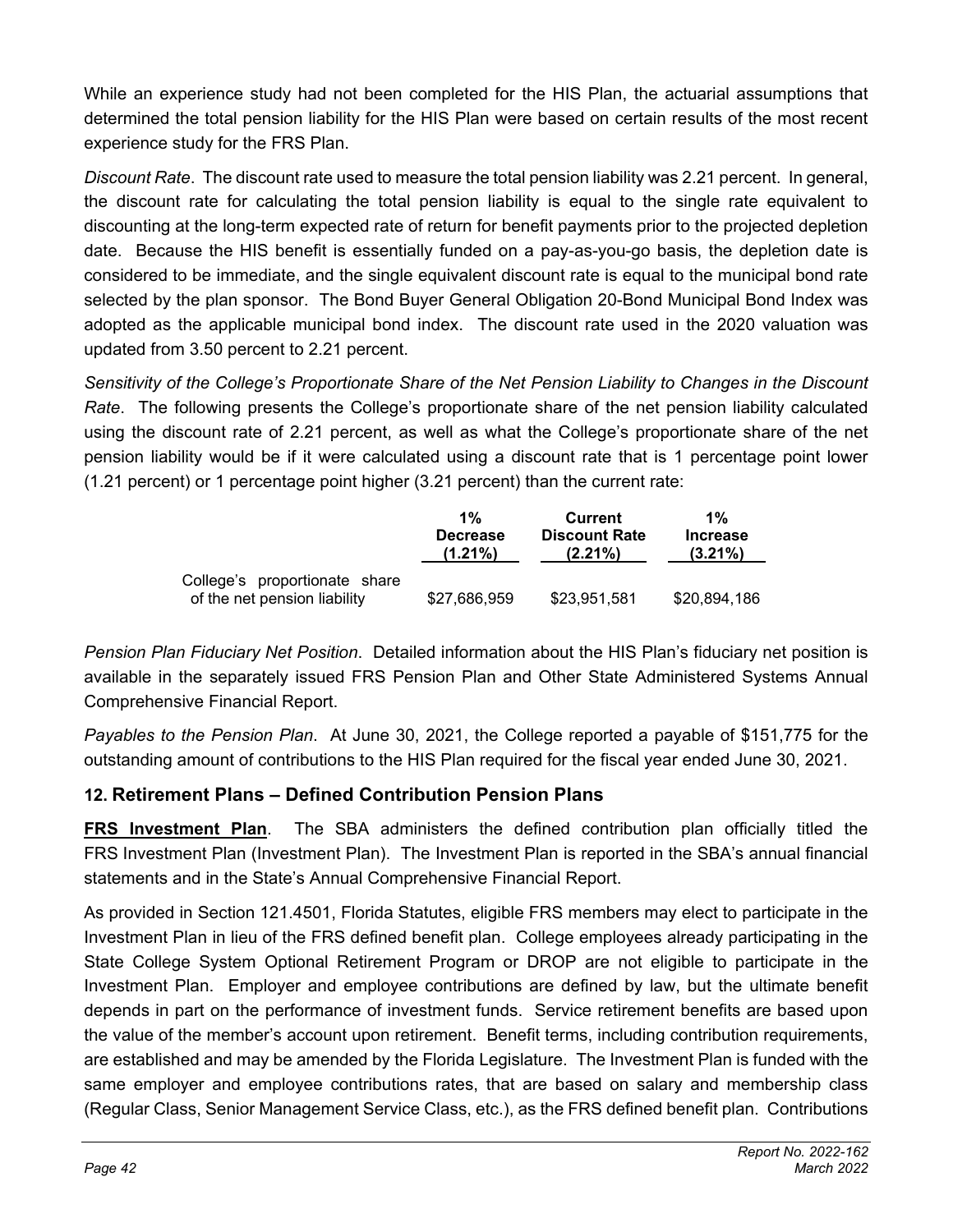While an experience study had not been completed for the HIS Plan, the actuarial assumptions that determined the total pension liability for the HIS Plan were based on certain results of the most recent experience study for the FRS Plan.

*Discount Rate*. The discount rate used to measure the total pension liability was 2.21 percent. In general, the discount rate for calculating the total pension liability is equal to the single rate equivalent to discounting at the long-term expected rate of return for benefit payments prior to the projected depletion date. Because the HIS benefit is essentially funded on a pay-as-you-go basis, the depletion date is considered to be immediate, and the single equivalent discount rate is equal to the municipal bond rate selected by the plan sponsor. The Bond Buyer General Obligation 20-Bond Municipal Bond Index was adopted as the applicable municipal bond index. The discount rate used in the 2020 valuation was updated from 3.50 percent to 2.21 percent.

*Sensitivity of the College's Proportionate Share of the Net Pension Liability to Changes in the Discount Rate*. The following presents the College's proportionate share of the net pension liability calculated using the discount rate of 2.21 percent, as well as what the College's proportionate share of the net pension liability would be if it were calculated using a discount rate that is 1 percentage point lower (1.21 percent) or 1 percentage point higher (3.21 percent) than the current rate:

| | 1% Decrease (1.21%) | Current Discount Rate (2.21%) | 1% Increase (3.21%) |
|---|---|---|---|
| College's proportionate share of the net pension liability | $27,686,959 | $23,951,581 | $20,894,186 |

*Pension Plan Fiduciary Net Position*. Detailed information about the HIS Plan's fiduciary net position is available in the separately issued FRS Pension Plan and Other State Administered Systems Annual Comprehensive Financial Report.

*Payables to the Pension Plan*. At June 30, 2021, the College reported a payable of $151,775 for the outstanding amount of contributions to the HIS Plan required for the fiscal year ended June 30, 2021.

## 12. Retirement Plans – Defined Contribution Pension Plans

**FRS Investment Plan**. The SBA administers the defined contribution plan officially titled the FRS Investment Plan (Investment Plan). The Investment Plan is reported in the SBA's annual financial statements and in the State's Annual Comprehensive Financial Report.

As provided in Section 121.4501, Florida Statutes, eligible FRS members may elect to participate in the Investment Plan in lieu of the FRS defined benefit plan. College employees already participating in the State College System Optional Retirement Program or DROP are not eligible to participate in the Investment Plan. Employer and employee contributions are defined by law, but the ultimate benefit depends in part on the performance of investment funds. Service retirement benefits are based upon the value of the member's account upon retirement. Benefit terms, including contribution requirements, are established and may be amended by the Florida Legislature. The Investment Plan is funded with the same employer and employee contributions rates, that are based on salary and membership class (Regular Class, Senior Management Service Class, etc.), as the FRS defined benefit plan. Contributions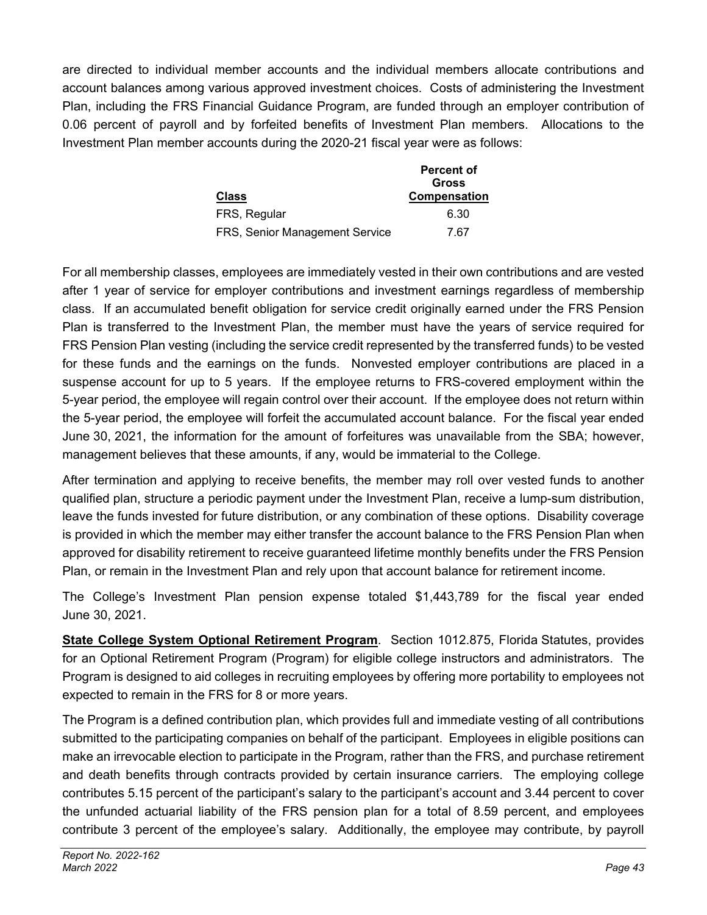are directed to individual member accounts and the individual members allocate contributions and account balances among various approved investment choices. Costs of administering the Investment Plan, including the FRS Financial Guidance Program, are funded through an employer contribution of 0.06 percent of payroll and by forfeited benefits of Investment Plan members. Allocations to the Investment Plan member accounts during the 2020-21 fiscal year were as follows:

| Class | Percent of Gross Compensation |
|---|---|
| FRS, Regular | 6.30 |
| FRS, Senior Management Service | 7.67 |

For all membership classes, employees are immediately vested in their own contributions and are vested after 1 year of service for employer contributions and investment earnings regardless of membership class. If an accumulated benefit obligation for service credit originally earned under the FRS Pension Plan is transferred to the Investment Plan, the member must have the years of service required for FRS Pension Plan vesting (including the service credit represented by the transferred funds) to be vested for these funds and the earnings on the funds. Nonvested employer contributions are placed in a suspense account for up to 5 years. If the employee returns to FRS-covered employment within the 5-year period, the employee will regain control over their account. If the employee does not return within the 5-year period, the employee will forfeit the accumulated account balance. For the fiscal year ended June 30, 2021, the information for the amount of forfeitures was unavailable from the SBA; however, management believes that these amounts, if any, would be immaterial to the College.

After termination and applying to receive benefits, the member may roll over vested funds to another qualified plan, structure a periodic payment under the Investment Plan, receive a lump-sum distribution, leave the funds invested for future distribution, or any combination of these options. Disability coverage is provided in which the member may either transfer the account balance to the FRS Pension Plan when approved for disability retirement to receive guaranteed lifetime monthly benefits under the FRS Pension Plan, or remain in the Investment Plan and rely upon that account balance for retirement income.

The College's Investment Plan pension expense totaled $1,443,789 for the fiscal year ended June 30, 2021.

**State College System Optional Retirement Program**. Section 1012.875, Florida Statutes, provides for an Optional Retirement Program (Program) for eligible college instructors and administrators. The Program is designed to aid colleges in recruiting employees by offering more portability to employees not expected to remain in the FRS for 8 or more years.

The Program is a defined contribution plan, which provides full and immediate vesting of all contributions submitted to the participating companies on behalf of the participant. Employees in eligible positions can make an irrevocable election to participate in the Program, rather than the FRS, and purchase retirement and death benefits through contracts provided by certain insurance carriers. The employing college contributes 5.15 percent of the participant's salary to the participant's account and 3.44 percent to cover the unfunded actuarial liability of the FRS pension plan for a total of 8.59 percent, and employees contribute 3 percent of the employee's salary. Additionally, the employee may contribute, by payroll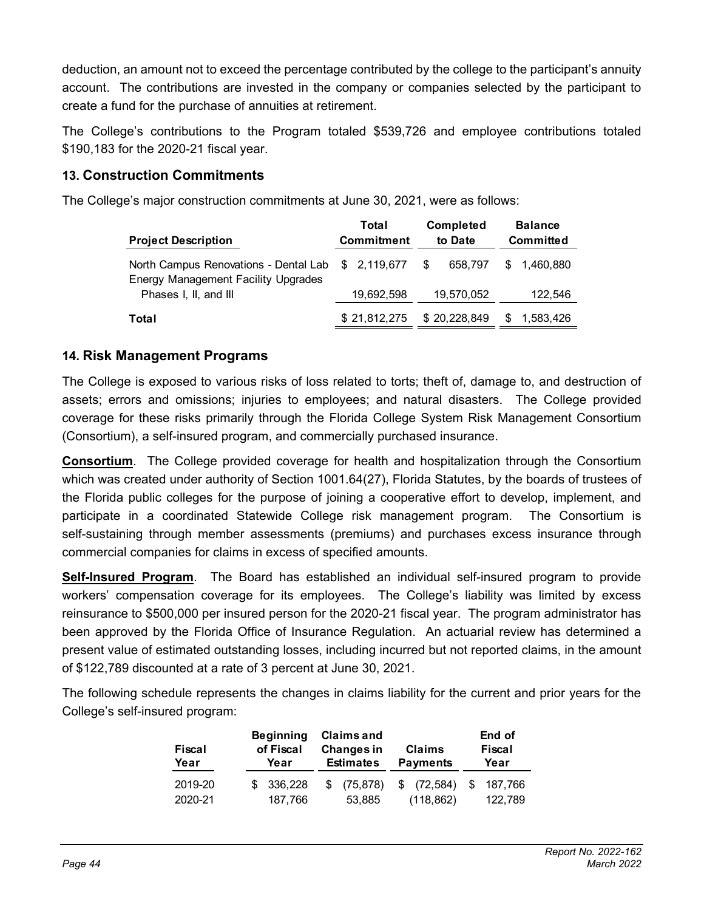deduction, an amount not to exceed the percentage contributed by the college to the participant's annuity account. The contributions are invested in the company or companies selected by the participant to create a fund for the purchase of annuities at retirement.

The College's contributions to the Program totaled $539,726 and employee contributions totaled $190,183 for the 2020-21 fiscal year.

## 13. Construction Commitments

The College's major construction commitments at June 30, 2021, were as follows:

| Project Description | Total Commitment | Completed to Date | Balance Committed |
|---|---|---|---|
| North Campus Renovations - Dental Lab | $ 2,119,677 | $ 658,797 | $ 1,460,880 |
| Energy Management Facility Upgrades Phases I, II, and III | 19,692,598 | 19,570,052 | 122,546 |
| **Total** | $ 21,812,275 | $ 20,228,849 | $ 1,583,426 |

## 14. Risk Management Programs

The College is exposed to various risks of loss related to torts; theft of, damage to, and destruction of assets; errors and omissions; injuries to employees; and natural disasters. The College provided coverage for these risks primarily through the Florida College System Risk Management Consortium (Consortium), a self-insured program, and commercially purchased insurance.

**Consortium**. The College provided coverage for health and hospitalization through the Consortium which was created under authority of Section 1001.64(27), Florida Statutes, by the boards of trustees of the Florida public colleges for the purpose of joining a cooperative effort to develop, implement, and participate in a coordinated Statewide College risk management program. The Consortium is self-sustaining through member assessments (premiums) and purchases excess insurance through commercial companies for claims in excess of specified amounts.

**Self-Insured Program**. The Board has established an individual self-insured program to provide workers' compensation coverage for its employees. The College's liability was limited by excess reinsurance to $500,000 per insured person for the 2020-21 fiscal year. The program administrator has been approved by the Florida Office of Insurance Regulation. An actuarial review has determined a present value of estimated outstanding losses, including incurred but not reported claims, in the amount of $122,789 discounted at a rate of 3 percent at June 30, 2021.

The following schedule represents the changes in claims liability for the current and prior years for the College's self-insured program:

| Fiscal Year | Beginning of Fiscal Year | Claims and Changes in Estimates | Claims Payments | End of Fiscal Year |
|---|---|---|---|---|
| 2019-20 | $ 336,228 | $ (75,878) | $ (72,584) | $ 187,766 |
| 2020-21 | 187,766 | 53,885 | (118,862) | 122,789 |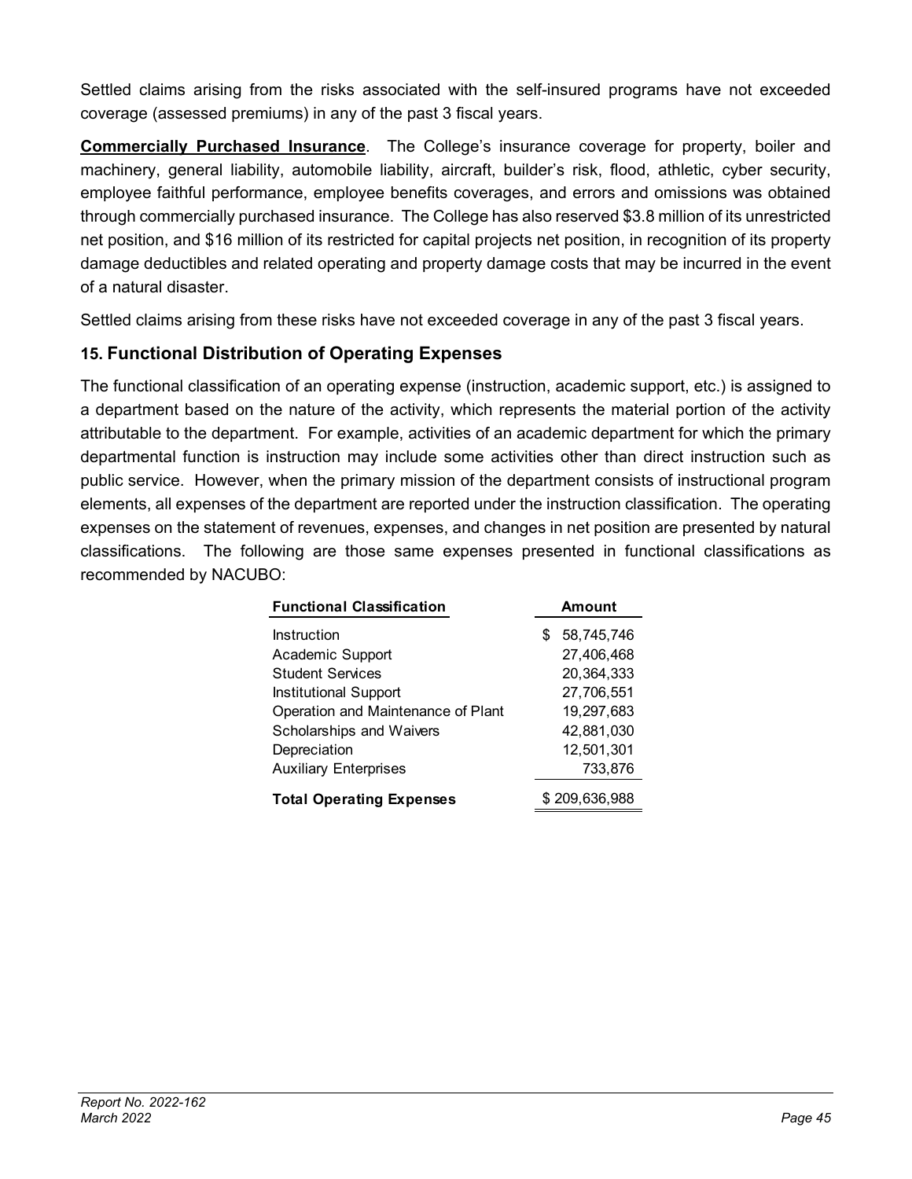Settled claims arising from the risks associated with the self-insured programs have not exceeded coverage (assessed premiums) in any of the past 3 fiscal years.

**Commercially Purchased Insurance**. The College's insurance coverage for property, boiler and machinery, general liability, automobile liability, aircraft, builder's risk, flood, athletic, cyber security, employee faithful performance, employee benefits coverages, and errors and omissions was obtained through commercially purchased insurance. The College has also reserved $3.8 million of its unrestricted net position, and $16 million of its restricted for capital projects net position, in recognition of its property damage deductibles and related operating and property damage costs that may be incurred in the event of a natural disaster.

Settled claims arising from these risks have not exceeded coverage in any of the past 3 fiscal years.

## 15. Functional Distribution of Operating Expenses

The functional classification of an operating expense (instruction, academic support, etc.) is assigned to a department based on the nature of the activity, which represents the material portion of the activity attributable to the department. For example, activities of an academic department for which the primary departmental function is instruction may include some activities other than direct instruction such as public service. However, when the primary mission of the department consists of instructional program elements, all expenses of the department are reported under the instruction classification. The operating expenses on the statement of revenues, expenses, and changes in net position are presented by natural classifications. The following are those same expenses presented in functional classifications as recommended by NACUBO:

| Functional Classification | Amount |
|---|---|
| Instruction | $ 58,745,746 |
| Academic Support | 27,406,468 |
| Student Services | 20,364,333 |
| Institutional Support | 27,706,551 |
| Operation and Maintenance of Plant | 19,297,683 |
| Scholarships and Waivers | 42,881,030 |
| Depreciation | 12,501,301 |
| Auxiliary Enterprises | 733,876 |
| **Total Operating Expenses** | $ 209,636,988 |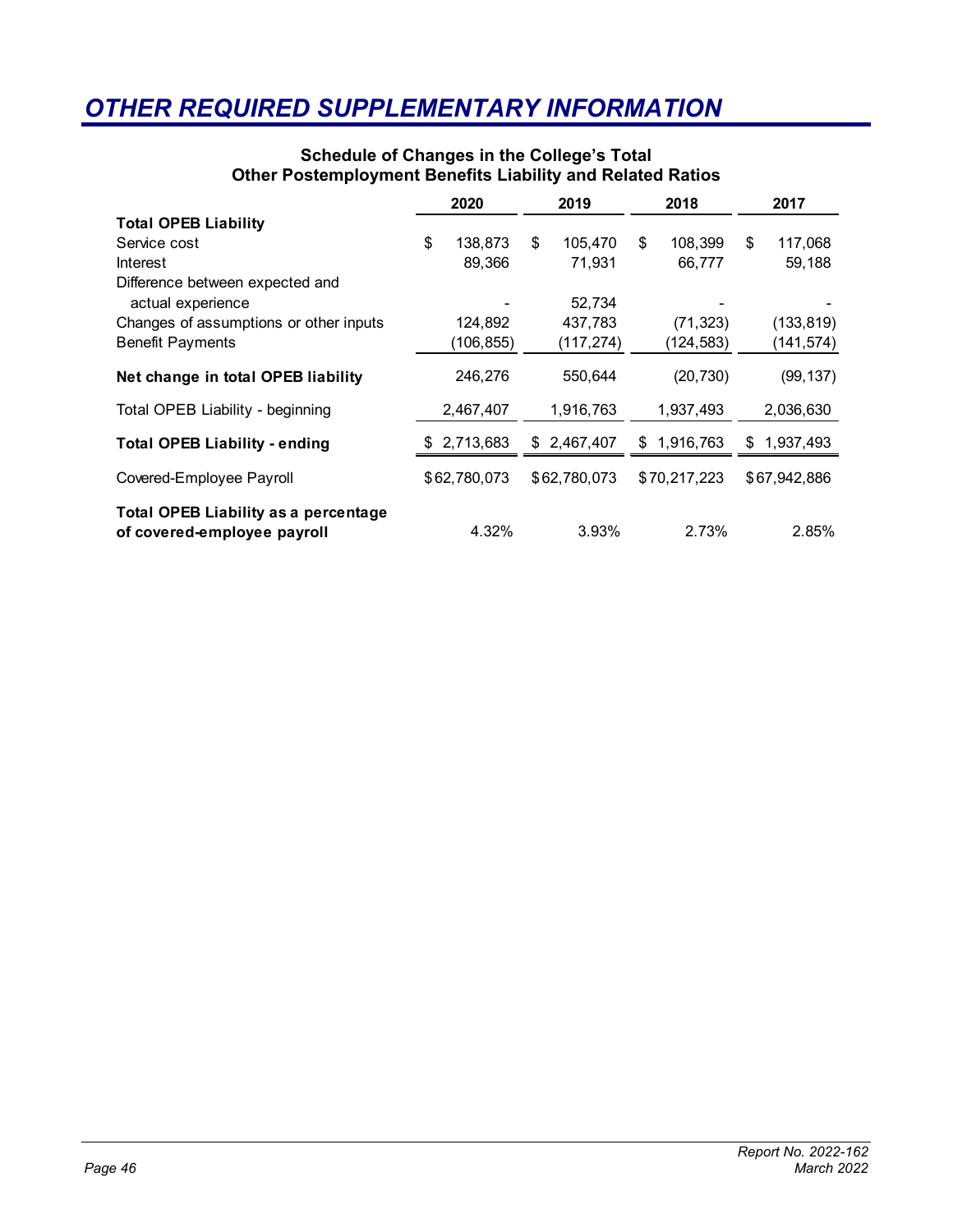# OTHER REQUIRED SUPPLEMENTARY INFORMATION

### Schedule of Changes in the College's Total Other Postemployment Benefits Liability and Related Ratios

| | 2020 | 2019 | 2018 | 2017 |
|---|---|---|---|---|
| **Total OPEB Liability** | | | | |
| Service cost | $ 138,873 | $ 105,470 | $ 108,399 | $ 117,068 |
| Interest | 89,366 | 71,931 | 66,777 | 59,188 |
| Difference between expected and actual experience | - | 52,734 | - | - |
| Changes of assumptions or other inputs | 124,892 | 437,783 | (71,323) | (133,819) |
| Benefit Payments | (106,855) | (117,274) | (124,583) | (141,574) |
| **Net change in total OPEB liability** | 246,276 | 550,644 | (20,730) | (99,137) |
| Total OPEB Liability - beginning | 2,467,407 | 1,916,763 | 1,937,493 | 2,036,630 |
| **Total OPEB Liability - ending** | $ 2,713,683 | $ 2,467,407 | $ 1,916,763 | $ 1,937,493 |
| Covered-Employee Payroll | $62,780,073 | $62,780,073 | $70,217,223 | $67,942,886 |
| **Total OPEB Liability as a percentage of covered-employee payroll** | 4.32% | 3.93% | 2.73% | 2.85% |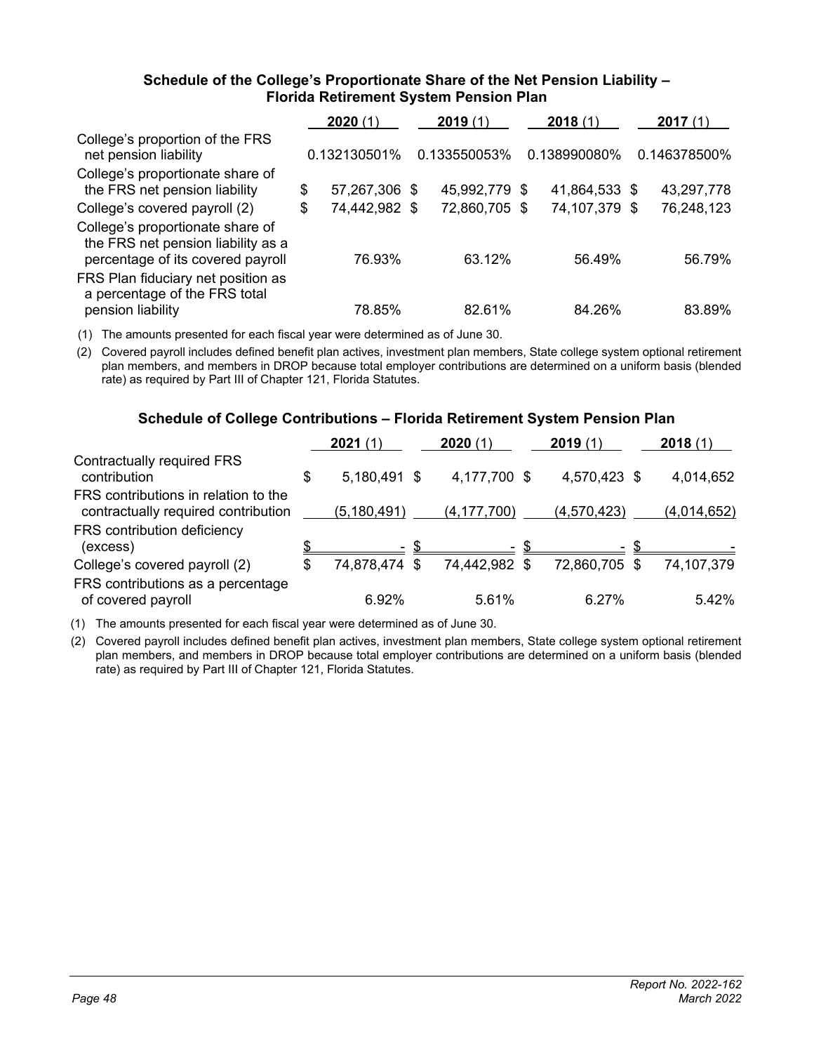### Schedule of the College's Proportionate Share of the Net Pension Liability – Florida Retirement System Pension Plan

| | **2020** (1) | **2019** (1) | **2018** (1) | **2017** (1) |
|---|---|---|---|---|
| College's proportion of the FRS net pension liability | 0.132130501% | 0.133550053% | 0.138990080% | 0.146378500% |
| College's proportionate share of the FRS net pension liability | $ 57,267,306 | $ 45,992,779 | $ 41,864,533 | $ 43,297,778 |
| College's covered payroll (2) | $ 74,442,982 | $ 72,860,705 | $ 74,107,379 | $ 76,248,123 |
| College's proportionate share of the FRS net pension liability as a percentage of its covered payroll | 76.93% | 63.12% | 56.49% | 56.79% |
| FRS Plan fiduciary net position as a percentage of the FRS total pension liability | 78.85% | 82.61% | 84.26% | 83.89% |

(1) The amounts presented for each fiscal year were determined as of June 30.

(2) Covered payroll includes defined benefit plan actives, investment plan members, State college system optional retirement plan members, and members in DROP because total employer contributions are determined on a uniform basis (blended rate) as required by Part III of Chapter 121, Florida Statutes.

### Schedule of College Contributions – Florida Retirement System Pension Plan

| | **2021** (1) | **2020** (1) | **2019** (1) | **2018** (1) |
|---|---|---|---|---|
| Contractually required FRS contribution | $ 5,180,491 | $ 4,177,700 | $ 4,570,423 | $ 4,014,652 |
| FRS contributions in relation to the contractually required contribution | (5,180,491) | (4,177,700) | (4,570,423) | (4,014,652) |
| FRS contribution deficiency (excess) | $ - | $ - | $ - | $ - |
| College's covered payroll (2) | $ 74,878,474 | $ 74,442,982 | $ 72,860,705 | $ 74,107,379 |
| FRS contributions as a percentage of covered payroll | 6.92% | 5.61% | 6.27% | 5.42% |

(1) The amounts presented for each fiscal year were determined as of June 30.

(2) Covered payroll includes defined benefit plan actives, investment plan members, State college system optional retirement plan members, and members in DROP because total employer contributions are determined on a uniform basis (blended rate) as required by Part III of Chapter 121, Florida Statutes.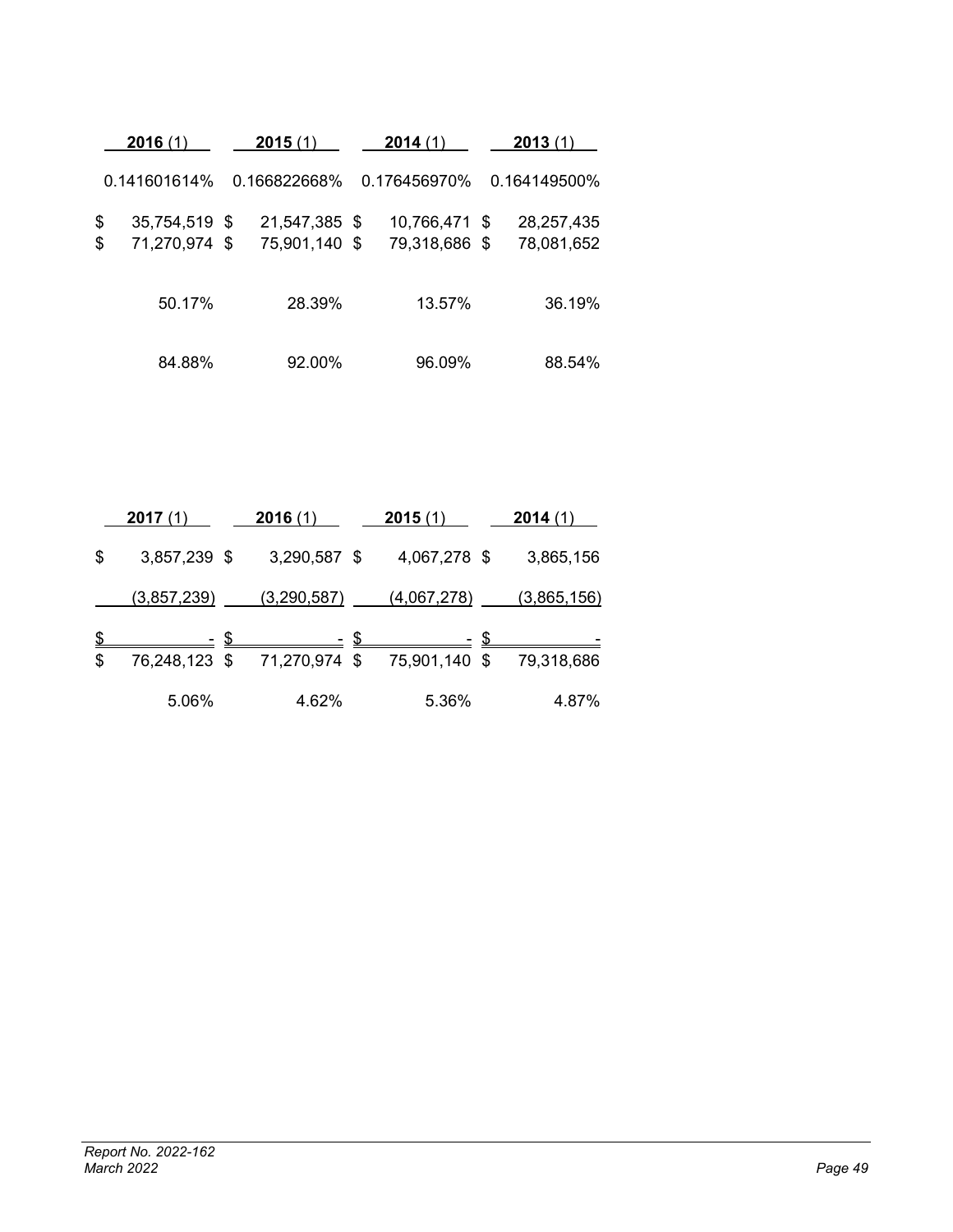| **2016** (1) | **2015** (1) | **2014** (1) | **2013** (1) |
|---|---|---|---|
| 0.141601614% | 0.166822668% | 0.176456970% | 0.164149500% |
| $ 35,754,519 | $ 21,547,385 | $ 10,766,471 | $ 28,257,435 |
| $ 71,270,974 | $ 75,901,140 | $ 79,318,686 | $ 78,081,652 |
| 50.17% | 28.39% | 13.57% | 36.19% |
| 84.88% | 92.00% | 96.09% | 88.54% |

| **2017** (1) | **2016** (1) | **2015** (1) | **2014** (1) |
|---|---|---|---|
| $ 3,857,239 | $ 3,290,587 | $ 4,067,278 | $ 3,865,156 |
| (3,857,239) | (3,290,587) | (4,067,278) | (3,865,156) |
| $ - | $ - | $ - | $ - |
| $ 76,248,123 | $ 71,270,974 | $ 75,901,140 | $ 79,318,686 |
| 5.06% | 4.62% | 5.36% | 4.87% |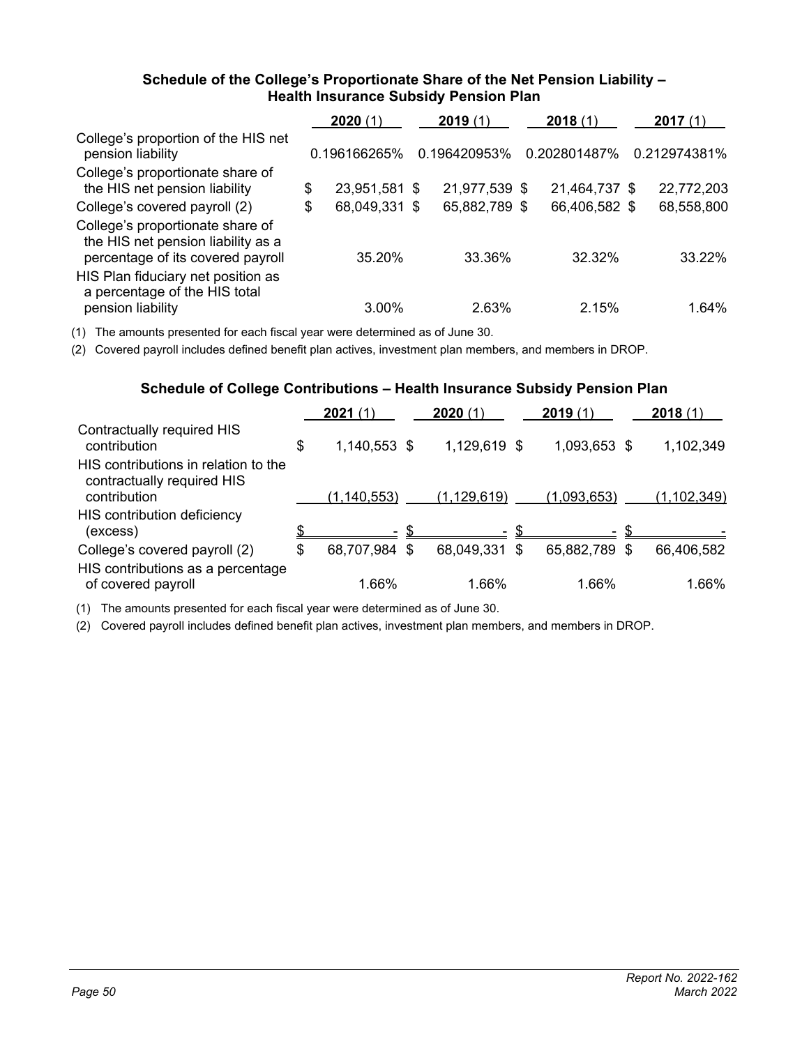### Schedule of the College's Proportionate Share of the Net Pension Liability – Health Insurance Subsidy Pension Plan

| | **2020** (1) | **2019** (1) | **2018** (1) | **2017** (1) |
|---|---|---|---|---|
| College's proportion of the HIS net pension liability | 0.196166265% | 0.196420953% | 0.202801487% | 0.212974381% |
| College's proportionate share of the HIS net pension liability | $ 23,951,581 | $ 21,977,539 | $ 21,464,737 | $ 22,772,203 |
| College's covered payroll (2) | $ 68,049,331 | $ 65,882,789 | $ 66,406,582 | $ 68,558,800 |
| College's proportionate share of the HIS net pension liability as a percentage of its covered payroll | 35.20% | 33.36% | 32.32% | 33.22% |
| HIS Plan fiduciary net position as a percentage of the HIS total pension liability | 3.00% | 2.63% | 2.15% | 1.64% |

(1) The amounts presented for each fiscal year were determined as of June 30.

(2) Covered payroll includes defined benefit plan actives, investment plan members, and members in DROP.

### Schedule of College Contributions – Health Insurance Subsidy Pension Plan

| | **2021** (1) | **2020** (1) | **2019** (1) | **2018** (1) |
|---|---|---|---|---|
| Contractually required HIS contribution | $ 1,140,553 | $ 1,129,619 | $ 1,093,653 | $ 1,102,349 |
| HIS contributions in relation to the contractually required HIS contribution | (1,140,553) | (1,129,619) | (1,093,653) | (1,102,349) |
| HIS contribution deficiency (excess) | $ - | $ - | $ - | $ - |
| College's covered payroll (2) | $ 68,707,984 | $ 68,049,331 | $ 65,882,789 | $ 66,406,582 |
| HIS contributions as a percentage of covered payroll | 1.66% | 1.66% | 1.66% | 1.66% |

(1) The amounts presented for each fiscal year were determined as of June 30.

(2) Covered payroll includes defined benefit plan actives, investment plan members, and members in DROP.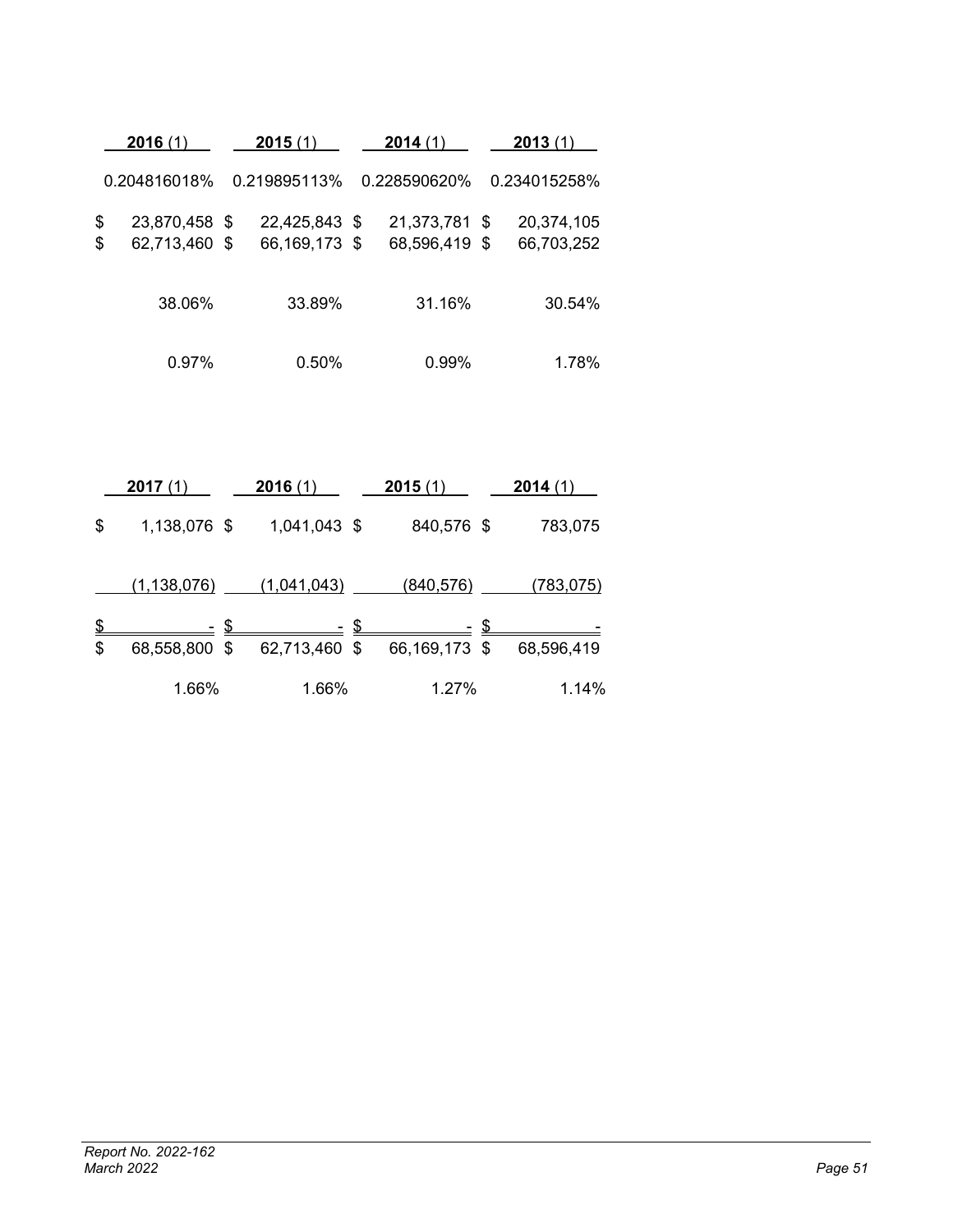| 2016 (1) | 2015 (1) | 2014 (1) | 2013 (1) |
|---|---|---|---|
| 0.204816018% | 0.219895113% | 0.228590620% | 0.234015258% |
| $ 23,870,458 | $ 22,425,843 | $ 21,373,781 | $ 20,374,105 |
| $ 62,713,460 | $ 66,169,173 | $ 68,596,419 | $ 66,703,252 |
| 38.06% | 33.89% | 31.16% | 30.54% |
| 0.97% | 0.50% | 0.99% | 1.78% |

| 2017 (1) | 2016 (1) | 2015 (1) | 2014 (1) |
|---|---|---|---|
| $ 1,138,076 | $ 1,041,043 | $ 840,576 | $ 783,075 |
| (1,138,076) | (1,041,043) | (840,576) | (783,075) |
| $ - | $ - | $ - | $ - |
| $ 68,558,800 | $ 62,713,460 | $ 66,169,173 | $ 68,596,419 |
| 1.66% | 1.66% | 1.27% | 1.14% |

*Report No. 2022-162*
*March 2022*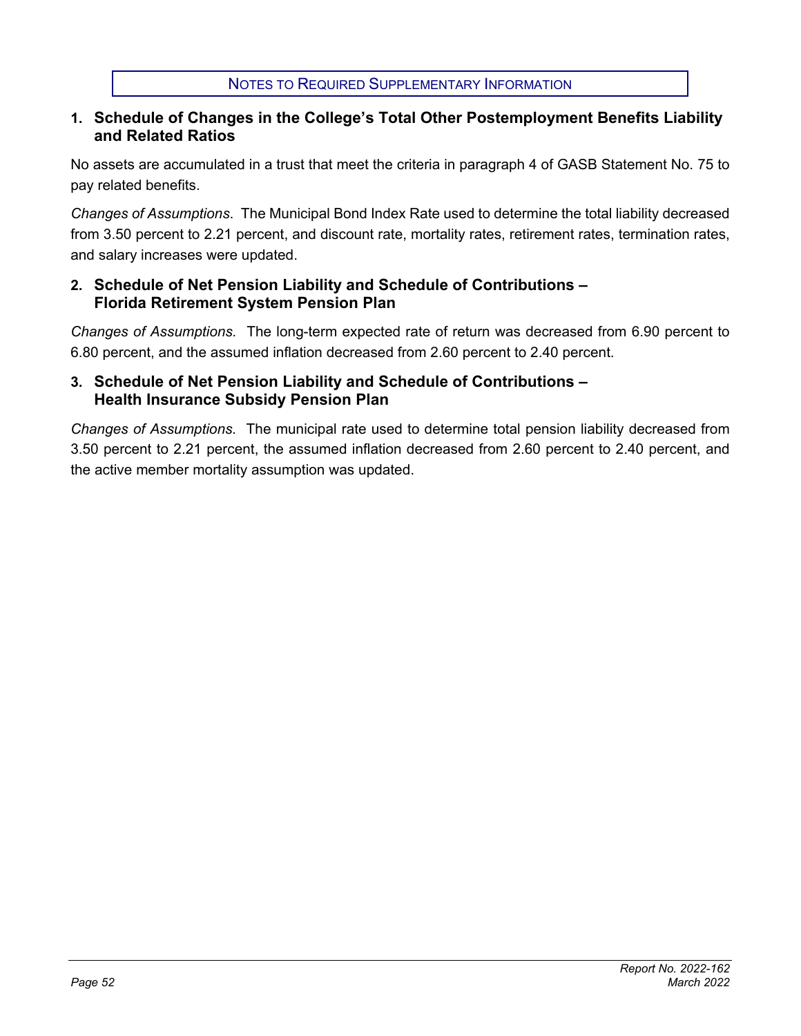# NOTES TO REQUIRED SUPPLEMENTARY INFORMATION

## 1. Schedule of Changes in the College's Total Other Postemployment Benefits Liability and Related Ratios

No assets are accumulated in a trust that meet the criteria in paragraph 4 of GASB Statement No. 75 to pay related benefits.

*Changes of Assumptions*. The Municipal Bond Index Rate used to determine the total liability decreased from 3.50 percent to 2.21 percent, and discount rate, mortality rates, retirement rates, termination rates, and salary increases were updated.

## 2. Schedule of Net Pension Liability and Schedule of Contributions – Florida Retirement System Pension Plan

*Changes of Assumptions*. The long-term expected rate of return was decreased from 6.90 percent to 6.80 percent, and the assumed inflation decreased from 2.60 percent to 2.40 percent.

## 3. Schedule of Net Pension Liability and Schedule of Contributions – Health Insurance Subsidy Pension Plan

*Changes of Assumptions.* The municipal rate used to determine total pension liability decreased from 3.50 percent to 2.21 percent, the assumed inflation decreased from 2.60 percent to 2.40 percent, and the active member mortality assumption was updated.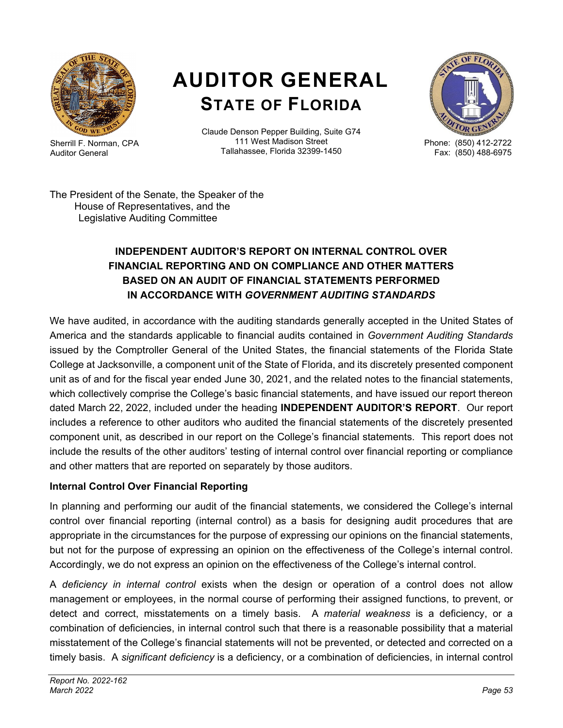# AUDITOR GENERAL
## STATE OF FLORIDA

Sherrill F. Norman, CPA
Auditor General

Claude Denson Pepper Building, Suite G74
111 West Madison Street
Tallahassee, Florida 32399-1450

Phone: (850) 412-2722
Fax: (850) 488-6975

The President of the Senate, the Speaker of the
House of Representatives, and the
Legislative Auditing Committee

### INDEPENDENT AUDITOR'S REPORT ON INTERNAL CONTROL OVER FINANCIAL REPORTING AND ON COMPLIANCE AND OTHER MATTERS BASED ON AN AUDIT OF FINANCIAL STATEMENTS PERFORMED IN ACCORDANCE WITH *GOVERNMENT AUDITING STANDARDS*

We have audited, in accordance with the auditing standards generally accepted in the United States of America and the standards applicable to financial audits contained in *Government Auditing Standards* issued by the Comptroller General of the United States, the financial statements of the Florida State College at Jacksonville, a component unit of the State of Florida, and its discretely presented component unit as of and for the fiscal year ended June 30, 2021, and the related notes to the financial statements, which collectively comprise the College's basic financial statements, and have issued our report thereon dated March 22, 2022, included under the heading **INDEPENDENT AUDITOR'S REPORT**. Our report includes a reference to other auditors who audited the financial statements of the discretely presented component unit, as described in our report on the College's financial statements. This report does not include the results of the other auditors' testing of internal control over financial reporting or compliance and other matters that are reported on separately by those auditors.

**Internal Control Over Financial Reporting**

In planning and performing our audit of the financial statements, we considered the College's internal control over financial reporting (internal control) as a basis for designing audit procedures that are appropriate in the circumstances for the purpose of expressing our opinions on the financial statements, but not for the purpose of expressing an opinion on the effectiveness of the College's internal control. Accordingly, we do not express an opinion on the effectiveness of the College's internal control.

A *deficiency in internal control* exists when the design or operation of a control does not allow management or employees, in the normal course of performing their assigned functions, to prevent, or detect and correct, misstatements on a timely basis. A *material weakness* is a deficiency, or a combination of deficiencies, in internal control such that there is a reasonable possibility that a material misstatement of the College's financial statements will not be prevented, or detected and corrected on a timely basis. A *significant deficiency* is a deficiency, or a combination of deficiencies, in internal control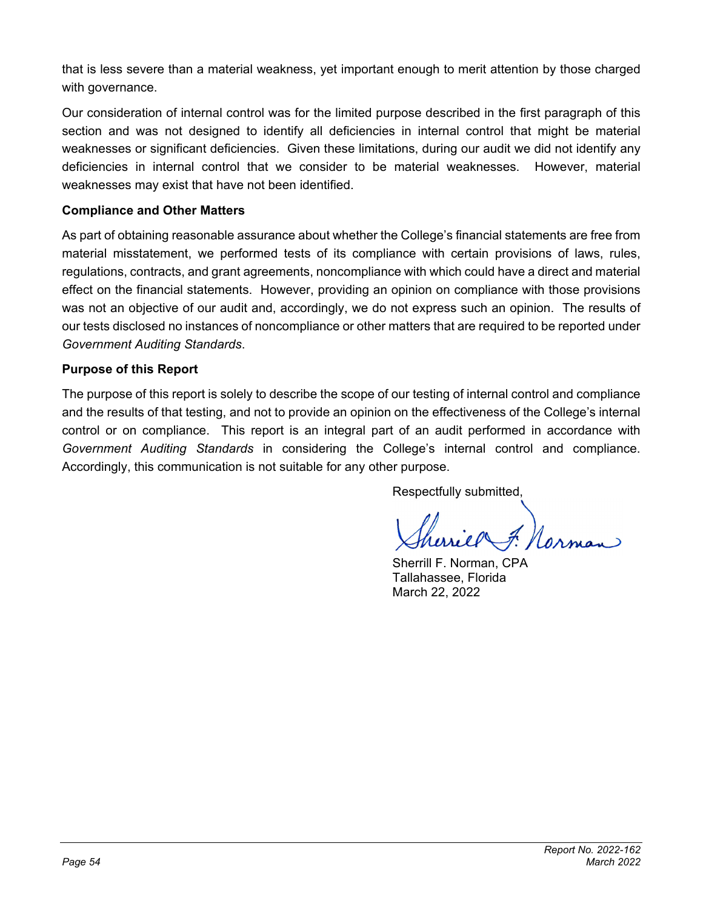that is less severe than a material weakness, yet important enough to merit attention by those charged with governance.

Our consideration of internal control was for the limited purpose described in the first paragraph of this section and was not designed to identify all deficiencies in internal control that might be material weaknesses or significant deficiencies. Given these limitations, during our audit we did not identify any deficiencies in internal control that we consider to be material weaknesses. However, material weaknesses may exist that have not been identified.

**Compliance and Other Matters**

As part of obtaining reasonable assurance about whether the College's financial statements are free from material misstatement, we performed tests of its compliance with certain provisions of laws, rules, regulations, contracts, and grant agreements, noncompliance with which could have a direct and material effect on the financial statements. However, providing an opinion on compliance with those provisions was not an objective of our audit and, accordingly, we do not express such an opinion. The results of our tests disclosed no instances of noncompliance or other matters that are required to be reported under *Government Auditing Standards*.

**Purpose of this Report**

The purpose of this report is solely to describe the scope of our testing of internal control and compliance and the results of that testing, and not to provide an opinion on the effectiveness of the College's internal control or on compliance. This report is an integral part of an audit performed in accordance with *Government Auditing Standards* in considering the College's internal control and compliance. Accordingly, this communication is not suitable for any other purpose.

Respectfully submitted,

Sherrill F. Norman, CPA
Tallahassee, Florida
March 22, 2022